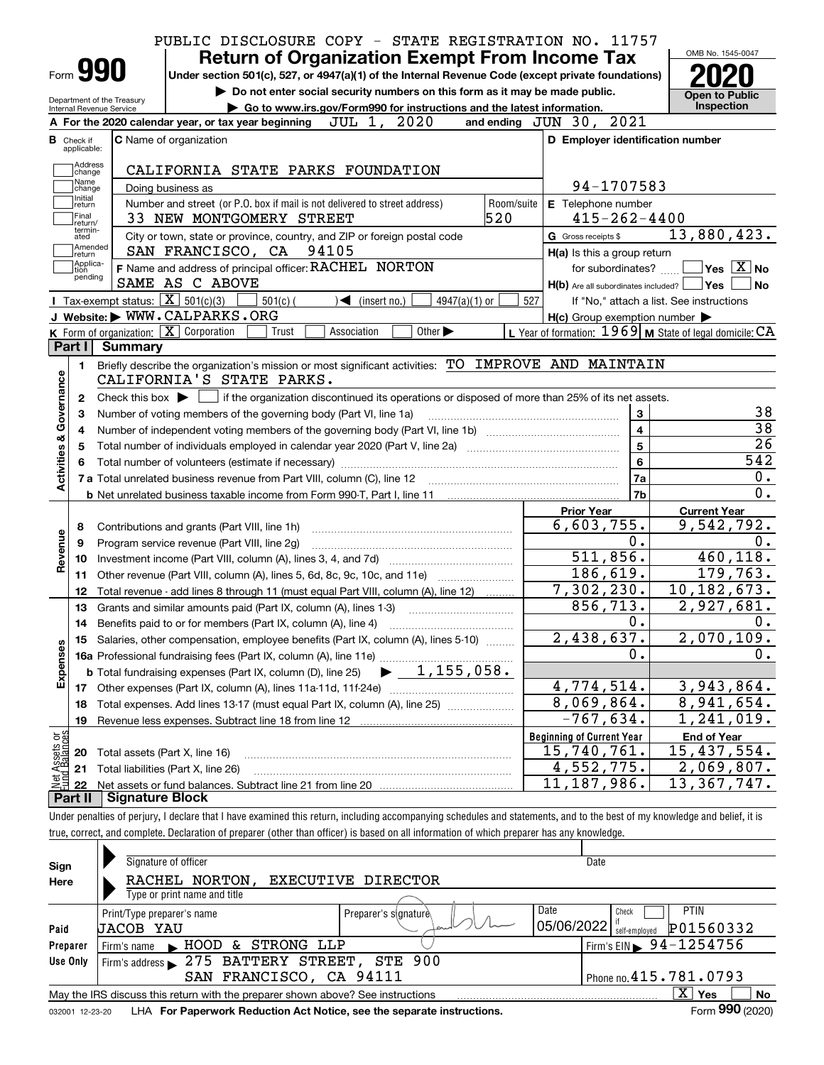PUBLIC DISCLOSURE COPY - STATE REGISTRATION NO. 11757

# Form 990 — Return of Organization Exempt From Income Tax — 2020

Under section 501(c), 527, or 4947(a)(1) of the Internal Revenue Code (except private foundations)

▶ Do not enter social security numbers on this form as it may be made public.

▶ Go to www.irs.gov/Form990 for instructions and the latest information.

Department of the Treasury
Internal Revenue Service

OMB No. 1545-0047

Open to Public Inspection

**A** For the 2020 calendar year, or tax year beginning JUL 1, 2020 and ending JUN 30, 2021

**B** Check if applicable: Address change, Name change, Initial return, Final return/terminated, Amended return, Application pending

**C** Name of organization: CALIFORNIA STATE PARKS FOUNDATION

Doing business as

Number and street (or P.O. box if mail is not delivered to street address): 33 NEW MONTGOMERY STREET — Room/suite: 520

City or town, state or province, country, and ZIP or foreign postal code: SAN FRANCISCO, CA 94105

**D** Employer identification number: 94-1707583

**E** Telephone number: 415-262-4400

**G** Gross receipts $ 13,880,423.

**F** Name and address of principal officer: RACHEL NORTON, SAME AS C ABOVE

**H(a)** Is this a group return for subordinates? ☐ Yes ☒ No

**H(b)** Are all subordinates included? ☐ Yes ☐ No — If "No," attach a list. See instructions

**H(c)** Group exemption number ▶

**I** Tax-exempt status: ☒ 501(c)(3) ☐ 501(c) ( ) ◀ (insert no.) ☐ 4947(a)(1) or ☐ 527

**J** Website: ▶ WWW.CALPARKS.ORG

**K** Form of organization: ☒ Corporation ☐ Trust ☐ Association ☐ Other ▶

**L** Year of formation: 1969 **M** State of legal domicile: CA

## Part I Summary

**Activities & Governance**

1. Briefly describe the organization's mission or most significant activities: TO IMPROVE AND MAINTAIN CALIFORNIA'S STATE PARKS.
2. Check this box ▶ ☐ if the organization discontinued its operations or disposed of more than 25% of its net assets.

| Line | Description | No. | Value |
|---|---|---|---|
| 3 | Number of voting members of the governing body (Part VI, line 1a) | 3 | 38 |
| 4 | Number of independent voting members of the governing body (Part VI, line 1b) | 4 | 38 |
| 5 | Total number of individuals employed in calendar year 2020 (Part V, line 2a) | 5 | 26 |
| 6 | Total number of volunteers (estimate if necessary) | 6 | 542 |
| 7a | Total unrelated business revenue from Part VIII, column (C), line 12 | 7a | 0. |
| 7b | Net unrelated business taxable income from Form 990-T, Part I, line 11 | 7b | 0. |

| Line | Description | Prior Year | Current Year |
|---|---|---|---|
| **Revenue** | | | |
| 8 | Contributions and grants (Part VIII, line 1h) | 6,603,755. | 9,542,792. |
| 9 | Program service revenue (Part VIII, line 2g) | 0. | 0. |
| 10 | Investment income (Part VIII, column (A), lines 3, 4, and 7d) | 511,856. | 460,118. |
| 11 | Other revenue (Part VIII, column (A), lines 5, 6d, 8c, 9c, 10c, and 11e) | 186,619. | 179,763. |
| 12 | Total revenue - add lines 8 through 11 (must equal Part VIII, column (A), line 12) | 7,302,230. | 10,182,673. |
| **Expenses** | | | |
| 13 | Grants and similar amounts paid (Part IX, column (A), lines 1-3) | 856,713. | 2,927,681. |
| 14 | Benefits paid to or for members (Part IX, column (A), line 4) | 0. | 0. |
| 15 | Salaries, other compensation, employee benefits (Part IX, column (A), lines 5-10) | 2,438,637. | 2,070,109. |
| 16a | Professional fundraising fees (Part IX, column (A), line 11e) | 0. | 0. |
| b | Total fundraising expenses (Part IX, column (D), line 25) ▶ 1,155,058. | | |
| 17 | Other expenses (Part IX, column (A), lines 11a-11d, 11f-24e) | 4,774,514. | 3,943,864. |
| 18 | Total expenses. Add lines 13-17 (must equal Part IX, column (A), line 25) | 8,069,864. | 8,941,654. |
| 19 | Revenue less expenses. Subtract line 18 from line 12 | -767,634. | 1,241,019. |

| Line | Net Assets or Fund Balances | Beginning of Current Year | End of Year |
|---|---|---|---|
| 20 | Total assets (Part X, line 16) | 15,740,761. | 15,437,554. |
| 21 | Total liabilities (Part X, line 26) | 4,552,775. | 2,069,807. |
| 22 | Net assets or fund balances. Subtract line 21 from line 20 | 11,187,986. | 13,367,747. |

## Part II Signature Block

Under penalties of perjury, I declare that I have examined this return, including accompanying schedules and statements, and to the best of my knowledge and belief, it is true, correct, and complete. Declaration of preparer (other than officer) is based on all information of which preparer has any knowledge.

**Sign Here**

Signature of officer — Date

RACHEL NORTON, EXECUTIVE DIRECTOR
Type or print name and title

**Paid Preparer Use Only**

| Print/Type preparer's name | Preparer's signature | Date | Check if self-employed | PTIN |
|---|---|---|---|---|
| JACOB YAU | | 05/06/2022 | ☐ | P01560332 |

Firm's name ▶ HOOD & STRONG LLP — Firm's EIN ▶ 94-1254756

Firm's address ▶ 275 BATTERY STREET, STE 900, SAN FRANCISCO, CA 94111 — Phone no. 415.781.0793

May the IRS discuss this return with the preparer shown above? See instructions ☒ Yes ☐ No

032001 12-23-20 LHA For Paperwork Reduction Act Notice, see the separate instructions. Form 990 (2020)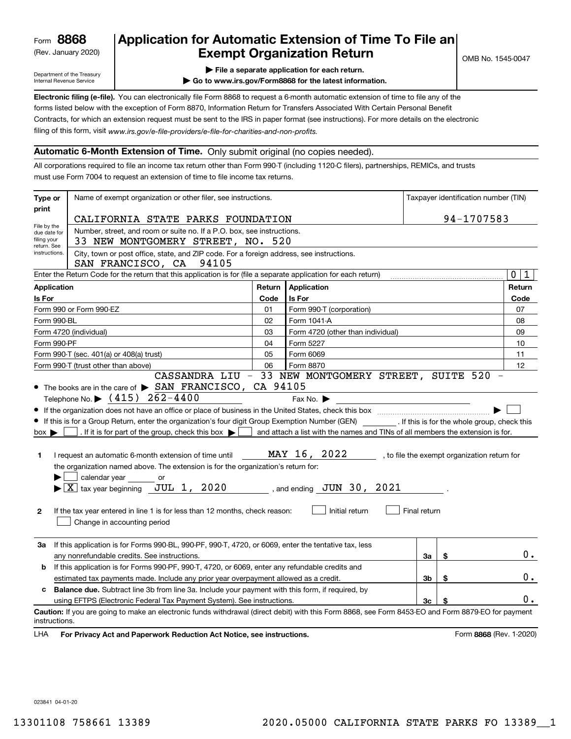Form **8868**
(Rev. January 2020)

Department of the Treasury
Internal Revenue Service

# Application for Automatic Extension of Time To File an Exempt Organization Return

▶ File a separate application for each return.
▶ Go to www.irs.gov/Form8868 for the latest information.

OMB No. 1545-0047

**Electronic filing (e-file).** You can electronically file Form 8868 to request a 6-month automatic extension of time to file any of the forms listed below with the exception of Form 8870, Information Return for Transfers Associated With Certain Personal Benefit Contracts, for which an extension request must be sent to the IRS in paper format (see instructions). For more details on the electronic filing of this form, visit *www.irs.gov/e-file-providers/e-file-for-charities-and-non-profits.*

## Automatic 6-Month Extension of Time. Only submit original (no copies needed).

All corporations required to file an income tax return other than Form 990-T (including 1120-C filers), partnerships, REMICs, and trusts must use Form 7004 to request an extension of time to file income tax returns.

**Type or print**

File by the due date for filing your return. See instructions.

Name of exempt organization or other filer, see instructions.
CALIFORNIA STATE PARKS FOUNDATION

Taxpayer identification number (TIN)
94-1707583

Number, street, and room or suite no. If a P.O. box, see instructions.
33 NEW MONTGOMERY STREET, NO. 520

City, town or post office, state, and ZIP code. For a foreign address, see instructions.
SAN FRANCISCO, CA 94105

Enter the Return Code for the return that this application is for (file a separate application for each return) ..... 0 1

| Application Is For | Return Code | Application Is For | Return Code |
|---|---|---|---|
| Form 990 or Form 990-EZ | 01 | Form 990-T (corporation) | 07 |
| Form 990-BL | 02 | Form 1041-A | 08 |
| Form 4720 (individual) | 03 | Form 4720 (other than individual) | 09 |
| Form 990-PF | 04 | Form 5227 | 10 |
| Form 990-T (sec. 401(a) or 408(a) trust) | 05 | Form 6069 | 11 |
| Form 990-T (trust other than above) | 06 | Form 8870 | 12 |

- The books are in the care of ▶ CASSANDRA LIU - 33 NEW MONTGOMERY STREET, SUITE 520 - SAN FRANCISCO, CA 94105
  Telephone No. ▶ (415) 262-4400 Fax No. ▶
- If the organization does not have an office or place of business in the United States, check this box ..... ▶ ☐
- If this is for a Group Return, enter the organization's four digit Group Exemption Number (GEN) ______ . If this is for the whole group, check this box ▶ ☐ . If it is for part of the group, check this box ▶ ☐ and attach a list with the names and TINs of all members the extension is for.

**1** I request an automatic 6-month extension of time until MAY 16, 2022 , to file the exempt organization return for the organization named above. The extension is for the organization's return for:
▶ ☐ calendar year ______ or
▶ ☒ tax year beginning JUL 1, 2020 , and ending JUN 30, 2021 .

**2** If the tax year entered in line 1 is for less than 12 months, check reason: ☐ Initial return ☐ Final return
☐ Change in accounting period

| | | | |
|---|---|---|---|
| **3a** | If this application is for Forms 990-BL, 990-PF, 990-T, 4720, or 6069, enter the tentative tax, less any nonrefundable credits. See instructions. | 3a | $ 0. |
| **b** | If this application is for Forms 990-PF, 990-T, 4720, or 6069, enter any refundable credits and estimated tax payments made. Include any prior year overpayment allowed as a credit. | 3b | $ 0. |
| **c** | **Balance due.** Subtract line 3b from line 3a. Include your payment with this form, if required, by using EFTPS (Electronic Federal Tax Payment System). See instructions. | 3c | $ 0. |

**Caution:** If you are going to make an electronic funds withdrawal (direct debit) with this Form 8868, see Form 8453-EO and Form 8879-EO for payment instructions.

LHA **For Privacy Act and Paperwork Reduction Act Notice, see instructions.** Form **8868** (Rev. 1-2020)

023841 04-01-20

13301108 758661 13389 2020.05000 CALIFORNIA STATE PARKS FO 13389__1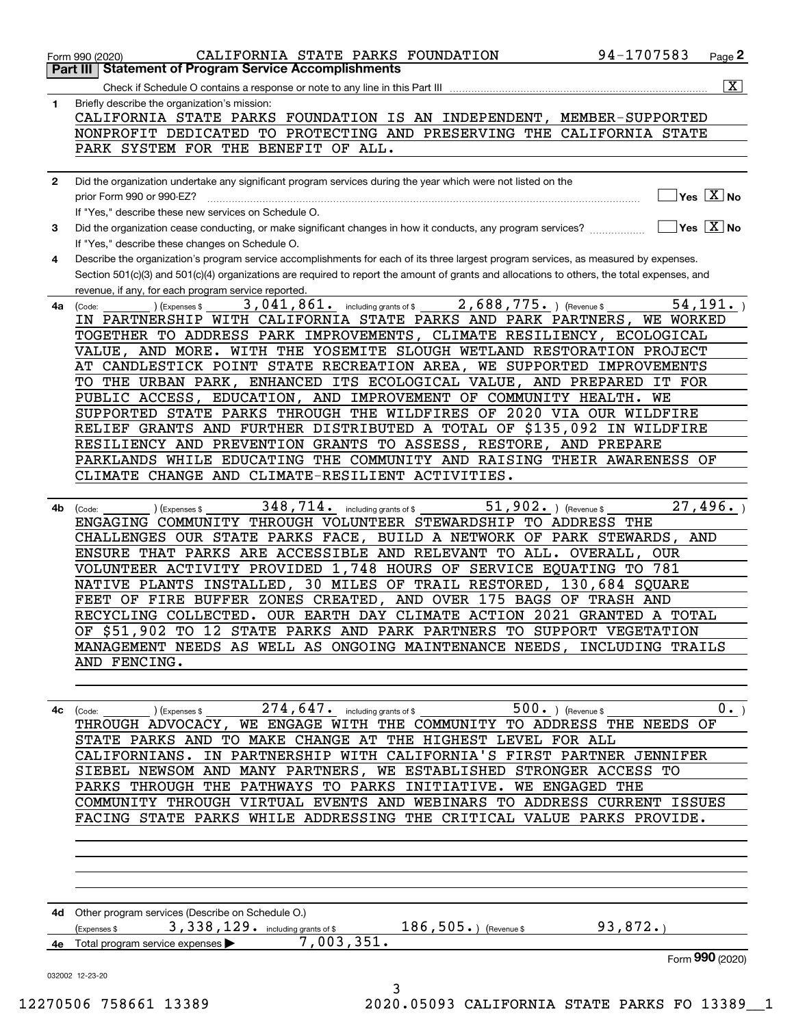Form 990 (2020) CALIFORNIA STATE PARKS FOUNDATION 94-1707583 Page 2

## Part III Statement of Program Service Accomplishments

Check if Schedule O contains a response or note to any line in this Part III [X]

**1** Briefly describe the organization's mission:

CALIFORNIA STATE PARKS FOUNDATION IS AN INDEPENDENT, MEMBER-SUPPORTED NONPROFIT DEDICATED TO PROTECTING AND PRESERVING THE CALIFORNIA STATE PARK SYSTEM FOR THE BENEFIT OF ALL.

**2** Did the organization undertake any significant program services during the year which were not listed on the prior Form 990 or 990-EZ? [ ] Yes [X] No

If "Yes," describe these new services on Schedule O.

**3** Did the organization cease conducting, or make significant changes in how it conducts, any program services? [ ] Yes [X] No

If "Yes," describe these changes on Schedule O.

**4** Describe the organization's program service accomplishments for each of its three largest program services, as measured by expenses. Section 501(c)(3) and 501(c)(4) organizations are required to report the amount of grants and allocations to others, the total expenses, and revenue, if any, for each program service reported.

**4a** (Code: ) (Expenses $ 3,041,861. including grants of $ 2,688,775. ) (Revenue $ 54,191. )

IN PARTNERSHIP WITH CALIFORNIA STATE PARKS AND PARK PARTNERS, WE WORKED TOGETHER TO ADDRESS PARK IMPROVEMENTS, CLIMATE RESILIENCY, ECOLOGICAL VALUE, AND MORE. WITH THE YOSEMITE SLOUGH WETLAND RESTORATION PROJECT AT CANDLESTICK POINT STATE RECREATION AREA, WE SUPPORTED IMPROVEMENTS TO THE URBAN PARK, ENHANCED ITS ECOLOGICAL VALUE, AND PREPARED IT FOR PUBLIC ACCESS, EDUCATION, AND IMPROVEMENT OF COMMUNITY HEALTH. WE SUPPORTED STATE PARKS THROUGH THE WILDFIRES OF 2020 VIA OUR WILDFIRE RELIEF GRANTS AND FURTHER DISTRIBUTED A TOTAL OF $135,092 IN WILDFIRE RESILIENCY AND PREVENTION GRANTS TO ASSESS, RESTORE, AND PREPARE PARKLANDS WHILE EDUCATING THE COMMUNITY AND RAISING THEIR AWARENESS OF CLIMATE CHANGE AND CLIMATE-RESILIENT ACTIVITIES.

**4b** (Code: ) (Expenses $ 348,714. including grants of $ 51,902. ) (Revenue $ 27,496. )

ENGAGING COMMUNITY THROUGH VOLUNTEER STEWARDSHIP TO ADDRESS THE CHALLENGES OUR STATE PARKS FACE, BUILD A NETWORK OF PARK STEWARDS, AND ENSURE THAT PARKS ARE ACCESSIBLE AND RELEVANT TO ALL. OVERALL, OUR VOLUNTEER ACTIVITY PROVIDED 1,748 HOURS OF SERVICE EQUATING TO 781 NATIVE PLANTS INSTALLED, 30 MILES OF TRAIL RESTORED, 130,684 SQUARE FEET OF FIRE BUFFER ZONES CREATED, AND OVER 175 BAGS OF TRASH AND RECYCLING COLLECTED. OUR EARTH DAY CLIMATE ACTION 2021 GRANTED A TOTAL OF $51,902 TO 12 STATE PARKS AND PARK PARTNERS TO SUPPORT VEGETATION MANAGEMENT NEEDS AS WELL AS ONGOING MAINTENANCE NEEDS, INCLUDING TRAILS AND FENCING.

**4c** (Code: ) (Expenses $ 274,647. including grants of $ 500. ) (Revenue $ 0. )

THROUGH ADVOCACY, WE ENGAGE WITH THE COMMUNITY TO ADDRESS THE NEEDS OF STATE PARKS AND TO MAKE CHANGE AT THE HIGHEST LEVEL FOR ALL CALIFORNIANS. IN PARTNERSHIP WITH CALIFORNIA'S FIRST PARTNER JENNIFER SIEBEL NEWSOM AND MANY PARTNERS, WE ESTABLISHED STRONGER ACCESS TO PARKS THROUGH THE PATHWAYS TO PARKS INITIATIVE. WE ENGAGED THE COMMUNITY THROUGH VIRTUAL EVENTS AND WEBINARS TO ADDRESS CURRENT ISSUES FACING STATE PARKS WHILE ADDRESSING THE CRITICAL VALUE PARKS PROVIDE.

**4d** Other program services (Describe on Schedule O.)

(Expenses $ 3,338,129. including grants of $ 186,505. ) (Revenue $ 93,872. )

**4e** Total program service expenses ▶ 7,003,351.

Form **990** (2020)

032002 12-23-20

12270506 758661 13389 2020.05093 CALIFORNIA STATE PARKS FO 13389__1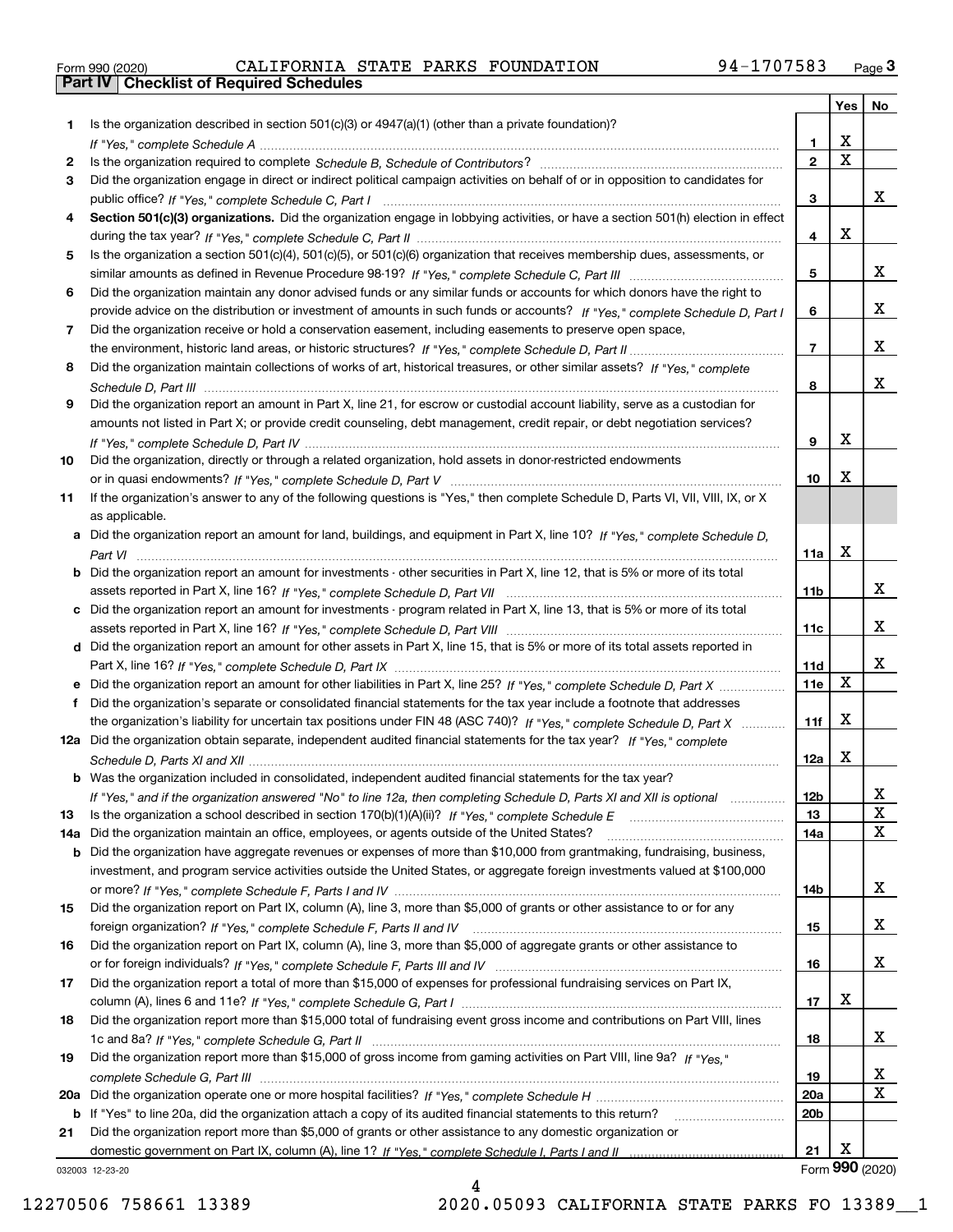Form 990 (2020) CALIFORNIA STATE PARKS FOUNDATION 94-1707583 Page 3

## Part IV Checklist of Required Schedules

| | | | Yes | No |
|---|---|---|---|---|
| 1 | Is the organization described in section 501(c)(3) or 4947(a)(1) (other than a private foundation)? *If "Yes," complete Schedule A* | 1 | X | |
| 2 | Is the organization required to complete *Schedule B, Schedule of Contributors*? | 2 | X | |
| 3 | Did the organization engage in direct or indirect political campaign activities on behalf of or in opposition to candidates for public office? *If "Yes," complete Schedule C, Part I* | 3 | | X |
| 4 | **Section 501(c)(3) organizations.** Did the organization engage in lobbying activities, or have a section 501(h) election in effect during the tax year? *If "Yes," complete Schedule C, Part II* | 4 | X | |
| 5 | Is the organization a section 501(c)(4), 501(c)(5), or 501(c)(6) organization that receives membership dues, assessments, or similar amounts as defined in Revenue Procedure 98-19? *If "Yes," complete Schedule C, Part III* | 5 | | X |
| 6 | Did the organization maintain any donor advised funds or any similar funds or accounts for which donors have the right to provide advice on the distribution or investment of amounts in such funds or accounts? *If "Yes," complete Schedule D, Part I* | 6 | | X |
| 7 | Did the organization receive or hold a conservation easement, including easements to preserve open space, the environment, historic land areas, or historic structures? *If "Yes," complete Schedule D, Part II* | 7 | | X |
| 8 | Did the organization maintain collections of works of art, historical treasures, or other similar assets? *If "Yes," complete Schedule D, Part III* | 8 | | X |
| 9 | Did the organization report an amount in Part X, line 21, for escrow or custodial account liability, serve as a custodian for amounts not listed in Part X; or provide credit counseling, debt management, credit repair, or debt negotiation services? *If "Yes," complete Schedule D, Part IV* | 9 | X | |
| 10 | Did the organization, directly or through a related organization, hold assets in donor-restricted endowments or in quasi endowments? *If "Yes," complete Schedule D, Part V* | 10 | X | |
| 11 | If the organization's answer to any of the following questions is "Yes," then complete Schedule D, Parts VI, VII, VIII, IX, or X as applicable. | | | |
| a | Did the organization report an amount for land, buildings, and equipment in Part X, line 10? *If "Yes," complete Schedule D, Part VI* | 11a | X | |
| b | Did the organization report an amount for investments - other securities in Part X, line 12, that is 5% or more of its total assets reported in Part X, line 16? *If "Yes," complete Schedule D, Part VII* | 11b | | X |
| c | Did the organization report an amount for investments - program related in Part X, line 13, that is 5% or more of its total assets reported in Part X, line 16? *If "Yes," complete Schedule D, Part VIII* | 11c | | X |
| d | Did the organization report an amount for other assets in Part X, line 15, that is 5% or more of its total assets reported in Part X, line 16? *If "Yes," complete Schedule D, Part IX* | 11d | | X |
| e | Did the organization report an amount for other liabilities in Part X, line 25? *If "Yes," complete Schedule D, Part X* | 11e | X | |
| f | Did the organization's separate or consolidated financial statements for the tax year include a footnote that addresses the organization's liability for uncertain tax positions under FIN 48 (ASC 740)? *If "Yes," complete Schedule D, Part X* | 11f | X | |
| 12a | Did the organization obtain separate, independent audited financial statements for the tax year? *If "Yes," complete Schedule D, Parts XI and XII* | 12a | X | |
| b | Was the organization included in consolidated, independent audited financial statements for the tax year? *If "Yes," and if the organization answered "No" to line 12a, then completing Schedule D, Parts XI and XII is optional* | 12b | | X |
| 13 | Is the organization a school described in section 170(b)(1)(A)(ii)? *If "Yes," complete Schedule E* | 13 | | X |
| 14a | Did the organization maintain an office, employees, or agents outside of the United States? | 14a | | X |
| b | Did the organization have aggregate revenues or expenses of more than $10,000 from grantmaking, fundraising, business, investment, and program service activities outside the United States, or aggregate foreign investments valued at $100,000 or more? *If "Yes," complete Schedule F, Parts I and IV* | 14b | | X |
| 15 | Did the organization report on Part IX, column (A), line 3, more than $5,000 of grants or other assistance to or for any foreign organization? *If "Yes," complete Schedule F, Parts II and IV* | 15 | | X |
| 16 | Did the organization report on Part IX, column (A), line 3, more than $5,000 of aggregate grants or other assistance to or for foreign individuals? *If "Yes," complete Schedule F, Parts III and IV* | 16 | | X |
| 17 | Did the organization report a total of more than $15,000 of expenses for professional fundraising services on Part IX, column (A), lines 6 and 11e? *If "Yes," complete Schedule G, Part I* | 17 | X | |
| 18 | Did the organization report more than $15,000 total of fundraising event gross income and contributions on Part VIII, lines 1c and 8a? *If "Yes," complete Schedule G, Part II* | 18 | | X |
| 19 | Did the organization report more than $15,000 of gross income from gaming activities on Part VIII, line 9a? *If "Yes," complete Schedule G, Part III* | 19 | | X |
| 20a | Did the organization operate one or more hospital facilities? *If "Yes," complete Schedule H* | 20a | | X |
| b | If "Yes" to line 20a, did the organization attach a copy of its audited financial statements to this return? | 20b | | |
| 21 | Did the organization report more than $5,000 of grants or other assistance to any domestic organization or domestic government on Part IX, column (A), line 1? *If "Yes," complete Schedule I, Parts I and II* | 21 | X | |

032003 12-23-20

Form 990 (2020)

12270506 758661 13389 2020.05093 CALIFORNIA STATE PARKS FO 13389__1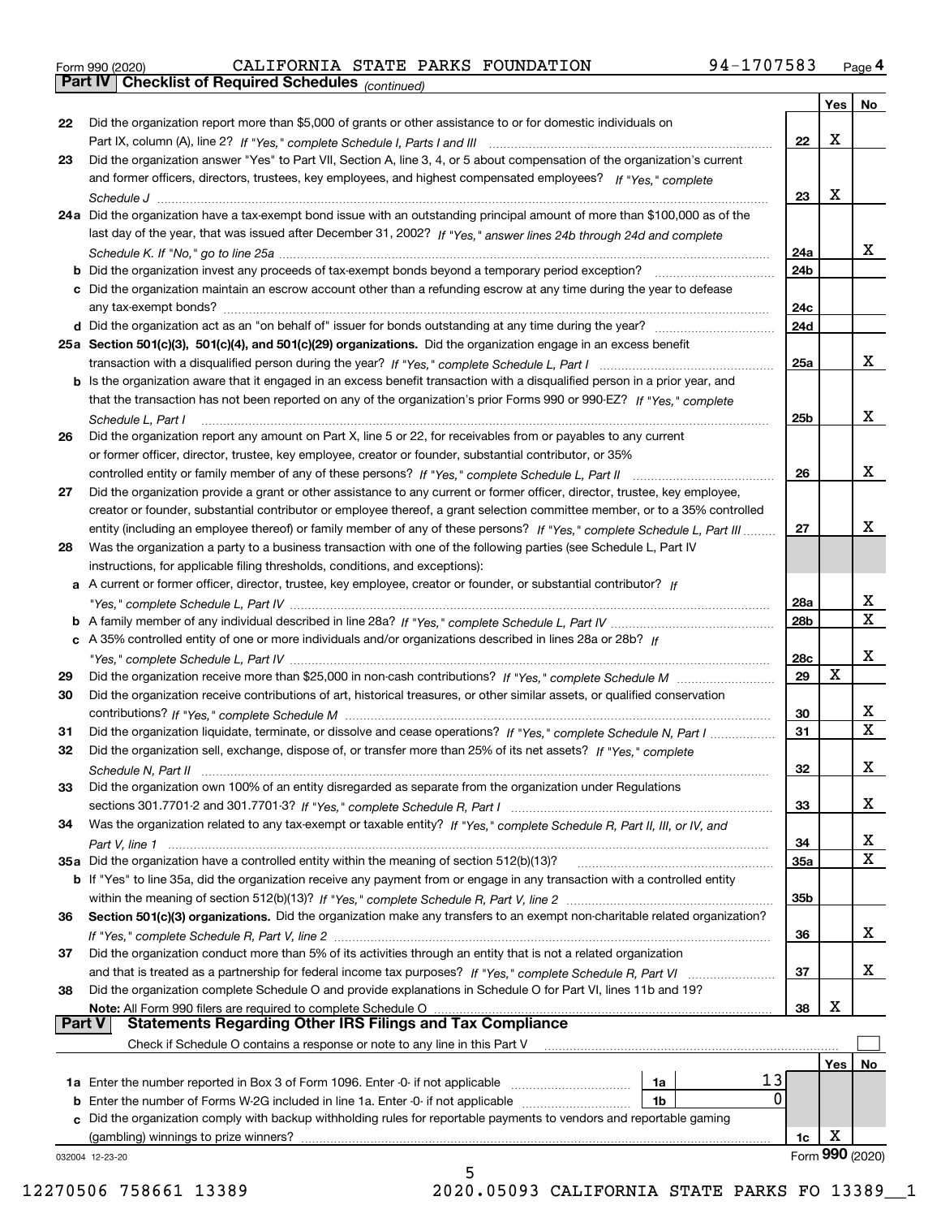Form 990 (2020) CALIFORNIA STATE PARKS FOUNDATION 94-1707583 Page 4

## Part IV Checklist of Required Schedules *(continued)*

| | | | Yes | No |
|---|---|---|---|---|
| 22 | Did the organization report more than $5,000 of grants or other assistance to or for domestic individuals on Part IX, column (A), line 2? *If "Yes," complete Schedule I, Parts I and III* | 22 | X | |
| 23 | Did the organization answer "Yes" to Part VII, Section A, line 3, 4, or 5 about compensation of the organization's current and former officers, directors, trustees, key employees, and highest compensated employees? *If "Yes," complete Schedule J* | 23 | X | |
| 24a | Did the organization have a tax-exempt bond issue with an outstanding principal amount of more than $100,000 as of the last day of the year, that was issued after December 31, 2002? *If "Yes," answer lines 24b through 24d and complete Schedule K. If "No," go to line 25a* | 24a | | X |
| b | Did the organization invest any proceeds of tax-exempt bonds beyond a temporary period exception? | 24b | | |
| c | Did the organization maintain an escrow account other than a refunding escrow at any time during the year to defease any tax-exempt bonds? | 24c | | |
| d | Did the organization act as an "on behalf of" issuer for bonds outstanding at any time during the year? | 24d | | |
| 25a | **Section 501(c)(3), 501(c)(4), and 501(c)(29) organizations.** Did the organization engage in an excess benefit transaction with a disqualified person during the year? *If "Yes," complete Schedule L, Part I* | 25a | | X |
| b | Is the organization aware that it engaged in an excess benefit transaction with a disqualified person in a prior year, and that the transaction has not been reported on any of the organization's prior Forms 990 or 990-EZ? *If "Yes," complete Schedule L, Part I* | 25b | | X |
| 26 | Did the organization report any amount on Part X, line 5 or 22, for receivables from or payables to any current or former officer, director, trustee, key employee, creator or founder, substantial contributor, or 35% controlled entity or family member of any of these persons? *If "Yes," complete Schedule L, Part II* | 26 | | X |
| 27 | Did the organization provide a grant or other assistance to any current or former officer, director, trustee, key employee, creator or founder, substantial contributor or employee thereof, a grant selection committee member, or to a 35% controlled entity (including an employee thereof) or family member of any of these persons? *If "Yes," complete Schedule L, Part III* | 27 | | X |
| 28 | Was the organization a party to a business transaction with one of the following parties (see Schedule L, Part IV instructions, for applicable filing thresholds, conditions, and exceptions): | | | |
| a | A current or former officer, director, trustee, key employee, creator or founder, or substantial contributor? *If "Yes," complete Schedule L, Part IV* | 28a | | X |
| b | A family member of any individual described in line 28a? *If "Yes," complete Schedule L, Part IV* | 28b | | X |
| c | A 35% controlled entity of one or more individuals and/or organizations described in lines 28a or 28b? *If "Yes," complete Schedule L, Part IV* | 28c | | X |
| 29 | Did the organization receive more than $25,000 in non-cash contributions? *If "Yes," complete Schedule M* | 29 | X | |
| 30 | Did the organization receive contributions of art, historical treasures, or other similar assets, or qualified conservation contributions? *If "Yes," complete Schedule M* | 30 | | X |
| 31 | Did the organization liquidate, terminate, or dissolve and cease operations? *If "Yes," complete Schedule N, Part I* | 31 | | X |
| 32 | Did the organization sell, exchange, dispose of, or transfer more than 25% of its net assets? *If "Yes," complete Schedule N, Part II* | 32 | | X |
| 33 | Did the organization own 100% of an entity disregarded as separate from the organization under Regulations sections 301.7701-2 and 301.7701-3? *If "Yes," complete Schedule R, Part I* | 33 | | X |
| 34 | Was the organization related to any tax-exempt or taxable entity? *If "Yes," complete Schedule R, Part II, III, or IV, and Part V, line 1* | 34 | | X |
| 35a | Did the organization have a controlled entity within the meaning of section 512(b)(13)? | 35a | | X |
| b | If "Yes" to line 35a, did the organization receive any payment from or engage in any transaction with a controlled entity within the meaning of section 512(b)(13)? *If "Yes," complete Schedule R, Part V, line 2* | 35b | | |
| 36 | **Section 501(c)(3) organizations.** Did the organization make any transfers to an exempt non-charitable related organization? *If "Yes," complete Schedule R, Part V, line 2* | 36 | | X |
| 37 | Did the organization conduct more than 5% of its activities through an entity that is not a related organization and that is treated as a partnership for federal income tax purposes? *If "Yes," complete Schedule R, Part VI* | 37 | | X |
| 38 | Did the organization complete Schedule O and provide explanations in Schedule O for Part VI, lines 11b and 19? **Note:** All Form 990 filers are required to complete Schedule O | 38 | X | |

## Part V Statements Regarding Other IRS Filings and Tax Compliance

Check if Schedule O contains a response or note to any line in this Part V ☐

| | | | | | Yes | No |
|---|---|---|---|---|---|---|
| 1a | Enter the number reported in Box 3 of Form 1096. Enter -0- if not applicable | 1a | 13 | | | |
| b | Enter the number of Forms W-2G included in line 1a. Enter -0- if not applicable | 1b | 0 | | | |
| c | Did the organization comply with backup withholding rules for reportable payments to vendors and reportable gaming (gambling) winnings to prize winners? | | | 1c | X | |

032004 12-23-20 Form **990** (2020)

12270506 758661 13389 2020.05093 CALIFORNIA STATE PARKS FO 13389__1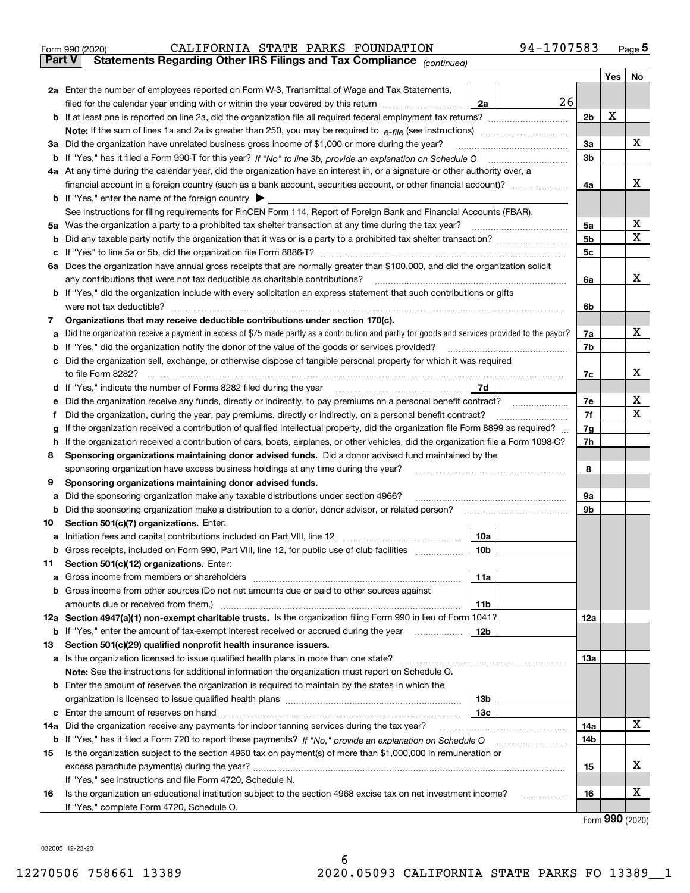Form 990 (2020) CALIFORNIA STATE PARKS FOUNDATION 94-1707583 Page **5**

**Part V** **Statements Regarding Other IRS Filings and Tax Compliance** *(continued)*

| | | | | Yes | No |
|---|---|---|---|---|---|
| **2a** | Enter the number of employees reported on Form W-3, Transmittal of Wage and Tax Statements, filed for the calendar year ending with or within the year covered by this return | **2a** 26 | | | |
| **b** | If at least one is reported on line 2a, did the organization file all required federal employment tax returns? | | **2b** | X | |
| | **Note:** If the sum of lines 1a and 2a is greater than 250, you may be required to *e-file* (see instructions) | | | | |
| **3a** | Did the organization have unrelated business gross income of $1,000 or more during the year? | | **3a** | | X |
| **b** | If "Yes," has it filed a Form 990-T for this year? *If "No" to line 3b, provide an explanation on Schedule O* | | **3b** | | |
| **4a** | At any time during the calendar year, did the organization have an interest in, or a signature or other authority over, a financial account in a foreign country (such as a bank account, securities account, or other financial account)? | | **4a** | | X |
| **b** | If "Yes," enter the name of the foreign country ▶ | | | | |
| | See instructions for filing requirements for FinCEN Form 114, Report of Foreign Bank and Financial Accounts (FBAR). | | | | |
| **5a** | Was the organization a party to a prohibited tax shelter transaction at any time during the tax year? | | **5a** | | X |
| **b** | Did any taxable party notify the organization that it was or is a party to a prohibited tax shelter transaction? | | **5b** | | X |
| **c** | If "Yes" to line 5a or 5b, did the organization file Form 8886-T? | | **5c** | | |
| **6a** | Does the organization have annual gross receipts that are normally greater than $100,000, and did the organization solicit any contributions that were not tax deductible as charitable contributions? | | **6a** | | X |
| **b** | If "Yes," did the organization include with every solicitation an express statement that such contributions or gifts were not tax deductible? | | **6b** | | |
| **7** | **Organizations that may receive deductible contributions under section 170(c).** | | | | |
| **a** | Did the organization receive a payment in excess of $75 made partly as a contribution and partly for goods and services provided to the payor? | | **7a** | | X |
| **b** | If "Yes," did the organization notify the donor of the value of the goods or services provided? | | **7b** | | |
| **c** | Did the organization sell, exchange, or otherwise dispose of tangible personal property for which it was required to file Form 8282? | | **7c** | | X |
| **d** | If "Yes," indicate the number of Forms 8282 filed during the year | **7d** | | | |
| **e** | Did the organization receive any funds, directly or indirectly, to pay premiums on a personal benefit contract? | | **7e** | | X |
| **f** | Did the organization, during the year, pay premiums, directly or indirectly, on a personal benefit contract? | | **7f** | | X |
| **g** | If the organization received a contribution of qualified intellectual property, did the organization file Form 8899 as required? | | **7g** | | |
| **h** | If the organization received a contribution of cars, boats, airplanes, or other vehicles, did the organization file a Form 1098-C? | | **7h** | | |
| **8** | **Sponsoring organizations maintaining donor advised funds.** Did a donor advised fund maintained by the sponsoring organization have excess business holdings at any time during the year? | | **8** | | |
| **9** | **Sponsoring organizations maintaining donor advised funds.** | | | | |
| **a** | Did the sponsoring organization make any taxable distributions under section 4966? | | **9a** | | |
| **b** | Did the sponsoring organization make a distribution to a donor, donor advisor, or related person? | | **9b** | | |
| **10** | **Section 501(c)(7) organizations.** Enter: | | | | |
| **a** | Initiation fees and capital contributions included on Part VIII, line 12 | **10a** | | | |
| **b** | Gross receipts, included on Form 990, Part VIII, line 12, for public use of club facilities | **10b** | | | |
| **11** | **Section 501(c)(12) organizations.** Enter: | | | | |
| **a** | Gross income from members or shareholders | **11a** | | | |
| **b** | Gross income from other sources (Do not net amounts due or paid to other sources against amounts due or received from them.) | **11b** | | | |
| **12a** | **Section 4947(a)(1) non-exempt charitable trusts.** Is the organization filing Form 990 in lieu of Form 1041? | | **12a** | | |
| **b** | If "Yes," enter the amount of tax-exempt interest received or accrued during the year | **12b** | | | |
| **13** | **Section 501(c)(29) qualified nonprofit health insurance issuers.** | | | | |
| **a** | Is the organization licensed to issue qualified health plans in more than one state? | | **13a** | | |
| | **Note:** See the instructions for additional information the organization must report on Schedule O. | | | | |
| **b** | Enter the amount of reserves the organization is required to maintain by the states in which the organization is licensed to issue qualified health plans | **13b** | | | |
| **c** | Enter the amount of reserves on hand | **13c** | | | |
| **14a** | Did the organization receive any payments for indoor tanning services during the tax year? | | **14a** | | X |
| **b** | If "Yes," has it filed a Form 720 to report these payments? *If "No," provide an explanation on Schedule O* | | **14b** | | |
| **15** | Is the organization subject to the section 4960 tax on payment(s) of more than $1,000,000 in remuneration or excess parachute payment(s) during the year? | | **15** | | X |
| | If "Yes," see instructions and file Form 4720, Schedule N. | | | | |
| **16** | Is the organization an educational institution subject to the section 4968 excise tax on net investment income? | | **16** | | X |
| | If "Yes," complete Form 4720, Schedule O. | | | | |

Form **990** (2020)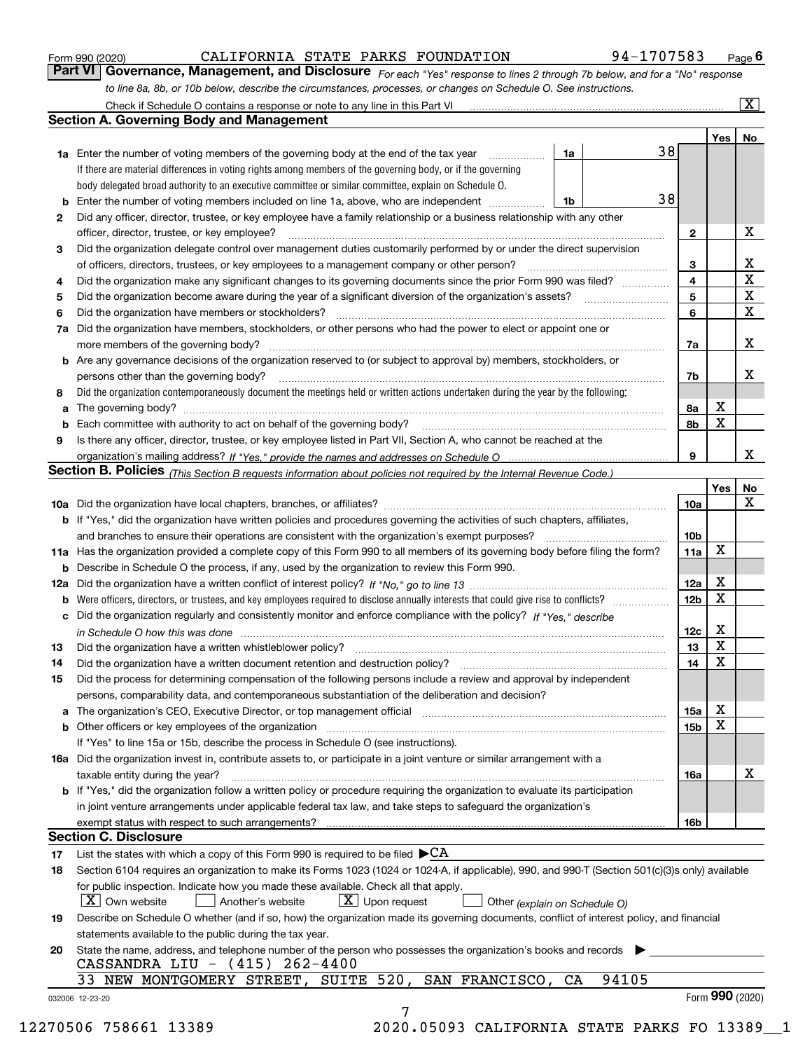Form 990 (2020) CALIFORNIA STATE PARKS FOUNDATION 94-1707583 Page 6

## Part VI Governance, Management, and Disclosure

*For each "Yes" response to lines 2 through 7b below, and for a "No" response to line 8a, 8b, or 10b below, describe the circumstances, processes, or changes on Schedule O. See instructions.*

Check if Schedule O contains a response or note to any line in this Part VI [X]

### Section A. Governing Body and Management

| | | | | Yes | No |
|---|---|---|---|---|---|
| **1a** | Enter the number of voting members of the governing body at the end of the tax year. If there are material differences in voting rights among members of the governing body, or if the governing body delegated broad authority to an executive committee or similar committee, explain on Schedule O. | 1a | 38 | | |
| **b** | Enter the number of voting members included on line 1a, above, who are independent | 1b | 38 | | |
| **2** | Did any officer, director, trustee, or key employee have a family relationship or a business relationship with any other officer, director, trustee, or key employee? | 2 | | | X |
| **3** | Did the organization delegate control over management duties customarily performed by or under the direct supervision of officers, directors, trustees, or key employees to a management company or other person? | 3 | | | X |
| **4** | Did the organization make any significant changes to its governing documents since the prior Form 990 was filed? | 4 | | | X |
| **5** | Did the organization become aware during the year of a significant diversion of the organization's assets? | 5 | | | X |
| **6** | Did the organization have members or stockholders? | 6 | | | X |
| **7a** | Did the organization have members, stockholders, or other persons who had the power to elect or appoint one or more members of the governing body? | 7a | | | X |
| **b** | Are any governance decisions of the organization reserved to (or subject to approval by) members, stockholders, or persons other than the governing body? | 7b | | | X |
| **8** | Did the organization contemporaneously document the meetings held or written actions undertaken during the year by the following: | | | | |
| **a** | The governing body? | 8a | | X | |
| **b** | Each committee with authority to act on behalf of the governing body? | 8b | | X | |
| **9** | Is there any officer, director, trustee, or key employee listed in Part VII, Section A, who cannot be reached at the organization's mailing address? *If "Yes," provide the names and addresses on Schedule O* | 9 | | | X |

### Section B. Policies *(This Section B requests information about policies not required by the Internal Revenue Code.)*

| | | | Yes | No |
|---|---|---|---|---|
| **10a** | Did the organization have local chapters, branches, or affiliates? | 10a | | X |
| **b** | If "Yes," did the organization have written policies and procedures governing the activities of such chapters, affiliates, and branches to ensure their operations are consistent with the organization's exempt purposes? | 10b | | |
| **11a** | Has the organization provided a complete copy of this Form 990 to all members of its governing body before filing the form? | 11a | X | |
| **b** | Describe in Schedule O the process, if any, used by the organization to review this Form 990. | | | |
| **12a** | Did the organization have a written conflict of interest policy? *If "No," go to line 13* | 12a | X | |
| **b** | Were officers, directors, or trustees, and key employees required to disclose annually interests that could give rise to conflicts? | 12b | X | |
| **c** | Did the organization regularly and consistently monitor and enforce compliance with the policy? *If "Yes," describe in Schedule O how this was done* | 12c | X | |
| **13** | Did the organization have a written whistleblower policy? | 13 | X | |
| **14** | Did the organization have a written document retention and destruction policy? | 14 | X | |
| **15** | Did the process for determining compensation of the following persons include a review and approval by independent persons, comparability data, and contemporaneous substantiation of the deliberation and decision? | | | |
| **a** | The organization's CEO, Executive Director, or top management official | 15a | X | |
| **b** | Other officers or key employees of the organization | 15b | X | |
| | If "Yes" to line 15a or 15b, describe the process in Schedule O (see instructions). | | | |
| **16a** | Did the organization invest in, contribute assets to, or participate in a joint venture or similar arrangement with a taxable entity during the year? | 16a | | X |
| **b** | If "Yes," did the organization follow a written policy or procedure requiring the organization to evaluate its participation in joint venture arrangements under applicable federal tax law, and take steps to safeguard the organization's exempt status with respect to such arrangements? | 16b | | |

### Section C. Disclosure

**17** List the states with which a copy of this Form 990 is required to be filed ▶ CA

**18** Section 6104 requires an organization to make its Forms 1023 (1024 or 1024-A, if applicable), 990, and 990-T (Section 501(c)(3)s only) available for public inspection. Indicate how you made these available. Check all that apply.

[X] Own website [ ] Another's website [X] Upon request [ ] Other *(explain on Schedule O)*

**19** Describe on Schedule O whether (and if so, how) the organization made its governing documents, conflict of interest policy, and financial statements available to the public during the tax year.

**20** State the name, address, and telephone number of the person who possesses the organization's books and records ▶

CASSANDRA LIU - (415) 262-4400
33 NEW MONTGOMERY STREET, SUITE 520, SAN FRANCISCO, CA 94105

032006 12-23-20 Form **990** (2020)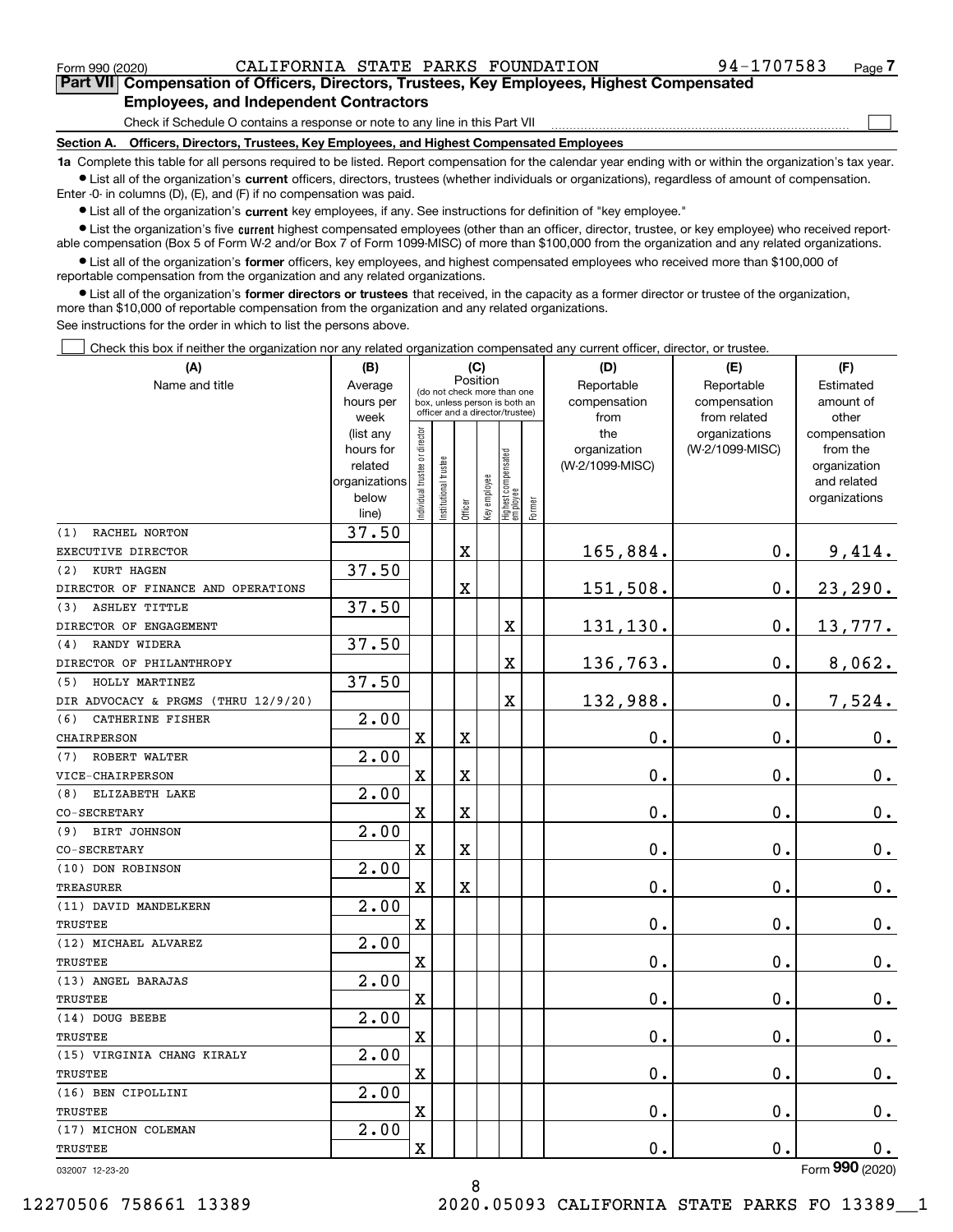Form 990 (2020) CALIFORNIA STATE PARKS FOUNDATION 94-1707583 Page **7**

## Part VII Compensation of Officers, Directors, Trustees, Key Employees, Highest Compensated Employees, and Independent Contractors

Check if Schedule O contains a response or note to any line in this Part VII

### Section A. Officers, Directors, Trustees, Key Employees, and Highest Compensated Employees

**1a** Complete this table for all persons required to be listed. Report compensation for the calendar year ending with or within the organization's tax year.

- List all of the organization's **current** officers, directors, trustees (whether individuals or organizations), regardless of amount of compensation. Enter -0- in columns (D), (E), and (F) if no compensation was paid.
- List all of the organization's **current** key employees, if any. See instructions for definition of "key employee."
- List the organization's five **current** highest compensated employees (other than an officer, director, trustee, or key employee) who received reportable compensation (Box 5 of Form W-2 and/or Box 7 of Form 1099-MISC) of more than $100,000 from the organization and any related organizations.
- List all of the organization's **former** officers, key employees, and highest compensated employees who received more than $100,000 of reportable compensation from the organization and any related organizations.
- List all of the organization's **former directors or trustees** that received, in the capacity as a former director or trustee of the organization, more than $10,000 of reportable compensation from the organization and any related organizations.

See instructions for the order in which to list the persons above.

Check this box if neither the organization nor any related organization compensated any current officer, director, or trustee.

| (A) Name and title | (B) Average hours per week (list any hours for related organizations below line) | (C) Position: Individual trustee or director | Institutional trustee | Officer | Key employee | Highest compensated employee | Former | (D) Reportable compensation from the organization (W-2/1099-MISC) | (E) Reportable compensation from related organizations (W-2/1099-MISC) | (F) Estimated amount of other compensation from the organization and related organizations |
|---|---|---|---|---|---|---|---|---|---|---|
| (1) RACHEL NORTON<br>EXECUTIVE DIRECTOR | 37.50 | | | X | | | | 165,884. | 0. | 9,414. |
| (2) KURT HAGEN<br>DIRECTOR OF FINANCE AND OPERATIONS | 37.50 | | | X | | | | 151,508. | 0. | 23,290. |
| (3) ASHLEY TITTLE<br>DIRECTOR OF ENGAGEMENT | 37.50 | | | | | X | | 131,130. | 0. | 13,777. |
| (4) RANDY WIDERA<br>DIRECTOR OF PHILANTHROPY | 37.50 | | | | | X | | 136,763. | 0. | 8,062. |
| (5) HOLLY MARTINEZ<br>DIR ADVOCACY & PRGMS (THRU 12/9/20) | 37.50 | | | | | X | | 132,988. | 0. | 7,524. |
| (6) CATHERINE FISHER<br>CHAIRPERSON | 2.00 | X | | X | | | | 0. | 0. | 0. |
| (7) ROBERT WALTER<br>VICE-CHAIRPERSON | 2.00 | X | | X | | | | 0. | 0. | 0. |
| (8) ELIZABETH LAKE<br>CO-SECRETARY | 2.00 | X | | X | | | | 0. | 0. | 0. |
| (9) BIRT JOHNSON<br>CO-SECRETARY | 2.00 | X | | X | | | | 0. | 0. | 0. |
| (10) DON ROBINSON<br>TREASURER | 2.00 | X | | X | | | | 0. | 0. | 0. |
| (11) DAVID MANDELKERN<br>TRUSTEE | 2.00 | X | | | | | | 0. | 0. | 0. |
| (12) MICHAEL ALVAREZ<br>TRUSTEE | 2.00 | X | | | | | | 0. | 0. | 0. |
| (13) ANGEL BARAJAS<br>TRUSTEE | 2.00 | X | | | | | | 0. | 0. | 0. |
| (14) DOUG BEEBE<br>TRUSTEE | 2.00 | X | | | | | | 0. | 0. | 0. |
| (15) VIRGINIA CHANG KIRALY<br>TRUSTEE | 2.00 | X | | | | | | 0. | 0. | 0. |
| (16) BEN CIPOLLINI<br>TRUSTEE | 2.00 | X | | | | | | 0. | 0. | 0. |
| (17) MICHON COLEMAN<br>TRUSTEE | 2.00 | X | | | | | | 0. | 0. | 0. |

032007 12-23-20 Form **990** (2020)

12270506 758661 13389 2020.05093 CALIFORNIA STATE PARKS FO 13389__1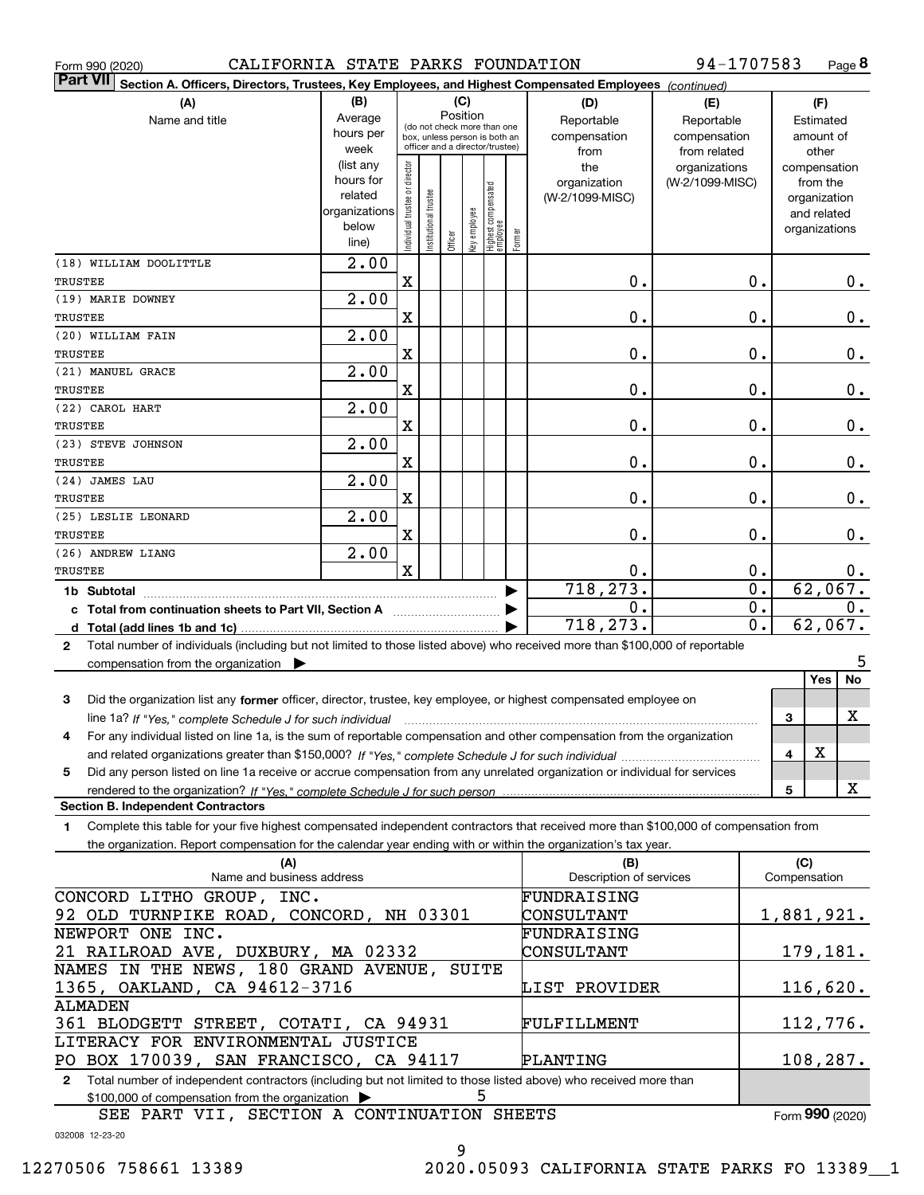Form 990 (2020) CALIFORNIA STATE PARKS FOUNDATION 94-1707583 Page 8

**Part VII** Section A. Officers, Directors, Trustees, Key Employees, and Highest Compensated Employees *(continued)*

| (A) Name and title | (B) Average hours per week (list any hours for related organizations below line) | (C) Position: Individual trustee or director | Institutional trustee | Officer | Key employee | Highest compensated employee | Former | (D) Reportable compensation from the organization (W-2/1099-MISC) | (E) Reportable compensation from related organizations (W-2/1099-MISC) | (F) Estimated amount of other compensation from the organization and related organizations |
|---|---|---|---|---|---|---|---|---|---|---|
| (18) WILLIAM DOOLITTLE<br>TRUSTEE | 2.00 | X | | | | | | 0. | 0. | 0. |
| (19) MARIE DOWNEY<br>TRUSTEE | 2.00 | X | | | | | | 0. | 0. | 0. |
| (20) WILLIAM FAIN<br>TRUSTEE | 2.00 | X | | | | | | 0. | 0. | 0. |
| (21) MANUEL GRACE<br>TRUSTEE | 2.00 | X | | | | | | 0. | 0. | 0. |
| (22) CAROL HART<br>TRUSTEE | 2.00 | X | | | | | | 0. | 0. | 0. |
| (23) STEVE JOHNSON<br>TRUSTEE | 2.00 | X | | | | | | 0. | 0. | 0. |
| (24) JAMES LAU<br>TRUSTEE | 2.00 | X | | | | | | 0. | 0. | 0. |
| (25) LESLIE LEONARD<br>TRUSTEE | 2.00 | X | | | | | | 0. | 0. | 0. |
| (26) ANDREW LIANG<br>TRUSTEE | 2.00 | X | | | | | | 0. | 0. | 0. |
| **1b Subtotal** | | | | | | | | 718,273. | 0. | 62,067. |
| **c Total from continuation sheets to Part VII, Section A** | | | | | | | | 0. | 0. | 0. |
| **d Total (add lines 1b and 1c)** | | | | | | | | 718,273. | 0. | 62,067. |

**2** Total number of individuals (including but not limited to those listed above) who received more than $100,000 of reportable compensation from the organization ▶ 5

| | | Yes | No |
|---|---|---|---|
| **3** Did the organization list any **former** officer, director, trustee, key employee, or highest compensated employee on line 1a? *If "Yes," complete Schedule J for such individual* | 3 | | X |
| **4** For any individual listed on line 1a, is the sum of reportable compensation and other compensation from the organization and related organizations greater than $150,000? *If "Yes," complete Schedule J for such individual* | 4 | X | |
| **5** Did any person listed on line 1a receive or accrue compensation from any unrelated organization or individual for services rendered to the organization? *If "Yes," complete Schedule J for such person* | 5 | | X |

**Section B. Independent Contractors**

**1** Complete this table for your five highest compensated independent contractors that received more than $100,000 of compensation from the organization. Report compensation for the calendar year ending with or within the organization's tax year.

| (A) Name and business address | (B) Description of services | (C) Compensation |
|---|---|---|
| CONCORD LITHO GROUP, INC.<br>92 OLD TURNPIKE ROAD, CONCORD, NH 03301 | FUNDRAISING CONSULTANT | 1,881,921. |
| NEWPORT ONE INC.<br>21 RAILROAD AVE, DUXBURY, MA 02332 | FUNDRAISING CONSULTANT | 179,181. |
| NAMES IN THE NEWS, 180 GRAND AVENUE, SUITE 1365, OAKLAND, CA 94612-3716 | LIST PROVIDER | 116,620. |
| ALMADEN<br>361 BLODGETT STREET, COTATI, CA 94931 | FULFILLMENT | 112,776. |
| LITERACY FOR ENVIRONMENTAL JUSTICE<br>PO BOX 170039, SAN FRANCISCO, CA 94117 | PLANTING | 108,287. |

**2** Total number of independent contractors (including but not limited to those listed above) who received more than $100,000 of compensation from the organization ▶ 5

SEE PART VII, SECTION A CONTINUATION SHEETS

Form **990** (2020)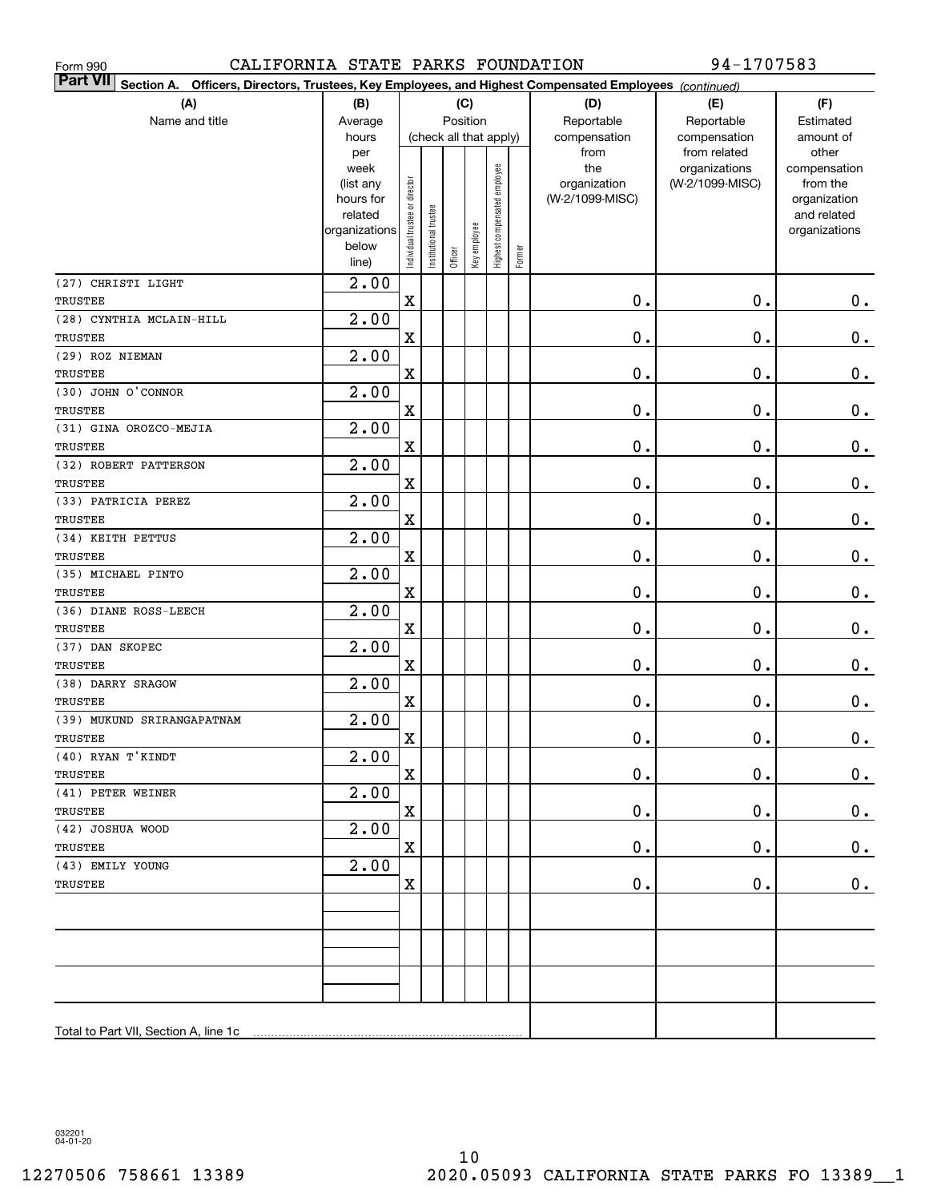Form 990 CALIFORNIA STATE PARKS FOUNDATION 94-1707583

**Part VII** Section A. Officers, Directors, Trustees, Key Employees, and Highest Compensated Employees *(continued)*

| (A) Name and title | (B) Average hours per week (list any hours for related organizations below line) | (C) Position (check all that apply): Individual trustee or director | Institutional trustee | Officer | Key employee | Highest compensated employee | Former | (D) Reportable compensation from the organization (W-2/1099-MISC) | (E) Reportable compensation from related organizations (W-2/1099-MISC) | (F) Estimated amount of other compensation from the organization and related organizations |
|---|---|---|---|---|---|---|---|---|---|---|
| (27) CHRISTI LIGHT<br>TRUSTEE | 2.00 | X | | | | | | 0. | 0. | 0. |
| (28) CYNTHIA MCLAIN-HILL<br>TRUSTEE | 2.00 | X | | | | | | 0. | 0. | 0. |
| (29) ROZ NIEMAN<br>TRUSTEE | 2.00 | X | | | | | | 0. | 0. | 0. |
| (30) JOHN O'CONNOR<br>TRUSTEE | 2.00 | X | | | | | | 0. | 0. | 0. |
| (31) GINA OROZCO-MEJIA<br>TRUSTEE | 2.00 | X | | | | | | 0. | 0. | 0. |
| (32) ROBERT PATTERSON<br>TRUSTEE | 2.00 | X | | | | | | 0. | 0. | 0. |
| (33) PATRICIA PEREZ<br>TRUSTEE | 2.00 | X | | | | | | 0. | 0. | 0. |
| (34) KEITH PETTUS<br>TRUSTEE | 2.00 | X | | | | | | 0. | 0. | 0. |
| (35) MICHAEL PINTO<br>TRUSTEE | 2.00 | X | | | | | | 0. | 0. | 0. |
| (36) DIANE ROSS-LEECH<br>TRUSTEE | 2.00 | X | | | | | | 0. | 0. | 0. |
| (37) DAN SKOPEC<br>TRUSTEE | 2.00 | X | | | | | | 0. | 0. | 0. |
| (38) DARRY SRAGOW<br>TRUSTEE | 2.00 | X | | | | | | 0. | 0. | 0. |
| (39) MUKUND SRIRANGAPATNAM<br>TRUSTEE | 2.00 | X | | | | | | 0. | 0. | 0. |
| (40) RYAN T'KINDT<br>TRUSTEE | 2.00 | X | | | | | | 0. | 0. | 0. |
| (41) PETER WEINER<br>TRUSTEE | 2.00 | X | | | | | | 0. | 0. | 0. |
| (42) JOSHUA WOOD<br>TRUSTEE | 2.00 | X | | | | | | 0. | 0. | 0. |
| (43) EMILY YOUNG<br>TRUSTEE | 2.00 | X | | | | | | 0. | 0. | 0. |
| | | | | | | | | | | |
| | | | | | | | | | | |
| | | | | | | | | | | |
| Total to Part VII, Section A, line 1c | | | | | | | | | | |

032201 04-01-20

12270506 758661 13389 2020.05093 CALIFORNIA STATE PARKS FO 13389__1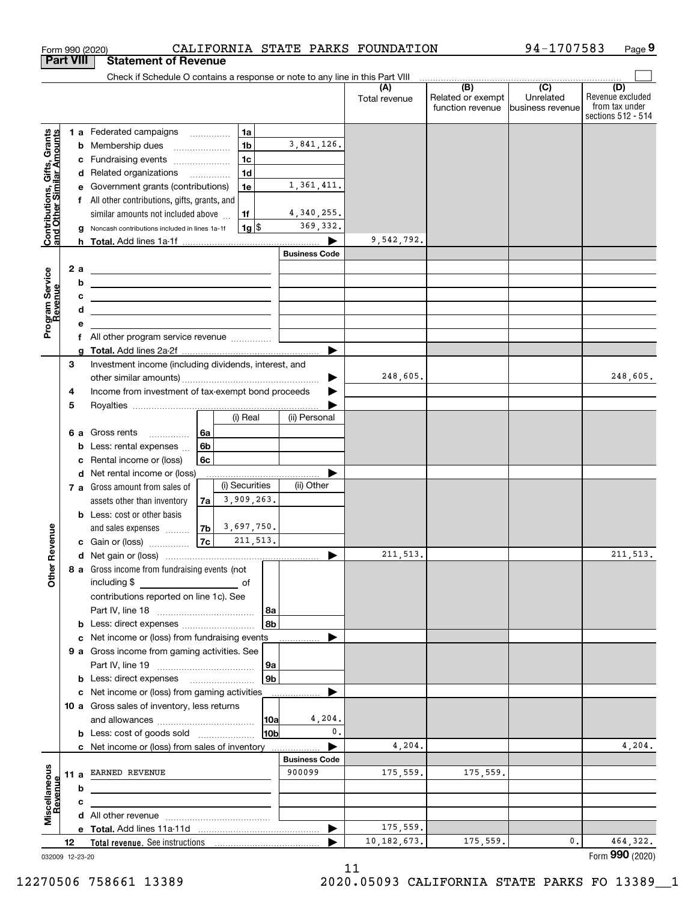Form 990 (2020) CALIFORNIA STATE PARKS FOUNDATION 94-1707583

## Part VIII Statement of Revenue

Check if Schedule O contains a response or note to any line in this Part VIII

| | | | | (A) Total revenue | (B) Related or exempt function revenue | (C) Unrelated business revenue | (D) Revenue excluded from tax under sections 512 - 514 |
|---|---|---|---|---|---|---|---|
| **Contributions, Gifts, Grants and Other Similar Amounts** | 1 a Federated campaigns | 1a | | | | | |
| | b Membership dues | 1b | 3,841,126. | | | | |
| | c Fundraising events | 1c | | | | | |
| | d Related organizations | 1d | | | | | |
| | e Government grants (contributions) | 1e | 1,361,411. | | | | |
| | f All other contributions, gifts, grants, and similar amounts not included above | 1f | 4,340,255. | | | | |
| | g Noncash contributions included in lines 1a-1f | 1g $ | 369,332. | | | | |
| | h **Total.** Add lines 1a-1f | | ▶ | 9,542,792. | | | |
| **Program Service Revenue** | | | **Business Code** | | | | |
| | 2 a | | | | | | |
| | b | | | | | | |
| | c | | | | | | |
| | d | | | | | | |
| | e | | | | | | |
| | f All other program service revenue | | | | | | |
| | g **Total.** Add lines 2a-2f | | ▶ | | | | |
| **Other Revenue** | 3 Investment income (including dividends, interest, and other similar amounts) | | ▶ | 248,605. | | | 248,605. |
| | 4 Income from investment of tax-exempt bond proceeds | | ▶ | | | | |
| | 5 Royalties | | ▶ | | | | |
| | | (i) Real | (ii) Personal | | | | |
| | 6 a Gross rents 6a | | | | | | |
| | b Less: rental expenses 6b | | | | | | |
| | c Rental income or (loss) 6c | | | | | | |
| | d Net rental income or (loss) | | ▶ | | | | |
| | | (i) Securities | (ii) Other | | | | |
| | 7 a Gross amount from sales of assets other than inventory 7a | 3,909,263. | | | | | |
| | b Less: cost or other basis and sales expenses 7b | 3,697,750. | | | | | |
| | c Gain or (loss) 7c | 211,513. | | | | | |
| | d Net gain or (loss) | | ▶ | 211,513. | | | 211,513. |
| | 8 a Gross income from fundraising events (not including $ of contributions reported on line 1c). See Part IV, line 18 | 8a | | | | | |
| | b Less: direct expenses | 8b | | | | | |
| | c Net income or (loss) from fundraising events | | ▶ | | | | |
| | 9 a Gross income from gaming activities. See Part IV, line 19 | 9a | | | | | |
| | b Less: direct expenses | 9b | | | | | |
| | c Net income or (loss) from gaming activities | | ▶ | | | | |
| | 10 a Gross sales of inventory, less returns and allowances | 10a | 4,204. | | | | |
| | b Less: cost of goods sold | 10b | 0. | | | | |
| | c Net income or (loss) from sales of inventory | | ▶ | 4,204. | | | 4,204. |
| **Miscellaneous Revenue** | | | **Business Code** | | | | |
| | 11 a EARNED REVENUE | | 900099 | 175,559. | 175,559. | | |
| | b | | | | | | |
| | c | | | | | | |
| | d All other revenue | | | | | | |
| | e **Total.** Add lines 11a-11d | | ▶ | 175,559. | | | |
| | 12 **Total revenue.** See instructions | | ▶ | 10,182,673. | 175,559. | 0. | 464,322. |

032009 12-23-20

Form **990** (2020)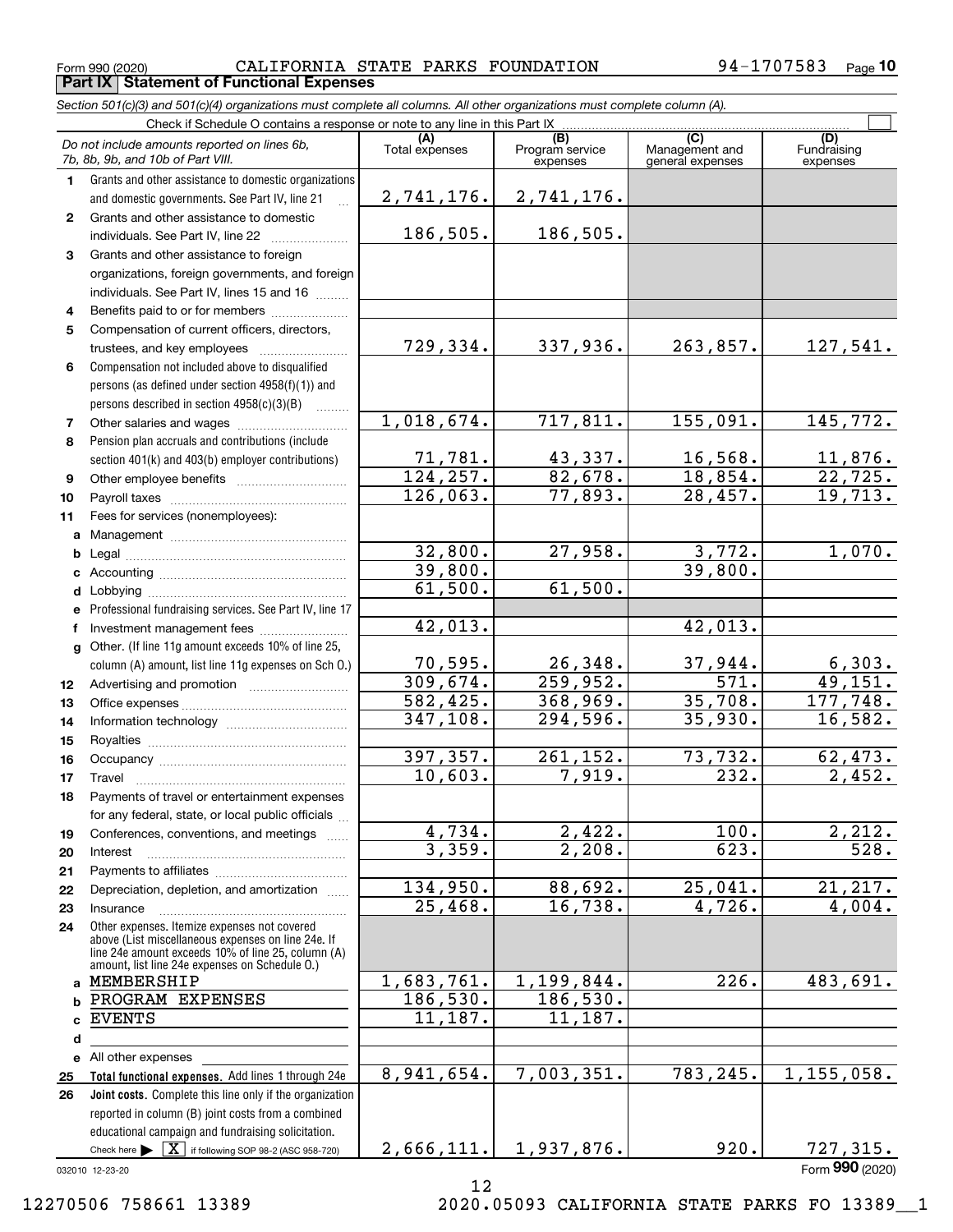Form 990 (2020) CALIFORNIA STATE PARKS FOUNDATION 94-1707583 Page 10

**Part IX Statement of Functional Expenses**

*Section 501(c)(3) and 501(c)(4) organizations must complete all columns. All other organizations must complete column (A).*

Check if Schedule O contains a response or note to any line in this Part IX ☐

| | *Do not include amounts reported on lines 6b, 7b, 8b, 9b, and 10b of Part VIII.* | (A) Total expenses | (B) Program service expenses | (C) Management and general expenses | (D) Fundraising expenses |
|---|---|---|---|---|---|
| 1 | Grants and other assistance to domestic organizations and domestic governments. See Part IV, line 21 | 2,741,176. | 2,741,176. | | |
| 2 | Grants and other assistance to domestic individuals. See Part IV, line 22 | 186,505. | 186,505. | | |
| 3 | Grants and other assistance to foreign organizations, foreign governments, and foreign individuals. See Part IV, lines 15 and 16 | | | | |
| 4 | Benefits paid to or for members | | | | |
| 5 | Compensation of current officers, directors, trustees, and key employees | 729,334. | 337,936. | 263,857. | 127,541. |
| 6 | Compensation not included above to disqualified persons (as defined under section 4958(f)(1)) and persons described in section 4958(c)(3)(B) | | | | |
| 7 | Other salaries and wages | 1,018,674. | 717,811. | 155,091. | 145,772. |
| 8 | Pension plan accruals and contributions (include section 401(k) and 403(b) employer contributions) | 71,781. | 43,337. | 16,568. | 11,876. |
| 9 | Other employee benefits | 124,257. | 82,678. | 18,854. | 22,725. |
| 10 | Payroll taxes | 126,063. | 77,893. | 28,457. | 19,713. |
| 11 | Fees for services (nonemployees): | | | | |
| a | Management | | | | |
| b | Legal | 32,800. | 27,958. | 3,772. | 1,070. |
| c | Accounting | 39,800. | | 39,800. | |
| d | Lobbying | 61,500. | 61,500. | | |
| e | Professional fundraising services. See Part IV, line 17 | | | | |
| f | Investment management fees | 42,013. | | 42,013. | |
| g | Other. (If line 11g amount exceeds 10% of line 25, column (A) amount, list line 11g expenses on Sch O.) | 70,595. | 26,348. | 37,944. | 6,303. |
| 12 | Advertising and promotion | 309,674. | 259,952. | 571. | 49,151. |
| 13 | Office expenses | 582,425. | 368,969. | 35,708. | 177,748. |
| 14 | Information technology | 347,108. | 294,596. | 35,930. | 16,582. |
| 15 | Royalties | | | | |
| 16 | Occupancy | 397,357. | 261,152. | 73,732. | 62,473. |
| 17 | Travel | 10,603. | 7,919. | 232. | 2,452. |
| 18 | Payments of travel or entertainment expenses for any federal, state, or local public officials | | | | |
| 19 | Conferences, conventions, and meetings | 4,734. | 2,422. | 100. | 2,212. |
| 20 | Interest | 3,359. | 2,208. | 623. | 528. |
| 21 | Payments to affiliates | | | | |
| 22 | Depreciation, depletion, and amortization | 134,950. | 88,692. | 25,041. | 21,217. |
| 23 | Insurance | 25,468. | 16,738. | 4,726. | 4,004. |
| 24 | Other expenses. Itemize expenses not covered above (List miscellaneous expenses on line 24e. If line 24e amount exceeds 10% of line 25, column (A) amount, list line 24e expenses on Schedule O.) | | | | |
| a | MEMBERSHIP | 1,683,761. | 1,199,844. | 226. | 483,691. |
| b | PROGRAM EXPENSES | 186,530. | 186,530. | | |
| c | EVENTS | 11,187. | 11,187. | | |
| d | | | | | |
| e | All other expenses | | | | |
| 25 | **Total functional expenses.** Add lines 1 through 24e | 8,941,654. | 7,003,351. | 783,245. | 1,155,058. |
| 26 | **Joint costs.** Complete this line only if the organization reported in column (B) joint costs from a combined educational campaign and fundraising solicitation. Check here ▶ ☒ if following SOP 98-2 (ASC 958-720) | 2,666,111. | 1,937,876. | 920. | 727,315. |

032010 12-23-20 Form **990** (2020)

12270506 758661 13389 2020.05093 CALIFORNIA STATE PARKS FO 13389__1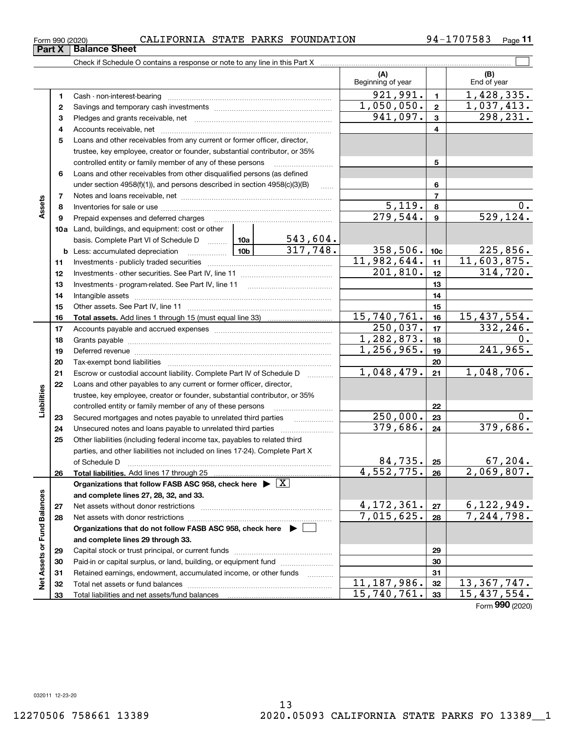Form 990 (2020) CALIFORNIA STATE PARKS FOUNDATION 94-1707583 Page **11**

## Part X Balance Sheet

Check if Schedule O contains a response or note to any line in this Part X ☐

| | | | (A) Beginning of year | | (B) End of year |
|---|---|---|---|---|---|
| **Assets** | 1 | Cash - non-interest-bearing | 921,991. | 1 | 1,428,335. |
| | 2 | Savings and temporary cash investments | 1,050,050. | 2 | 1,037,413. |
| | 3 | Pledges and grants receivable, net | 941,097. | 3 | 298,231. |
| | 4 | Accounts receivable, net | | 4 | |
| | 5 | Loans and other receivables from any current or former officer, director, trustee, key employee, creator or founder, substantial contributor, or 35% controlled entity or family member of any of these persons | | 5 | |
| | 6 | Loans and other receivables from other disqualified persons (as defined under section 4958(f)(1)), and persons described in section 4958(c)(3)(B) | | 6 | |
| | 7 | Notes and loans receivable, net | | 7 | |
| | 8 | Inventories for sale or use | 5,119. | 8 | 0. |
| | 9 | Prepaid expenses and deferred charges | 279,544. | 9 | 529,124. |
| | 10a | Land, buildings, and equipment: cost or other basis. Complete Part VI of Schedule D — 10a: 543,604. | | | |
| | b | Less: accumulated depreciation — 10b: 317,748. | 358,506. | 10c | 225,856. |
| | 11 | Investments - publicly traded securities | 11,982,644. | 11 | 11,603,875. |
| | 12 | Investments - other securities. See Part IV, line 11 | 201,810. | 12 | 314,720. |
| | 13 | Investments - program-related. See Part IV, line 11 | | 13 | |
| | 14 | Intangible assets | | 14 | |
| | 15 | Other assets. See Part IV, line 11 | | 15 | |
| | 16 | **Total assets.** Add lines 1 through 15 (must equal line 33) | 15,740,761. | 16 | 15,437,554. |
| **Liabilities** | 17 | Accounts payable and accrued expenses | 250,037. | 17 | 332,246. |
| | 18 | Grants payable | 1,282,873. | 18 | 0. |
| | 19 | Deferred revenue | 1,256,965. | 19 | 241,965. |
| | 20 | Tax-exempt bond liabilities | | 20 | |
| | 21 | Escrow or custodial account liability. Complete Part IV of Schedule D | 1,048,479. | 21 | 1,048,706. |
| | 22 | Loans and other payables to any current or former officer, director, trustee, key employee, creator or founder, substantial contributor, or 35% controlled entity or family member of any of these persons | | 22 | |
| | 23 | Secured mortgages and notes payable to unrelated third parties | 250,000. | 23 | 0. |
| | 24 | Unsecured notes and loans payable to unrelated third parties | 379,686. | 24 | 379,686. |
| | 25 | Other liabilities (including federal income tax, payables to related third parties, and other liabilities not included on lines 17-24). Complete Part X of Schedule D | 84,735. | 25 | 67,204. |
| | 26 | **Total liabilities.** Add lines 17 through 25 | 4,552,775. | 26 | 2,069,807. |
| **Net Assets or Fund Balances** | | **Organizations that follow FASB ASC 958, check here** ☒ **and complete lines 27, 28, 32, and 33.** | | | |
| | 27 | Net assets without donor restrictions | 4,172,361. | 27 | 6,122,949. |
| | 28 | Net assets with donor restrictions | 7,015,625. | 28 | 7,244,798. |
| | | **Organizations that do not follow FASB ASC 958, check here** ☐ **and complete lines 29 through 33.** | | | |
| | 29 | Capital stock or trust principal, or current funds | | 29 | |
| | 30 | Paid-in or capital surplus, or land, building, or equipment fund | | 30 | |
| | 31 | Retained earnings, endowment, accumulated income, or other funds | | 31 | |
| | 32 | Total net assets or fund balances | 11,187,986. | 32 | 13,367,747. |
| | 33 | Total liabilities and net assets/fund balances | 15,740,761. | 33 | 15,437,554. |

Form **990** (2020)

032011 12-23-20

12270506 758661 13389 2020.05093 CALIFORNIA STATE PARKS FO 13389__1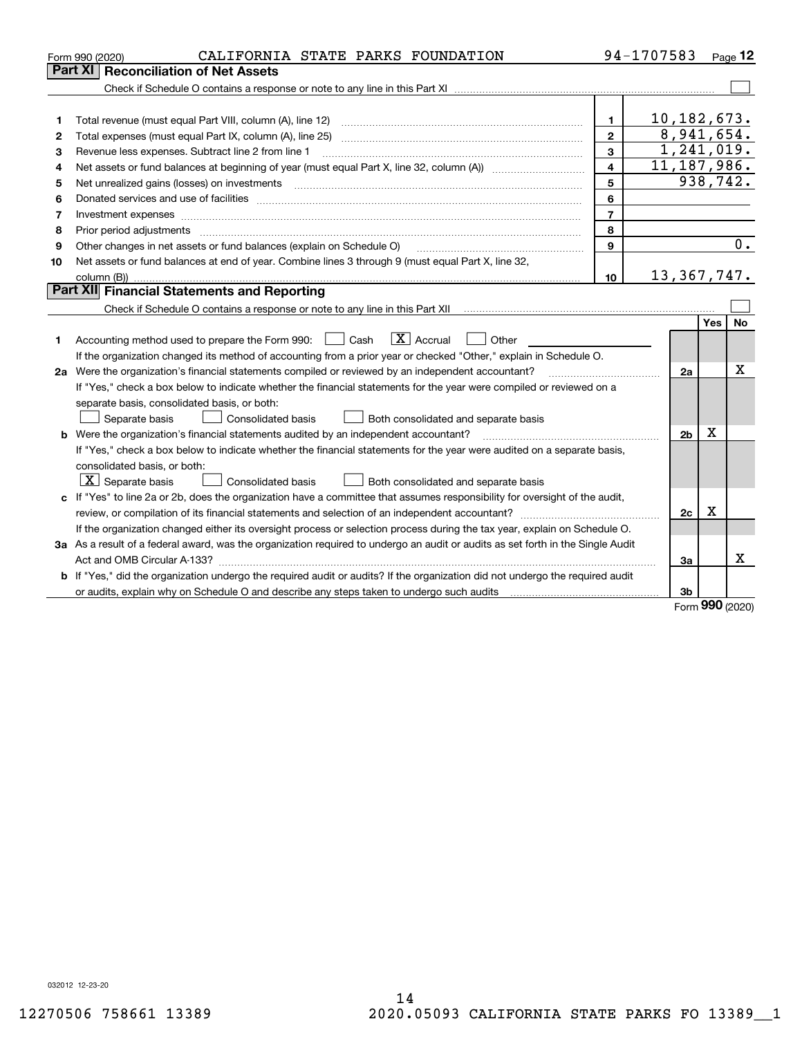Form 990 (2020) CALIFORNIA STATE PARKS FOUNDATION 94-1707583 Page **12**

## Part XI Reconciliation of Net Assets

Check if Schedule O contains a response or note to any line in this Part XI ☐

| | | | |
|---|---|---|---|
| 1 | Total revenue (must equal Part VIII, column (A), line 12) | 1 | 10,182,673. |
| 2 | Total expenses (must equal Part IX, column (A), line 25) | 2 | 8,941,654. |
| 3 | Revenue less expenses. Subtract line 2 from line 1 | 3 | 1,241,019. |
| 4 | Net assets or fund balances at beginning of year (must equal Part X, line 32, column (A)) | 4 | 11,187,986. |
| 5 | Net unrealized gains (losses) on investments | 5 | 938,742. |
| 6 | Donated services and use of facilities | 6 | |
| 7 | Investment expenses | 7 | |
| 8 | Prior period adjustments | 8 | |
| 9 | Other changes in net assets or fund balances (explain on Schedule O) | 9 | 0. |
| 10 | Net assets or fund balances at end of year. Combine lines 3 through 9 (must equal Part X, line 32, column (B)) | 10 | 13,367,747. |

## Part XII Financial Statements and Reporting

Check if Schedule O contains a response or note to any line in this Part XII ☐

| | | | Yes | No |
|---|---|---|---|---|
| 1 | Accounting method used to prepare the Form 990: ☐ Cash ☒ Accrual ☐ Other<br>If the organization changed its method of accounting from a prior year or checked "Other," explain in Schedule O. | | | |
| 2a | Were the organization's financial statements compiled or reviewed by an independent accountant?<br>If "Yes," check a box below to indicate whether the financial statements for the year were compiled or reviewed on a separate basis, consolidated basis, or both:<br>☐ Separate basis ☐ Consolidated basis ☐ Both consolidated and separate basis | 2a | | X |
| b | Were the organization's financial statements audited by an independent accountant?<br>If "Yes," check a box below to indicate whether the financial statements for the year were audited on a separate basis, consolidated basis, or both:<br>☒ Separate basis ☐ Consolidated basis ☐ Both consolidated and separate basis | 2b | X | |
| c | If "Yes" to line 2a or 2b, does the organization have a committee that assumes responsibility for oversight of the audit, review, or compilation of its financial statements and selection of an independent accountant?<br>If the organization changed either its oversight process or selection process during the tax year, explain on Schedule O. | 2c | X | |
| 3a | As a result of a federal award, was the organization required to undergo an audit or audits as set forth in the Single Audit Act and OMB Circular A-133? | 3a | | X |
| b | If "Yes," did the organization undergo the required audit or audits? If the organization did not undergo the required audit or audits, explain why on Schedule O and describe any steps taken to undergo such audits | 3b | | |

Form **990** (2020)

032012 12-23-20

12270506 758661 13389 2020.05093 CALIFORNIA STATE PARKS FO 13389__1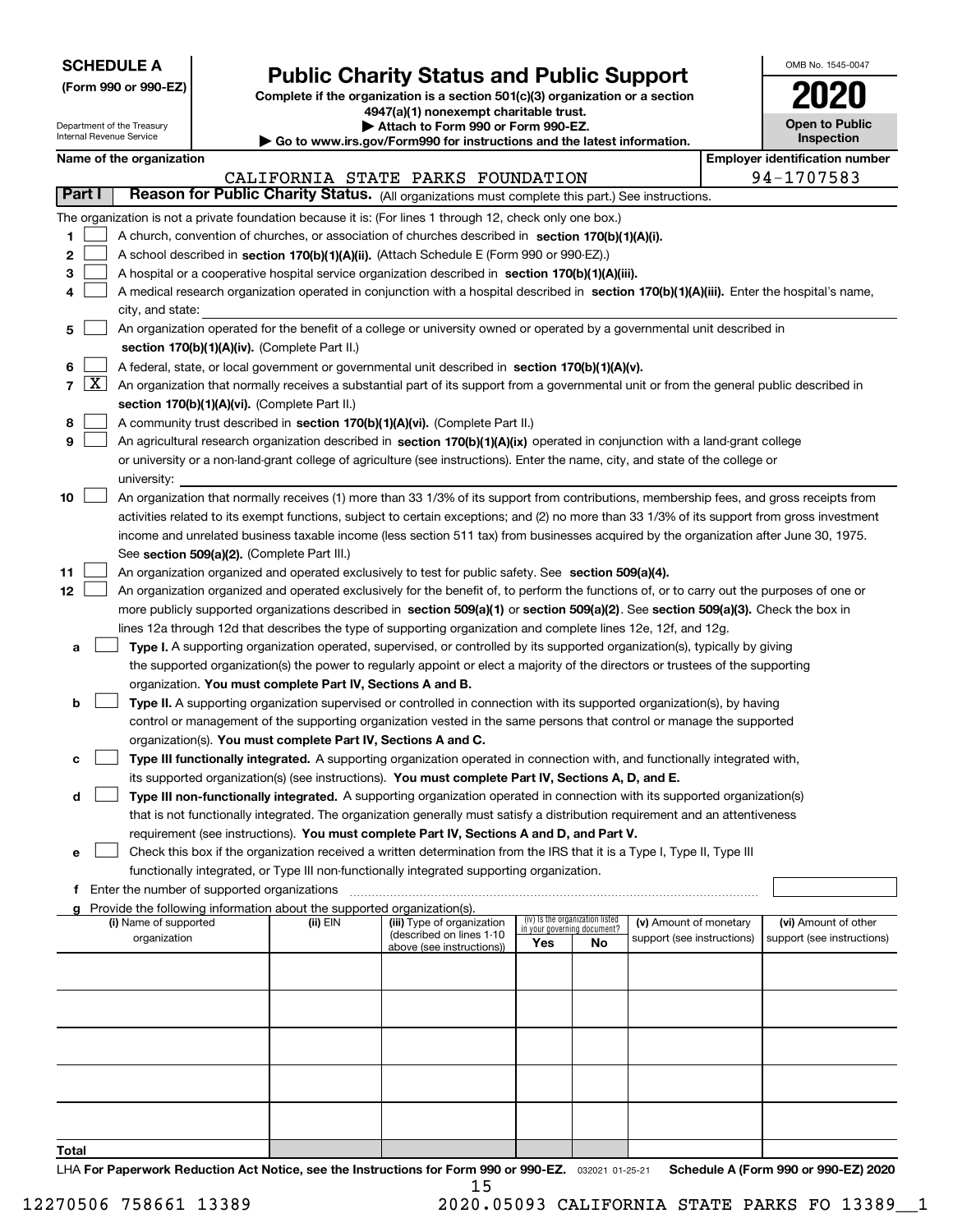**SCHEDULE A**
**(Form 990 or 990-EZ)**

Department of the Treasury
Internal Revenue Service

# Public Charity Status and Public Support

**Complete if the organization is a section 501(c)(3) organization or a section 4947(a)(1) nonexempt charitable trust.**
**▶ Attach to Form 990 or Form 990-EZ.**
**▶ Go to www.irs.gov/Form990 for instructions and the latest information.**

OMB No. 1545-0047

**2020**

**Open to Public Inspection**

**Name of the organization:** CALIFORNIA STATE PARKS FOUNDATION

**Employer identification number:** 94-1707583

## Part I — Reason for Public Charity Status. (All organizations must complete this part.) See instructions.

The organization is not a private foundation because it is: (For lines 1 through 12, check only one box.)

1. ☐ A church, convention of churches, or association of churches described in **section 170(b)(1)(A)(i).**
2. ☐ A school described in **section 170(b)(1)(A)(ii).** (Attach Schedule E (Form 990 or 990-EZ).)
3. ☐ A hospital or a cooperative hospital service organization described in **section 170(b)(1)(A)(iii).**
4. ☐ A medical research organization operated in conjunction with a hospital described in **section 170(b)(1)(A)(iii).** Enter the hospital's name, city, and state:
5. ☐ An organization operated for the benefit of a college or university owned or operated by a governmental unit described in **section 170(b)(1)(A)(iv).** (Complete Part II.)
6. ☐ A federal, state, or local government or governmental unit described in **section 170(b)(1)(A)(v).**
7. ☒ An organization that normally receives a substantial part of its support from a governmental unit or from the general public described in **section 170(b)(1)(A)(vi).** (Complete Part II.)
8. ☐ A community trust described in **section 170(b)(1)(A)(vi).** (Complete Part II.)
9. ☐ An agricultural research organization described in **section 170(b)(1)(A)(ix)** operated in conjunction with a land-grant college or university or a non-land-grant college of agriculture (see instructions). Enter the name, city, and state of the college or university:
10. ☐ An organization that normally receives (1) more than 33 1/3% of its support from contributions, membership fees, and gross receipts from activities related to its exempt functions, subject to certain exceptions; and (2) no more than 33 1/3% of its support from gross investment income and unrelated business taxable income (less section 511 tax) from businesses acquired by the organization after June 30, 1975. See **section 509(a)(2).** (Complete Part III.)
11. ☐ An organization organized and operated exclusively to test for public safety. See **section 509(a)(4).**
12. ☐ An organization organized and operated exclusively for the benefit of, to perform the functions of, or to carry out the purposes of one or more publicly supported organizations described in **section 509(a)(1)** or **section 509(a)(2)**. See **section 509(a)(3).** Check the box in lines 12a through 12d that describes the type of supporting organization and complete lines 12e, 12f, and 12g.
   - **a** ☐ **Type I.** A supporting organization operated, supervised, or controlled by its supported organization(s), typically by giving the supported organization(s) the power to regularly appoint or elect a majority of the directors or trustees of the supporting organization. **You must complete Part IV, Sections A and B.**
   - **b** ☐ **Type II.** A supporting organization supervised or controlled in connection with its supported organization(s), by having control or management of the supporting organization vested in the same persons that control or manage the supported organization(s). **You must complete Part IV, Sections A and C.**
   - **c** ☐ **Type III functionally integrated.** A supporting organization operated in connection with, and functionally integrated with, its supported organization(s) (see instructions). **You must complete Part IV, Sections A, D, and E.**
   - **d** ☐ **Type III non-functionally integrated.** A supporting organization operated in connection with its supported organization(s) that is not functionally integrated. The organization generally must satisfy a distribution requirement and an attentiveness requirement (see instructions). **You must complete Part IV, Sections A and D, and Part V.**
   - **e** ☐ Check this box if the organization received a written determination from the IRS that it is a Type I, Type II, Type III functionally integrated, or Type III non-functionally integrated supporting organization.
   - **f** Enter the number of supported organizations
   - **g** Provide the following information about the supported organization(s).

| (i) Name of supported organization | (ii) EIN | (iii) Type of organization (described on lines 1-10 above (see instructions)) | (iv) Is the organization listed in your governing document? Yes | No | (v) Amount of monetary support (see instructions) | (vi) Amount of other support (see instructions) |
|---|---|---|---|---|---|---|
| | | | | | | |
| | | | | | | |
| | | | | | | |
| | | | | | | |
| | | | | | | |
| **Total** | | | | | | |

LHA **For Paperwork Reduction Act Notice, see the Instructions for Form 990 or 990-EZ.** 032021 01-25-21 **Schedule A (Form 990 or 990-EZ) 2020**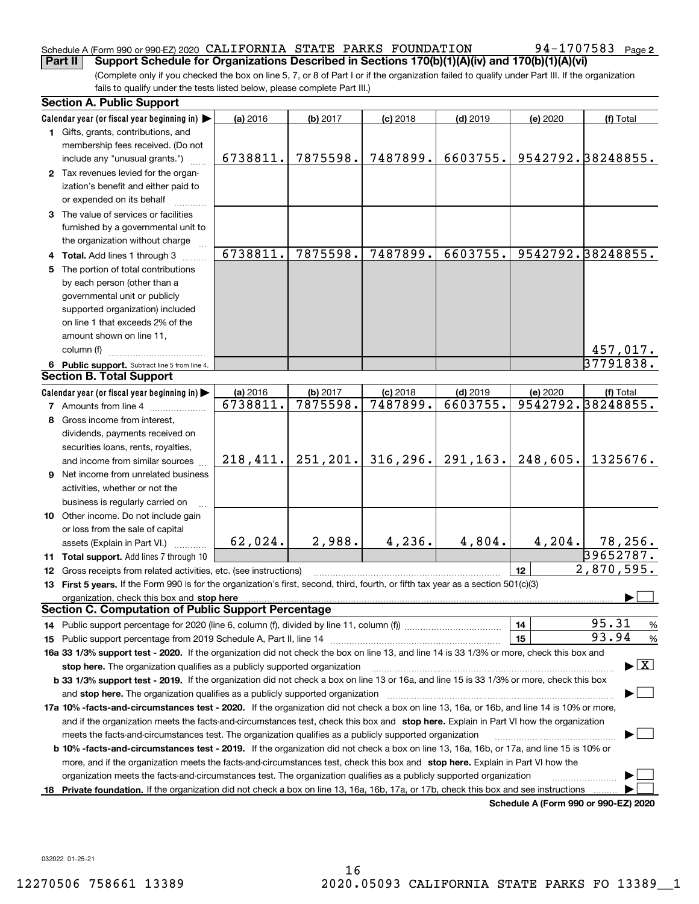Schedule A (Form 990 or 990-EZ) 2020 CALIFORNIA STATE PARKS FOUNDATION 94-1707583 Page 2

**Part II Support Schedule for Organizations Described in Sections 170(b)(1)(A)(iv) and 170(b)(1)(A)(vi)**

(Complete only if you checked the box on line 5, 7, or 8 of Part I or if the organization failed to qualify under Part III. If the organization fails to qualify under the tests listed below, please complete Part III.)

## Section A. Public Support

| Calendar year (or fiscal year beginning in) ▶ | (a) 2016 | (b) 2017 | (c) 2018 | (d) 2019 | (e) 2020 | (f) Total |
|---|---|---|---|---|---|---|
| **1** Gifts, grants, contributions, and membership fees received. (Do not include any "unusual grants.") | 6738811. | 7875598. | 7487899. | 6603755. | 9542792. | 38248855. |
| **2** Tax revenues levied for the organization's benefit and either paid to or expended on its behalf | | | | | | |
| **3** The value of services or facilities furnished by a governmental unit to the organization without charge | | | | | | |
| **4 Total.** Add lines 1 through 3 | 6738811. | 7875598. | 7487899. | 6603755. | 9542792. | 38248855. |
| **5** The portion of total contributions by each person (other than a governmental unit or publicly supported organization) included on line 1 that exceeds 2% of the amount shown on line 11, column (f) | | | | | | 457,017. |
| **6 Public support.** Subtract line 5 from line 4. | | | | | | 37791838. |

## Section B. Total Support

| Calendar year (or fiscal year beginning in) ▶ | (a) 2016 | (b) 2017 | (c) 2018 | (d) 2019 | (e) 2020 | (f) Total |
|---|---|---|---|---|---|---|
| **7** Amounts from line 4 | 6738811. | 7875598. | 7487899. | 6603755. | 9542792. | 38248855. |
| **8** Gross income from interest, dividends, payments received on securities loans, rents, royalties, and income from similar sources | 218,411. | 251,201. | 316,296. | 291,163. | 248,605. | 1325676. |
| **9** Net income from unrelated business activities, whether or not the business is regularly carried on | | | | | | |
| **10** Other income. Do not include gain or loss from the sale of capital assets (Explain in Part VI.) | 62,024. | 2,988. | 4,236. | 4,804. | 4,204. | 78,256. |
| **11 Total support.** Add lines 7 through 10 | | | | | | 39652787. |

**12** Gross receipts from related activities, etc. (see instructions) ..... **12** 2,870,595.

**13 First 5 years.** If the Form 990 is for the organization's first, second, third, fourth, or fifth tax year as a section 501(c)(3) organization, check this box and **stop here** ▶ ☐

## Section C. Computation of Public Support Percentage

**14** Public support percentage for 2020 (line 6, column (f), divided by line 11, column (f)) ..... **14** 95.31 %

**15** Public support percentage from 2019 Schedule A, Part II, line 14 ..... **15** 93.94 %

**16a 33 1/3% support test - 2020.** If the organization did not check the box on line 13, and line 14 is 33 1/3% or more, check this box and **stop here.** The organization qualifies as a publicly supported organization ▶ ☒

**b 33 1/3% support test - 2019.** If the organization did not check a box on line 13 or 16a, and line 15 is 33 1/3% or more, check this box and **stop here.** The organization qualifies as a publicly supported organization ▶ ☐

**17a 10% -facts-and-circumstances test - 2020.** If the organization did not check a box on line 13, 16a, or 16b, and line 14 is 10% or more, and if the organization meets the facts-and-circumstances test, check this box and **stop here.** Explain in Part VI how the organization meets the facts-and-circumstances test. The organization qualifies as a publicly supported organization ▶ ☐

**b 10% -facts-and-circumstances test - 2019.** If the organization did not check a box on line 13, 16a, 16b, or 17a, and line 15 is 10% or more, and if the organization meets the facts-and-circumstances test, check this box and **stop here.** Explain in Part VI how the organization meets the facts-and-circumstances test. The organization qualifies as a publicly supported organization ▶ ☐

**18 Private foundation.** If the organization did not check a box on line 13, 16a, 16b, 17a, or 17b, check this box and see instructions ▶ ☐

**Schedule A (Form 990 or 990-EZ) 2020**

032022 01-25-21

12270506 758661 13389 2020.05093 CALIFORNIA STATE PARKS FO 13389__1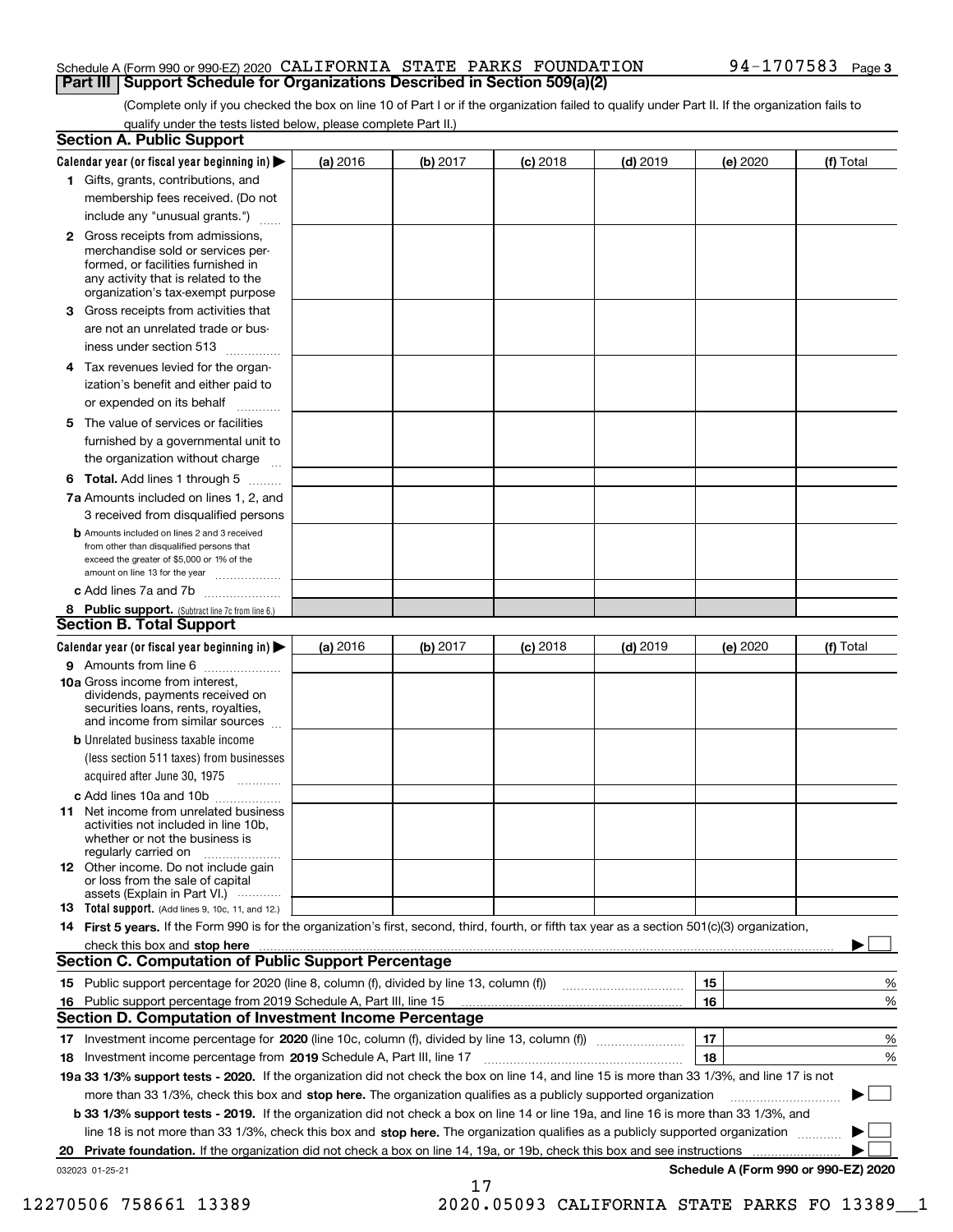Schedule A (Form 990 or 990-EZ) 2020 CALIFORNIA STATE PARKS FOUNDATION 94-1707583 Page 3

## Part III Support Schedule for Organizations Described in Section 509(a)(2)

(Complete only if you checked the box on line 10 of Part I or if the organization failed to qualify under Part II. If the organization fails to qualify under the tests listed below, please complete Part II.)

### Section A. Public Support

| Calendar year (or fiscal year beginning in) ▶ | (a) 2016 | (b) 2017 | (c) 2018 | (d) 2019 | (e) 2020 | (f) Total |
|---|---|---|---|---|---|---|
| 1 Gifts, grants, contributions, and membership fees received. (Do not include any "unusual grants.") | | | | | | |
| 2 Gross receipts from admissions, merchandise sold or services performed, or facilities furnished in any activity that is related to the organization's tax-exempt purpose | | | | | | |
| 3 Gross receipts from activities that are not an unrelated trade or business under section 513 | | | | | | |
| 4 Tax revenues levied for the organization's benefit and either paid to or expended on its behalf | | | | | | |
| 5 The value of services or facilities furnished by a governmental unit to the organization without charge | | | | | | |
| 6 **Total.** Add lines 1 through 5 | | | | | | |
| 7a Amounts included on lines 1, 2, and 3 received from disqualified persons | | | | | | |
| b Amounts included on lines 2 and 3 received from other than disqualified persons that exceed the greater of $5,000 or 1% of the amount on line 13 for the year | | | | | | |
| c Add lines 7a and 7b | | | | | | |
| 8 **Public support.** (Subtract line 7c from line 6.) | | | | | | |

### Section B. Total Support

| Calendar year (or fiscal year beginning in) ▶ | (a) 2016 | (b) 2017 | (c) 2018 | (d) 2019 | (e) 2020 | (f) Total |
|---|---|---|---|---|---|---|
| 9 Amounts from line 6 | | | | | | |
| 10a Gross income from interest, dividends, payments received on securities loans, rents, royalties, and income from similar sources | | | | | | |
| b Unrelated business taxable income (less section 511 taxes) from businesses acquired after June 30, 1975 | | | | | | |
| c Add lines 10a and 10b | | | | | | |
| 11 Net income from unrelated business activities not included in line 10b, whether or not the business is regularly carried on | | | | | | |
| 12 Other income. Do not include gain or loss from the sale of capital assets (Explain in Part VI.) | | | | | | |
| 13 **Total support.** (Add lines 9, 10c, 11, and 12.) | | | | | | |

14 **First 5 years.** If the Form 990 is for the organization's first, second, third, fourth, or fifth tax year as a section 501(c)(3) organization, check this box and **stop here** ▶ ☐

### Section C. Computation of Public Support Percentage

| | | | |
|---|---|---|---|
| 15 | Public support percentage for 2020 (line 8, column (f), divided by line 13, column (f)) | 15 | % |
| 16 | Public support percentage from 2019 Schedule A, Part III, line 15 | 16 | % |

### Section D. Computation of Investment Income Percentage

| | | | |
|---|---|---|---|
| 17 | Investment income percentage for **2020** (line 10c, column (f), divided by line 13, column (f)) | 17 | % |
| 18 | Investment income percentage from **2019** Schedule A, Part III, line 17 | 18 | % |

**19a 33 1/3% support tests - 2020.** If the organization did not check the box on line 14, and line 15 is more than 33 1/3%, and line 17 is not more than 33 1/3%, check this box and **stop here.** The organization qualifies as a publicly supported organization ▶ ☐

**b 33 1/3% support tests - 2019.** If the organization did not check a box on line 14 or line 19a, and line 16 is more than 33 1/3%, and line 18 is not more than 33 1/3%, check this box and **stop here.** The organization qualifies as a publicly supported organization ▶ ☐

**20 Private foundation.** If the organization did not check a box on line 14, 19a, or 19b, check this box and see instructions ▶ ☐

032023 01-25-21 **Schedule A (Form 990 or 990-EZ) 2020**

12270506 758661 13389 2020.05093 CALIFORNIA STATE PARKS FO 13389__1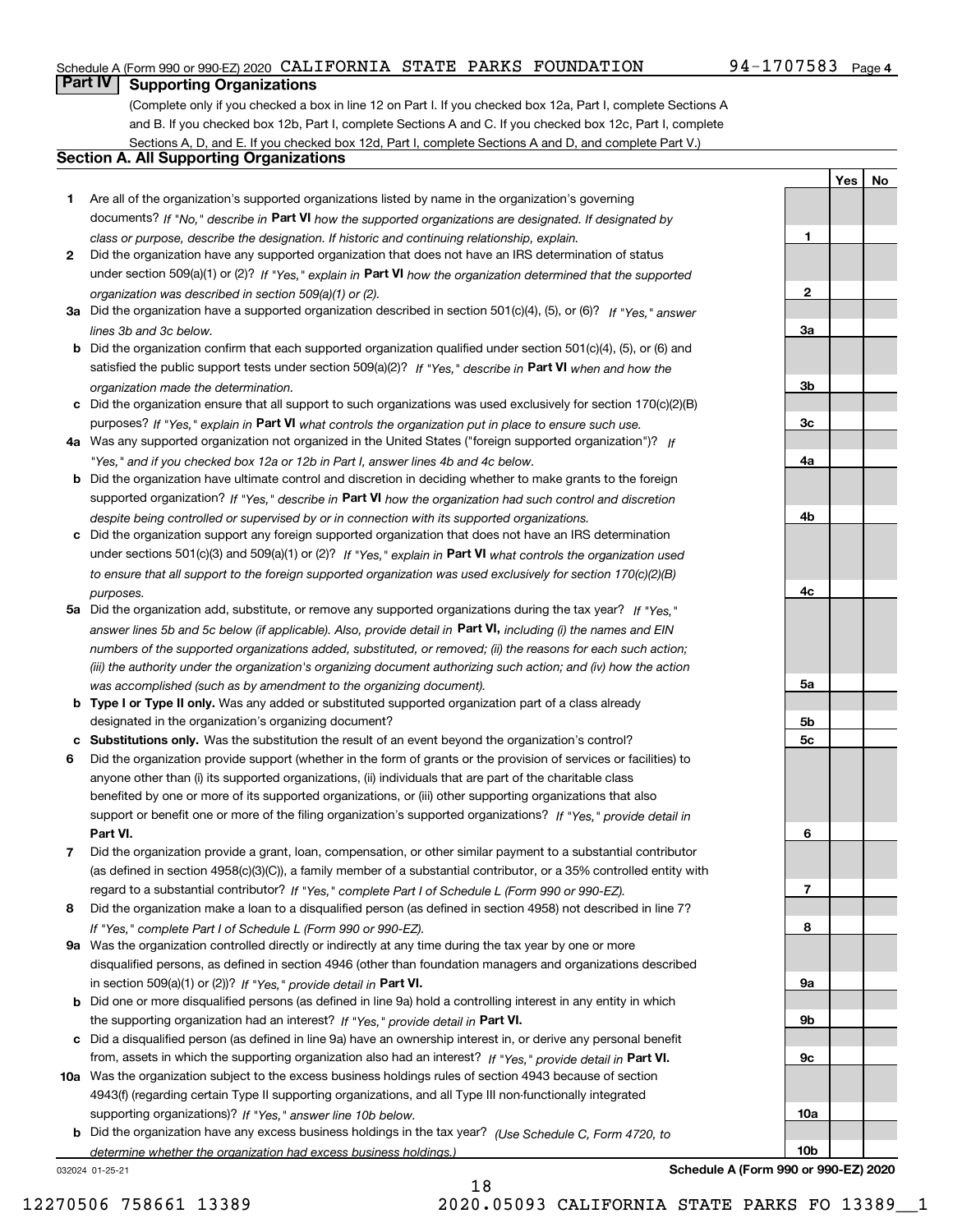Schedule A (Form 990 or 990-EZ) 2020 CALIFORNIA STATE PARKS FOUNDATION 94-1707583 Page 4

## Part IV Supporting Organizations

(Complete only if you checked a box in line 12 on Part I. If you checked box 12a, Part I, complete Sections A and B. If you checked box 12b, Part I, complete Sections A and C. If you checked box 12c, Part I, complete Sections A, D, and E. If you checked box 12d, Part I, complete Sections A and D, and complete Part V.)

### Section A. All Supporting Organizations

| | | Line | Yes | No |
|---|---|---|---|---|
| **1** | Are all of the organization's supported organizations listed by name in the organization's governing documents? *If "No," describe in* **Part VI** *how the supported organizations are designated. If designated by class or purpose, describe the designation. If historic and continuing relationship, explain.* | **1** | | |
| **2** | Did the organization have any supported organization that does not have an IRS determination of status under section 509(a)(1) or (2)? *If "Yes," explain in* **Part VI** *how the organization determined that the supported organization was described in section 509(a)(1) or (2).* | **2** | | |
| **3a** | Did the organization have a supported organization described in section 501(c)(4), (5), or (6)? *If "Yes," answer lines 3b and 3c below.* | **3a** | | |
| **b** | Did the organization confirm that each supported organization qualified under section 501(c)(4), (5), or (6) and satisfied the public support tests under section 509(a)(2)? *If "Yes," describe in* **Part VI** *when and how the organization made the determination.* | **3b** | | |
| **c** | Did the organization ensure that all support to such organizations was used exclusively for section 170(c)(2)(B) purposes? *If "Yes," explain in* **Part VI** *what controls the organization put in place to ensure such use.* | **3c** | | |
| **4a** | Was any supported organization not organized in the United States ("foreign supported organization")? *If "Yes," and if you checked box 12a or 12b in Part I, answer lines 4b and 4c below.* | **4a** | | |
| **b** | Did the organization have ultimate control and discretion in deciding whether to make grants to the foreign supported organization? *If "Yes," describe in* **Part VI** *how the organization had such control and discretion despite being controlled or supervised by or in connection with its supported organizations.* | **4b** | | |
| **c** | Did the organization support any foreign supported organization that does not have an IRS determination under sections 501(c)(3) and 509(a)(1) or (2)? *If "Yes," explain in* **Part VI** *what controls the organization used to ensure that all support to the foreign supported organization was used exclusively for section 170(c)(2)(B) purposes.* | **4c** | | |
| **5a** | Did the organization add, substitute, or remove any supported organizations during the tax year? *If "Yes," answer lines 5b and 5c below (if applicable). Also, provide detail in* **Part VI,** *including (i) the names and EIN numbers of the supported organizations added, substituted, or removed; (ii) the reasons for each such action; (iii) the authority under the organization's organizing document authorizing such action; and (iv) how the action was accomplished (such as by amendment to the organizing document).* | **5a** | | |
| **b** | **Type I or Type II only.** Was any added or substituted supported organization part of a class already designated in the organization's organizing document? | **5b** | | |
| **c** | **Substitutions only.** Was the substitution the result of an event beyond the organization's control? | **5c** | | |
| **6** | Did the organization provide support (whether in the form of grants or the provision of services or facilities) to anyone other than (i) its supported organizations, (ii) individuals that are part of the charitable class benefited by one or more of its supported organizations, or (iii) other supporting organizations that also support or benefit one or more of the filing organization's supported organizations? *If "Yes," provide detail in* **Part VI.** | **6** | | |
| **7** | Did the organization provide a grant, loan, compensation, or other similar payment to a substantial contributor (as defined in section 4958(c)(3)(C)), a family member of a substantial contributor, or a 35% controlled entity with regard to a substantial contributor? *If "Yes," complete Part I of Schedule L (Form 990 or 990-EZ).* | **7** | | |
| **8** | Did the organization make a loan to a disqualified person (as defined in section 4958) not described in line 7? *If "Yes," complete Part I of Schedule L (Form 990 or 990-EZ).* | **8** | | |
| **9a** | Was the organization controlled directly or indirectly at any time during the tax year by one or more disqualified persons, as defined in section 4946 (other than foundation managers and organizations described in section 509(a)(1) or (2))? *If "Yes," provide detail in* **Part VI.** | **9a** | | |
| **b** | Did one or more disqualified persons (as defined in line 9a) hold a controlling interest in any entity in which the supporting organization had an interest? *If "Yes," provide detail in* **Part VI.** | **9b** | | |
| **c** | Did a disqualified person (as defined in line 9a) have an ownership interest in, or derive any personal benefit from, assets in which the supporting organization also had an interest? *If "Yes," provide detail in* **Part VI.** | **9c** | | |
| **10a** | Was the organization subject to the excess business holdings rules of section 4943 because of section 4943(f) (regarding certain Type II supporting organizations, and all Type III non-functionally integrated supporting organizations)? *If "Yes," answer line 10b below.* | **10a** | | |
| **b** | Did the organization have any excess business holdings in the tax year? *(Use Schedule C, Form 4720, to determine whether the organization had excess business holdings.)* | **10b** | | |

032024 01-25-21 **Schedule A (Form 990 or 990-EZ) 2020**

12270506 758661 13389 2020.05093 CALIFORNIA STATE PARKS FO 13389__1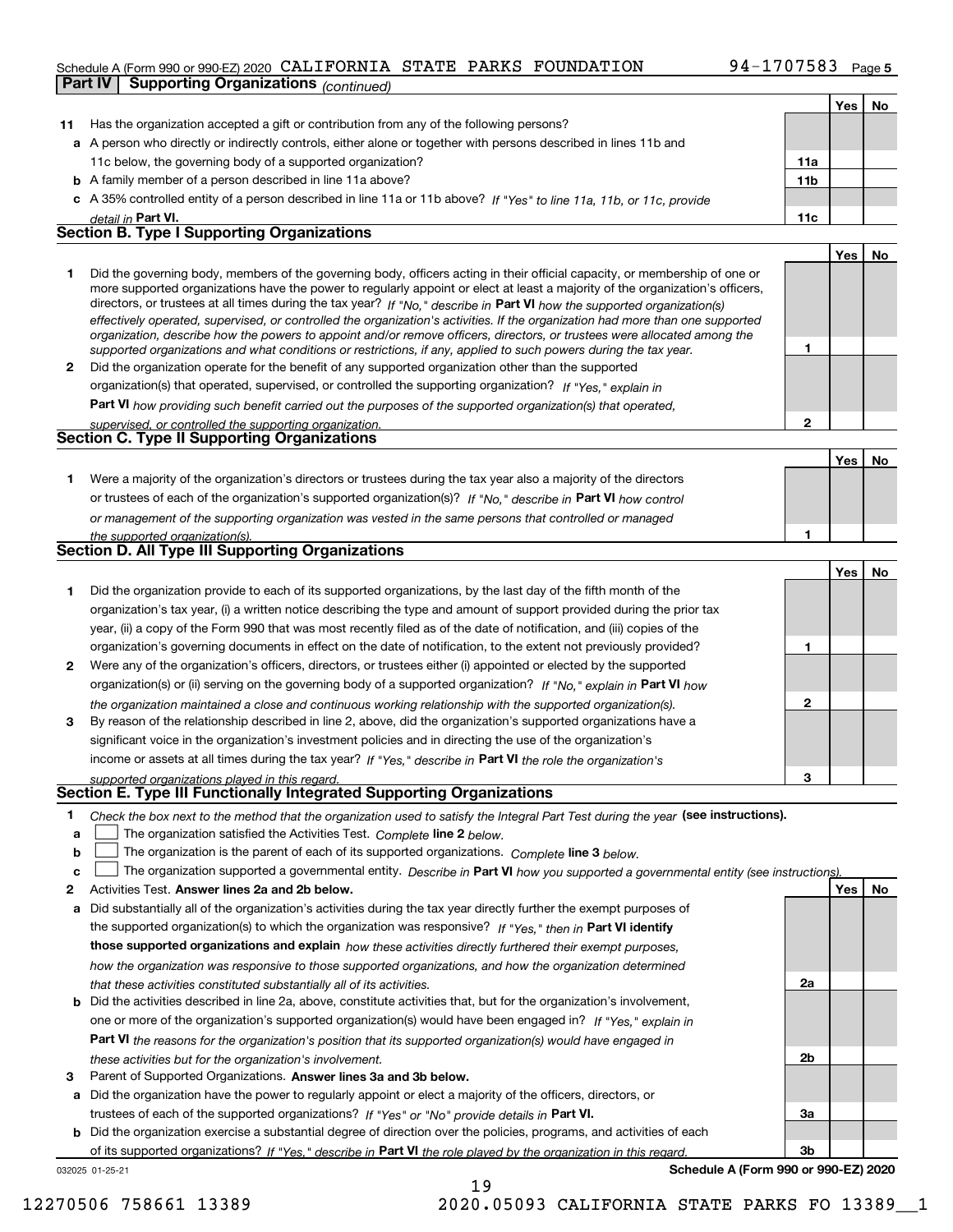Schedule A (Form 990 or 990-EZ) 2020 CALIFORNIA STATE PARKS FOUNDATION 94-1707583 Page 5

**Part IV Supporting Organizations** *(continued)*

| | | | Yes | No |
|---|---|---|---|---|
| **11** | Has the organization accepted a gift or contribution from any of the following persons? | | | |
| **a** | A person who directly or indirectly controls, either alone or together with persons described in lines 11b and 11c below, the governing body of a supported organization? | **11a** | | |
| **b** | A family member of a person described in line 11a above? | **11b** | | |
| **c** | A 35% controlled entity of a person described in line 11a or 11b above? *If "Yes" to line 11a, 11b, or 11c, provide detail in* **Part VI.** | **11c** | | |

**Section B. Type I Supporting Organizations**

| | | | Yes | No |
|---|---|---|---|---|
| **1** | Did the governing body, members of the governing body, officers acting in their official capacity, or membership of one or more supported organizations have the power to regularly appoint or elect at least a majority of the organization's officers, directors, or trustees at all times during the tax year? *If "No," describe in* **Part VI** *how the supported organization(s) effectively operated, supervised, or controlled the organization's activities. If the organization had more than one supported organization, describe how the powers to appoint and/or remove officers, directors, or trustees were allocated among the supported organizations and what conditions or restrictions, if any, applied to such powers during the tax year.* | **1** | | |
| **2** | Did the organization operate for the benefit of any supported organization other than the supported organization(s) that operated, supervised, or controlled the supporting organization? *If "Yes," explain in* **Part VI** *how providing such benefit carried out the purposes of the supported organization(s) that operated, supervised, or controlled the supporting organization.* | **2** | | |

**Section C. Type II Supporting Organizations**

| | | | Yes | No |
|---|---|---|---|---|
| **1** | Were a majority of the organization's directors or trustees during the tax year also a majority of the directors or trustees of each of the organization's supported organization(s)? *If "No," describe in* **Part VI** *how control or management of the supporting organization was vested in the same persons that controlled or managed the supported organization(s).* | **1** | | |

**Section D. All Type III Supporting Organizations**

| | | | Yes | No |
|---|---|---|---|---|
| **1** | Did the organization provide to each of its supported organizations, by the last day of the fifth month of the organization's tax year, (i) a written notice describing the type and amount of support provided during the prior tax year, (ii) a copy of the Form 990 that was most recently filed as of the date of notification, and (iii) copies of the organization's governing documents in effect on the date of notification, to the extent not previously provided? | **1** | | |
| **2** | Were any of the organization's officers, directors, or trustees either (i) appointed or elected by the supported organization(s) or (ii) serving on the governing body of a supported organization? *If "No," explain in* **Part VI** *how the organization maintained a close and continuous working relationship with the supported organization(s).* | **2** | | |
| **3** | By reason of the relationship described in line 2, above, did the organization's supported organizations have a significant voice in the organization's investment policies and in directing the use of the organization's income or assets at all times during the tax year? *If "Yes," describe in* **Part VI** *the role the organization's supported organizations played in this regard.* | **3** | | |

**Section E. Type III Functionally Integrated Supporting Organizations**

**1** *Check the box next to the method that the organization used to satisfy the Integral Part Test during the year* **(see instructions).**

- **a** ☐ The organization satisfied the Activities Test. *Complete* **line 2** *below.*
- **b** ☐ The organization is the parent of each of its supported organizations. *Complete* **line 3** *below.*
- **c** ☐ The organization supported a governmental entity. *Describe in* **Part VI** *how you supported a governmental entity (see instructions).*

| | | | Yes | No |
|---|---|---|---|---|
| **2** | Activities Test. **Answer lines 2a and 2b below.** | | | |
| **a** | Did substantially all of the organization's activities during the tax year directly further the exempt purposes of the supported organization(s) to which the organization was responsive? *If "Yes," then in* **Part VI identify those supported organizations and explain** *how these activities directly furthered their exempt purposes, how the organization was responsive to those supported organizations, and how the organization determined that these activities constituted substantially all of its activities.* | **2a** | | |
| **b** | Did the activities described in line 2a, above, constitute activities that, but for the organization's involvement, one or more of the organization's supported organization(s) would have been engaged in? *If "Yes," explain in* **Part VI** *the reasons for the organization's position that its supported organization(s) would have engaged in these activities but for the organization's involvement.* | **2b** | | |
| **3** | Parent of Supported Organizations. **Answer lines 3a and 3b below.** | | | |
| **a** | Did the organization have the power to regularly appoint or elect a majority of the officers, directors, or trustees of each of the supported organizations? *If "Yes" or "No" provide details in* **Part VI.** | **3a** | | |
| **b** | Did the organization exercise a substantial degree of direction over the policies, programs, and activities of each of its supported organizations? *If "Yes," describe in* **Part VI** *the role played by the organization in this regard.* | **3b** | | |

032025 01-25-21 **Schedule A (Form 990 or 990-EZ) 2020**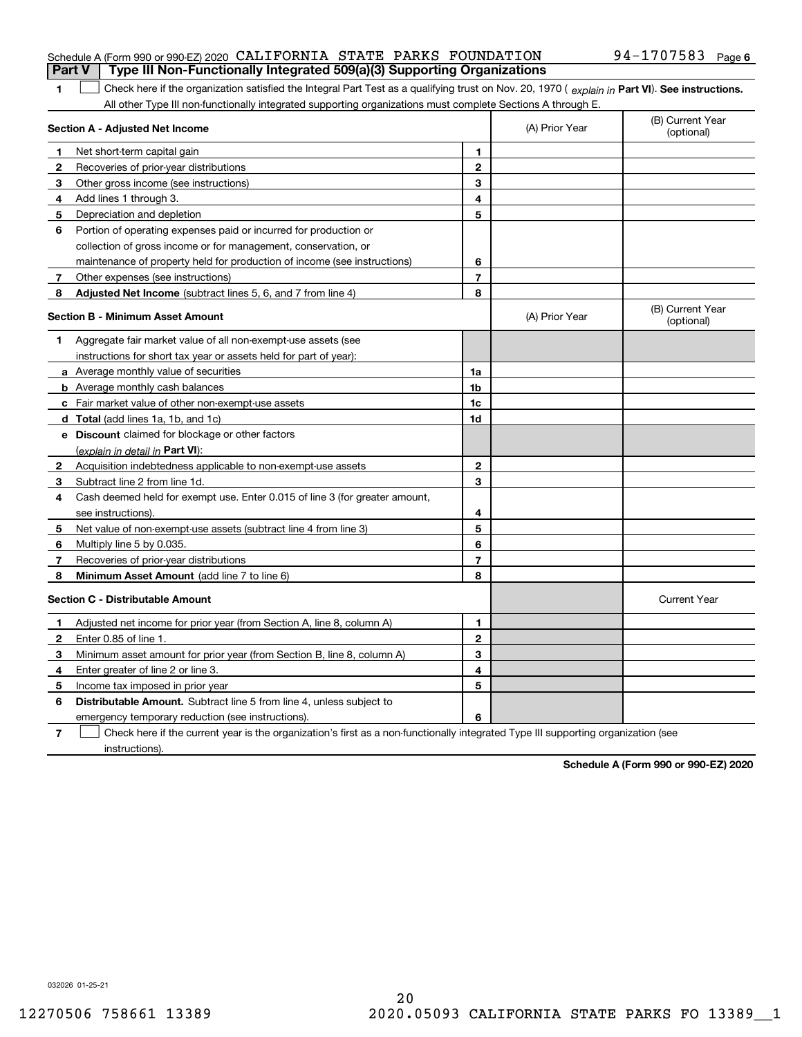Schedule A (Form 990 or 990-EZ) 2020 CALIFORNIA STATE PARKS FOUNDATION 94-1707583 Page 6

**Part V | Type III Non-Functionally Integrated 509(a)(3) Supporting Organizations**

**1** ☐ Check here if the organization satisfied the Integral Part Test as a qualifying trust on Nov. 20, 1970 ( *explain in* **Part VI**). **See instructions.** All other Type III non-functionally integrated supporting organizations must complete Sections A through E.

| **Section A - Adjusted Net Income** | | (A) Prior Year | (B) Current Year (optional) |
|---|---|---|---|
| **1** Net short-term capital gain | **1** | | |
| **2** Recoveries of prior-year distributions | **2** | | |
| **3** Other gross income (see instructions) | **3** | | |
| **4** Add lines 1 through 3. | **4** | | |
| **5** Depreciation and depletion | **5** | | |
| **6** Portion of operating expenses paid or incurred for production or collection of gross income or for management, conservation, or maintenance of property held for production of income (see instructions) | **6** | | |
| **7** Other expenses (see instructions) | **7** | | |
| **8** **Adjusted Net Income** (subtract lines 5, 6, and 7 from line 4) | **8** | | |

| **Section B - Minimum Asset Amount** | | (A) Prior Year | (B) Current Year (optional) |
|---|---|---|---|
| **1** Aggregate fair market value of all non-exempt-use assets (see instructions for short tax year or assets held for part of year): | | | |
| **a** Average monthly value of securities | **1a** | | |
| **b** Average monthly cash balances | **1b** | | |
| **c** Fair market value of other non-exempt-use assets | **1c** | | |
| **d** **Total** (add lines 1a, 1b, and 1c) | **1d** | | |
| **e** **Discount** claimed for blockage or other factors (*explain in detail in* **Part VI**): | | | |
| **2** Acquisition indebtedness applicable to non-exempt-use assets | **2** | | |
| **3** Subtract line 2 from line 1d. | **3** | | |
| **4** Cash deemed held for exempt use. Enter 0.015 of line 3 (for greater amount, see instructions). | **4** | | |
| **5** Net value of non-exempt-use assets (subtract line 4 from line 3) | **5** | | |
| **6** Multiply line 5 by 0.035. | **6** | | |
| **7** Recoveries of prior-year distributions | **7** | | |
| **8** **Minimum Asset Amount** (add line 7 to line 6) | **8** | | |

| **Section C - Distributable Amount** | | | Current Year |
|---|---|---|---|
| **1** Adjusted net income for prior year (from Section A, line 8, column A) | **1** | | |
| **2** Enter 0.85 of line 1. | **2** | | |
| **3** Minimum asset amount for prior year (from Section B, line 8, column A) | **3** | | |
| **4** Enter greater of line 2 or line 3. | **4** | | |
| **5** Income tax imposed in prior year | **5** | | |
| **6** **Distributable Amount.** Subtract line 5 from line 4, unless subject to emergency temporary reduction (see instructions). | **6** | | |

**7** ☐ Check here if the current year is the organization's first as a non-functionally integrated Type III supporting organization (see instructions).

**Schedule A (Form 990 or 990-EZ) 2020**

032026 01-25-21

12270506 758661 13389 2020.05093 CALIFORNIA STATE PARKS FO 13389__1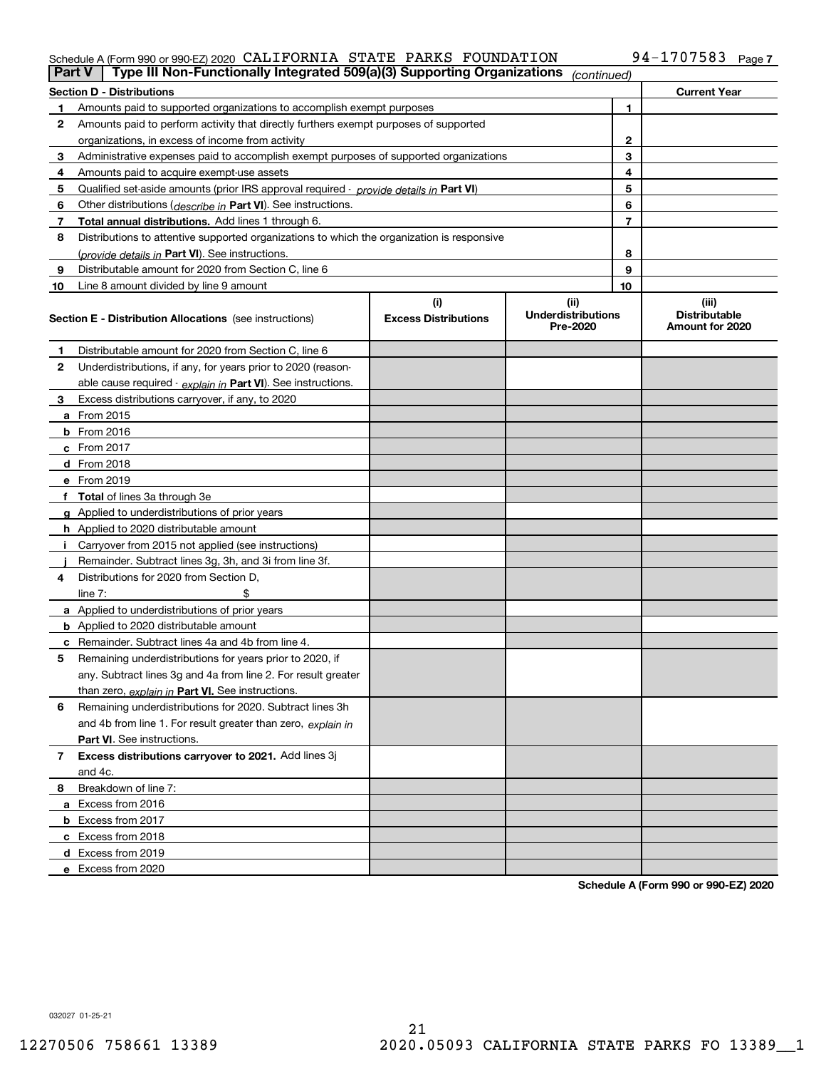Schedule A (Form 990 or 990-EZ) 2020 CALIFORNIA STATE PARKS FOUNDATION 94-1707583 Page 7

**Part V | Type III Non-Functionally Integrated 509(a)(3) Supporting Organizations** *(continued)*

| **Section D - Distributions** | | **Current Year** |
|---|---|---|
| **1** Amounts paid to supported organizations to accomplish exempt purposes | 1 | |
| **2** Amounts paid to perform activity that directly furthers exempt purposes of supported organizations, in excess of income from activity | 2 | |
| **3** Administrative expenses paid to accomplish exempt purposes of supported organizations | 3 | |
| **4** Amounts paid to acquire exempt-use assets | 4 | |
| **5** Qualified set-aside amounts (prior IRS approval required - *provide details in* **Part VI**) | 5 | |
| **6** Other distributions (*describe in* **Part VI**). See instructions. | 6 | |
| **7** **Total annual distributions.** Add lines 1 through 6. | 7 | |
| **8** Distributions to attentive supported organizations to which the organization is responsive (*provide details in* **Part VI**). See instructions. | 8 | |
| **9** Distributable amount for 2020 from Section C, line 6 | 9 | |
| **10** Line 8 amount divided by line 9 amount | 10 | |

| **Section E - Distribution Allocations** (see instructions) | (i) Excess Distributions | (ii) Underdistributions Pre-2020 | (iii) Distributable Amount for 2020 |
|---|---|---|---|
| **1** Distributable amount for 2020 from Section C, line 6 | | | |
| **2** Underdistributions, if any, for years prior to 2020 (reasonable cause required - *explain in* **Part VI**). See instructions. | | | |
| **3** Excess distributions carryover, if any, to 2020 | | | |
| **a** From 2015 | | | |
| **b** From 2016 | | | |
| **c** From 2017 | | | |
| **d** From 2018 | | | |
| **e** From 2019 | | | |
| **f** **Total** of lines 3a through 3e | | | |
| **g** Applied to underdistributions of prior years | | | |
| **h** Applied to 2020 distributable amount | | | |
| **i** Carryover from 2015 not applied (see instructions) | | | |
| **j** Remainder. Subtract lines 3g, 3h, and 3i from line 3f. | | | |
| **4** Distributions for 2020 from Section D, line 7: $ | | | |
| **a** Applied to underdistributions of prior years | | | |
| **b** Applied to 2020 distributable amount | | | |
| **c** Remainder. Subtract lines 4a and 4b from line 4. | | | |
| **5** Remaining underdistributions for years prior to 2020, if any. Subtract lines 3g and 4a from line 2. For result greater than zero, *explain in* **Part VI.** See instructions. | | | |
| **6** Remaining underdistributions for 2020. Subtract lines 3h and 4b from line 1. For result greater than zero, *explain in* **Part VI**. See instructions. | | | |
| **7** **Excess distributions carryover to 2021.** Add lines 3j and 4c. | | | |
| **8** Breakdown of line 7: | | | |
| **a** Excess from 2016 | | | |
| **b** Excess from 2017 | | | |
| **c** Excess from 2018 | | | |
| **d** Excess from 2019 | | | |
| **e** Excess from 2020 | | | |

**Schedule A (Form 990 or 990-EZ) 2020**

032027 01-25-21

12270506 758661 13389 2020.05093 CALIFORNIA STATE PARKS FO 13389__1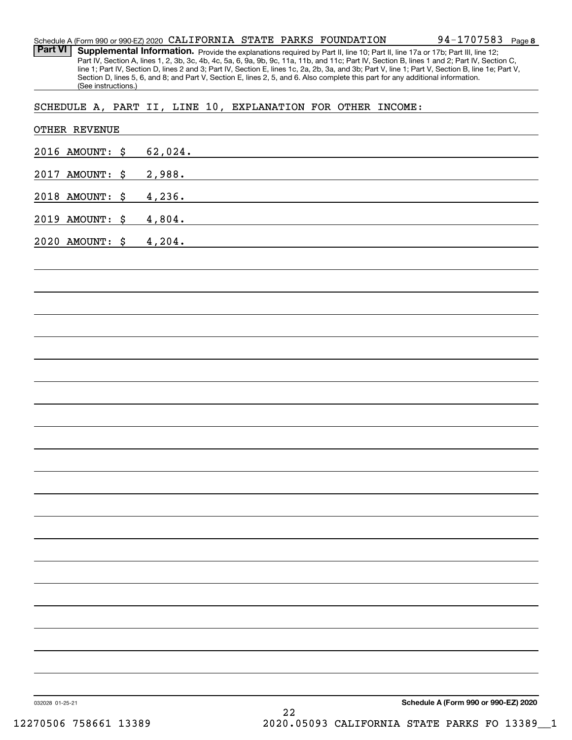Schedule A (Form 990 or 990-EZ) 2020 CALIFORNIA STATE PARKS FOUNDATION 94-1707583 Page **8**

**Part VI** **Supplemental Information.** Provide the explanations required by Part II, line 10; Part II, line 17a or 17b; Part III, line 12; Part IV, Section A, lines 1, 2, 3b, 3c, 4b, 4c, 5a, 6, 9a, 9b, 9c, 11a, 11b, and 11c; Part IV, Section B, lines 1 and 2; Part IV, Section C, line 1; Part IV, Section D, lines 2 and 3; Part IV, Section E, lines 1c, 2a, 2b, 3a, and 3b; Part V, line 1; Part V, Section B, line 1e; Part V, Section D, lines 5, 6, and 8; and Part V, Section E, lines 2, 5, and 6. Also complete this part for any additional information. (See instructions.)

SCHEDULE A, PART II, LINE 10, EXPLANATION FOR OTHER INCOME:

OTHER REVENUE

2016 AMOUNT: $ 62,024.

2017 AMOUNT: $ 2,988.

2018 AMOUNT: $ 4,236.

2019 AMOUNT: $ 4,804.

2020 AMOUNT: $ 4,204.

032028 01-25-21 **Schedule A (Form 990 or 990-EZ) 2020**

12270506 758661 13389 2020.05093 CALIFORNIA STATE PARKS FO 13389__1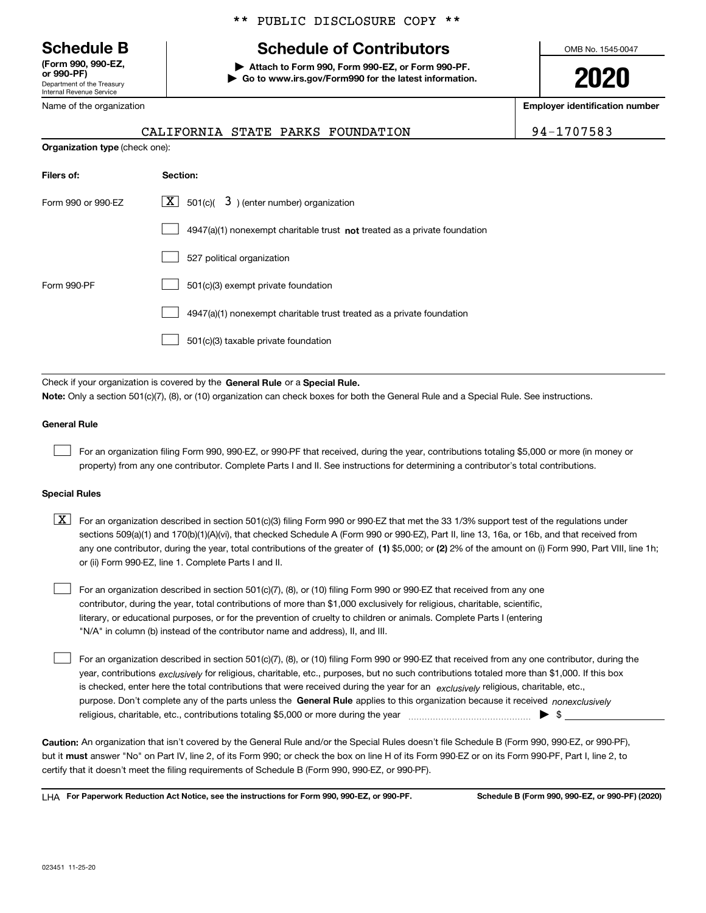\*\* PUBLIC DISCLOSURE COPY \*\*

# Schedule B

**(Form 990, 990-EZ, or 990-PF)**
Department of the Treasury
Internal Revenue Service

## Schedule of Contributors

▶ **Attach to Form 990, Form 990-EZ, or Form 990-PF.**
▶ **Go to www.irs.gov/Form990 for the latest information.**

OMB No. 1545-0047

**2020**

| Name of the organization | Employer identification number |
|---|---|
| CALIFORNIA STATE PARKS FOUNDATION | 94-1707583 |

**Organization type** (check one):

| Filers of: | Section: |
|---|---|
| Form 990 or 990-EZ | [X] 501(c)( 3 ) (enter number) organization |
| | [ ] 4947(a)(1) nonexempt charitable trust **not** treated as a private foundation |
| | [ ] 527 political organization |
| Form 990-PF | [ ] 501(c)(3) exempt private foundation |
| | [ ] 4947(a)(1) nonexempt charitable trust treated as a private foundation |
| | [ ] 501(c)(3) taxable private foundation |

Check if your organization is covered by the **General Rule** or a **Special Rule.**

**Note:** Only a section 501(c)(7), (8), or (10) organization can check boxes for both the General Rule and a Special Rule. See instructions.

**General Rule**

[ ] For an organization filing Form 990, 990-EZ, or 990-PF that received, during the year, contributions totaling $5,000 or more (in money or property) from any one contributor. Complete Parts I and II. See instructions for determining a contributor's total contributions.

**Special Rules**

[X] For an organization described in section 501(c)(3) filing Form 990 or 990-EZ that met the 33 1/3% support test of the regulations under sections 509(a)(1) and 170(b)(1)(A)(vi), that checked Schedule A (Form 990 or 990-EZ), Part II, line 13, 16a, or 16b, and that received from any one contributor, during the year, total contributions of the greater of **(1)** $5,000; or **(2)** 2% of the amount on (i) Form 990, Part VIII, line 1h; or (ii) Form 990-EZ, line 1. Complete Parts I and II.

[ ] For an organization described in section 501(c)(7), (8), or (10) filing Form 990 or 990-EZ that received from any one contributor, during the year, total contributions of more than $1,000 exclusively for religious, charitable, scientific, literary, or educational purposes, or for the prevention of cruelty to children or animals. Complete Parts I (entering "N/A" in column (b) instead of the contributor name and address), II, and III.

[ ] For an organization described in section 501(c)(7), (8), or (10) filing Form 990 or 990-EZ that received from any one contributor, during the year, contributions *exclusively* for religious, charitable, etc., purposes, but no such contributions totaled more than $1,000. If this box is checked, enter here the total contributions that were received during the year for an *exclusively* religious, charitable, etc., purpose. Don't complete any of the parts unless the **General Rule** applies to this organization because it received *nonexclusively* religious, charitable, etc., contributions totaling $5,000 or more during the year ▶ $

**Caution:** An organization that isn't covered by the General Rule and/or the Special Rules doesn't file Schedule B (Form 990, 990-EZ, or 990-PF), but it **must** answer "No" on Part IV, line 2, of its Form 990; or check the box on line H of its Form 990-EZ or on its Form 990-PF, Part I, line 2, to certify that it doesn't meet the filing requirements of Schedule B (Form 990, 990-EZ, or 990-PF).

LHA **For Paperwork Reduction Act Notice, see the instructions for Form 990, 990-EZ, or 990-PF.** **Schedule B (Form 990, 990-EZ, or 990-PF) (2020)**

023451 11-25-20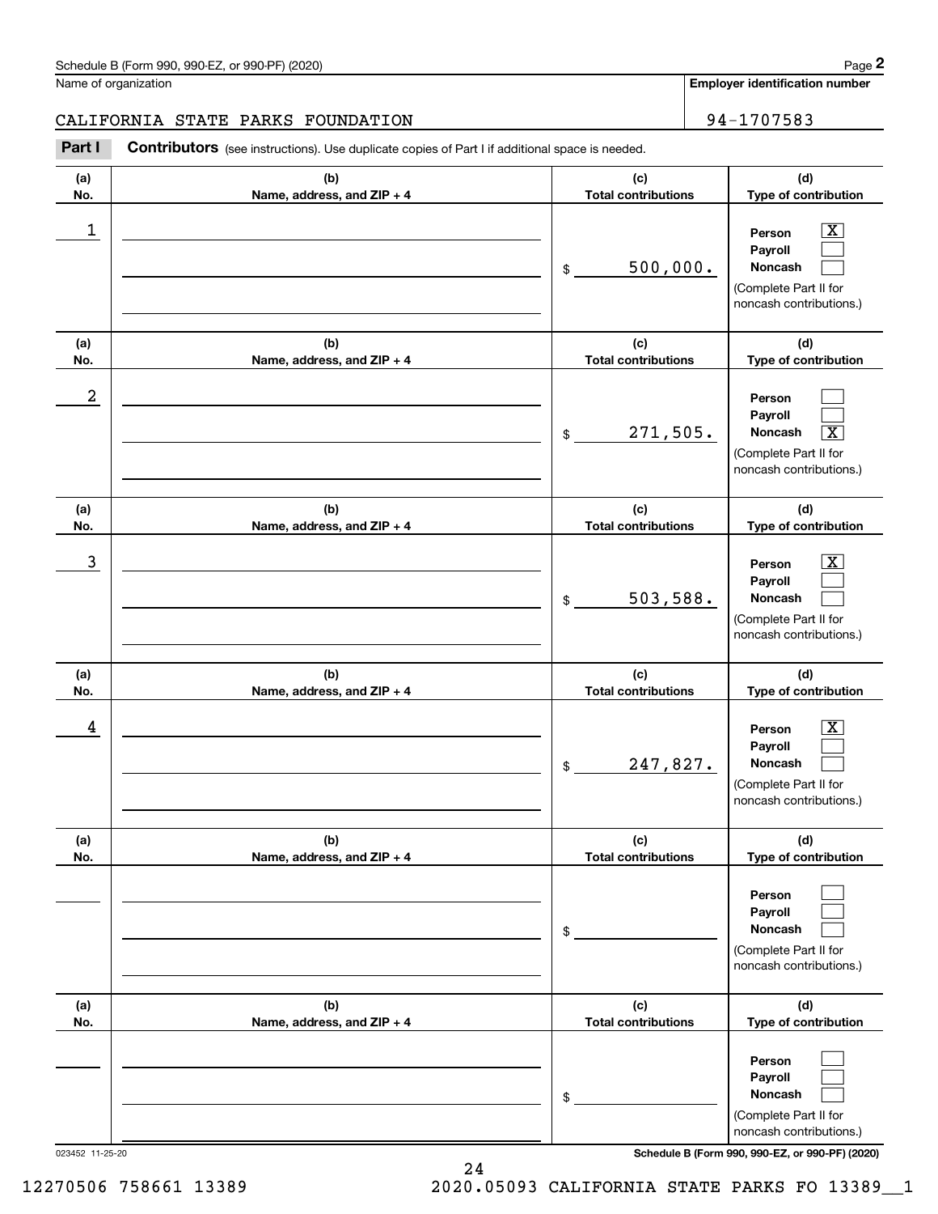Schedule B (Form 990, 990-EZ, or 990-PF) (2020)

Name of organization: CALIFORNIA STATE PARKS FOUNDATION

Employer identification number: 94-1707583

**Part I** **Contributors** (see instructions). Use duplicate copies of Part I if additional space is needed.

| (a) No. | (b) Name, address, and ZIP + 4 | (c) Total contributions | (d) Type of contribution |
|---|---|---|---|
| 1 | | $ 500,000. | Person [X] Payroll [ ] Noncash [ ] (Complete Part II for noncash contributions.) |
| 2 | | $ 271,505. | Person [ ] Payroll [ ] Noncash [X] (Complete Part II for noncash contributions.) |
| 3 | | $ 503,588. | Person [X] Payroll [ ] Noncash [ ] (Complete Part II for noncash contributions.) |
| 4 | | $ 247,827. | Person [X] Payroll [ ] Noncash [ ] (Complete Part II for noncash contributions.) |
| | | $ | Person [ ] Payroll [ ] Noncash [ ] (Complete Part II for noncash contributions.) |
| | | $ | Person [ ] Payroll [ ] Noncash [ ] (Complete Part II for noncash contributions.) |

023452 11-25-20

Schedule B (Form 990, 990-EZ, or 990-PF) (2020)

12270506 758661 13389 2020.05093 CALIFORNIA STATE PARKS FO 13389__1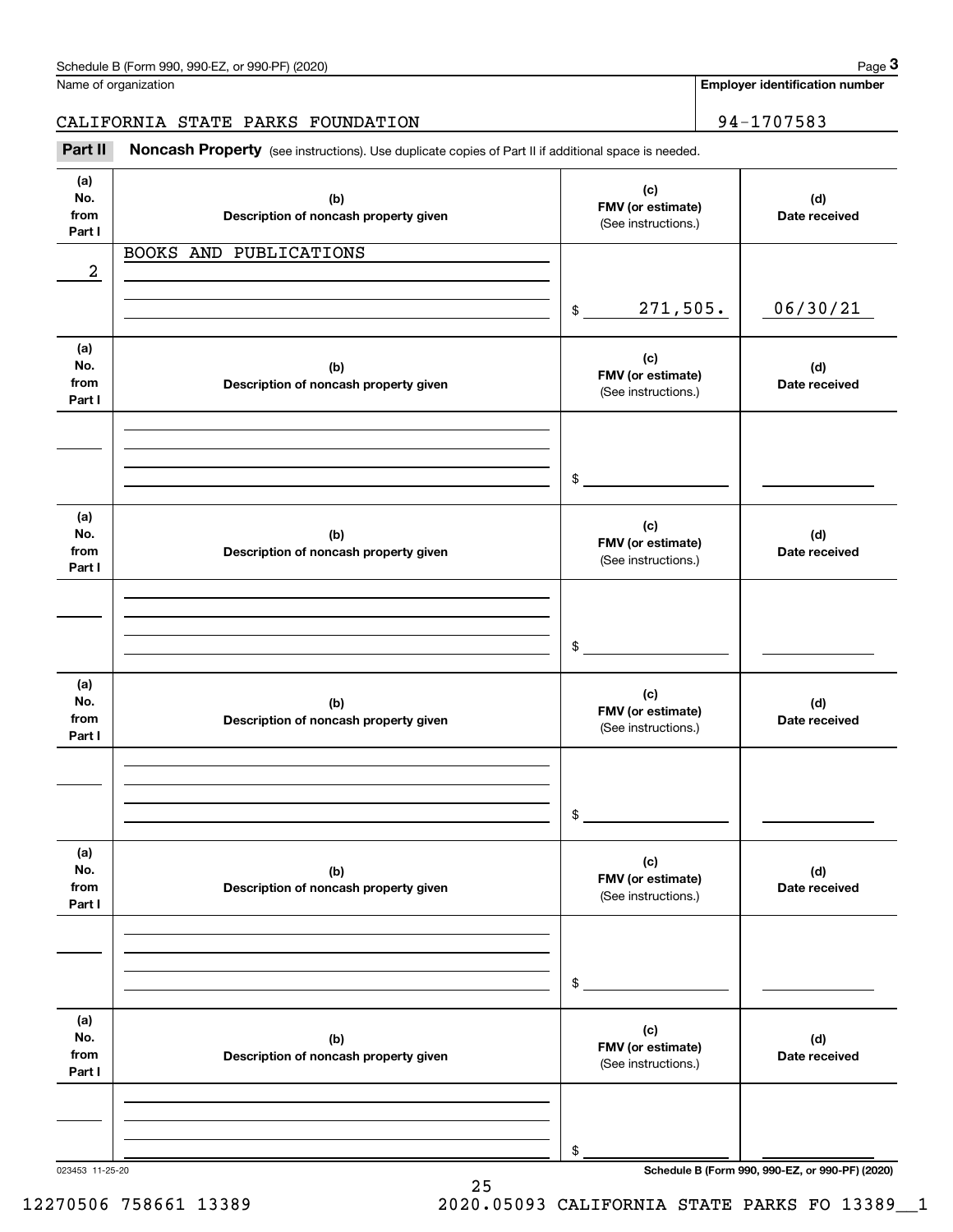Name of organization

CALIFORNIA STATE PARKS FOUNDATION

**Employer identification number**

94-1707583

## Part II Noncash Property

(see instructions). Use duplicate copies of Part II if additional space is needed.

| (a) No. from Part I | (b) Description of noncash property given | (c) FMV (or estimate) (See instructions.) | (d) Date received |
|---|---|---|---|
| 2 | BOOKS AND PUBLICATIONS | $ 271,505. | 06/30/21 |
| | | $ | |
| | | $ | |
| | | $ | |
| | | $ | |
| | | $ | |

023453 11-25-20

**Schedule B (Form 990, 990-EZ, or 990-PF) (2020)**

12270506 758661 13389 2020.05093 CALIFORNIA STATE PARKS FO 13389__1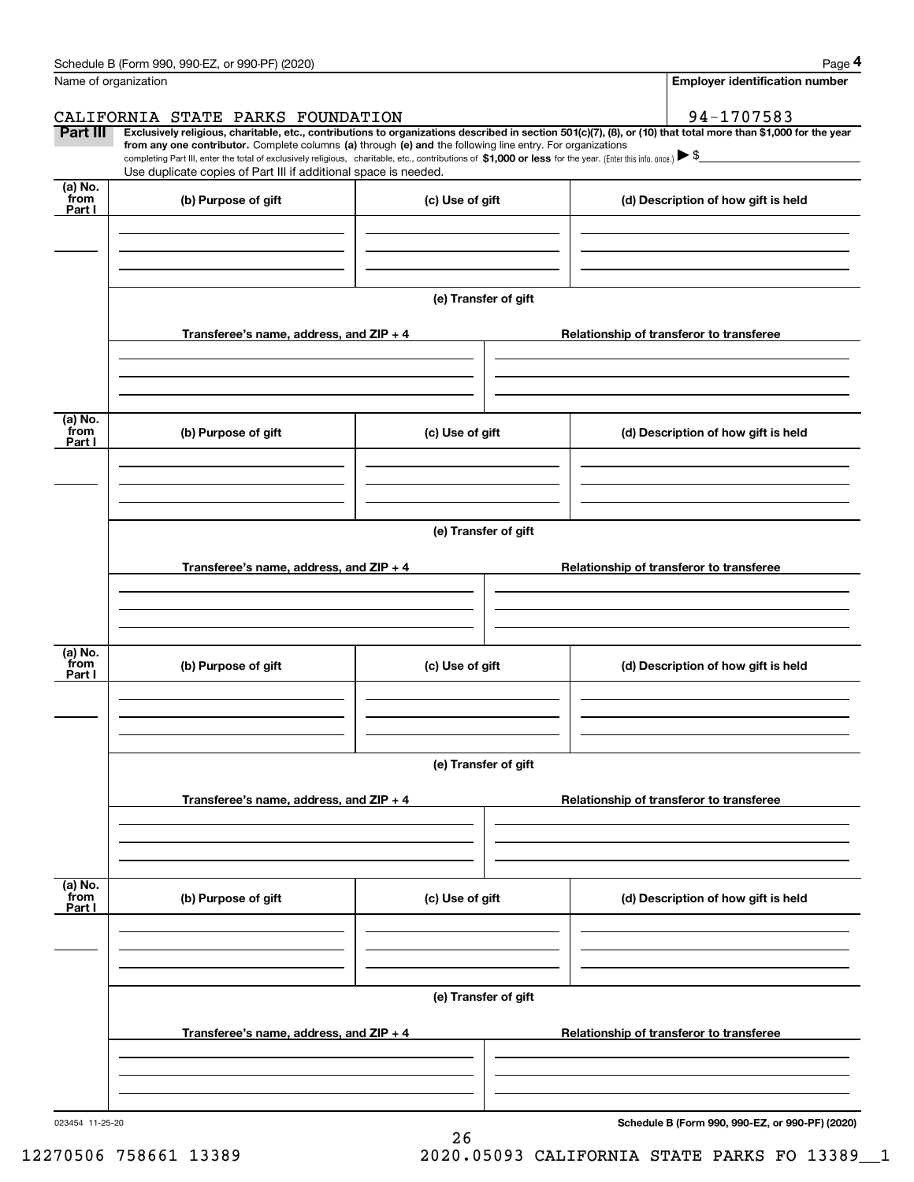Name of organization

CALIFORNIA STATE PARKS FOUNDATION

**Employer identification number**

94-1707583

**Part III** **Exclusively religious, charitable, etc., contributions to organizations described in section 501(c)(7), (8), or (10) that total more than $1,000 for the year from any one contributor.** Complete columns **(a)** through **(e) and** the following line entry. For organizations completing Part III, enter the total of exclusively religious, charitable, etc., contributions of **$1,000 or less** for the year. (Enter this info. once.) ▶ $

Use duplicate copies of Part III if additional space is needed.

| (a) No. from Part I | (b) Purpose of gift | (c) Use of gift | (d) Description of how gift is held |
|---|---|---|---|
| | | | |

**(e) Transfer of gift**

| Transferee's name, address, and ZIP + 4 | Relationship of transferor to transferee |
|---|---|
| | |

| (a) No. from Part I | (b) Purpose of gift | (c) Use of gift | (d) Description of how gift is held |
|---|---|---|---|
| | | | |

**(e) Transfer of gift**

| Transferee's name, address, and ZIP + 4 | Relationship of transferor to transferee |
|---|---|
| | |

| (a) No. from Part I | (b) Purpose of gift | (c) Use of gift | (d) Description of how gift is held |
|---|---|---|---|
| | | | |

**(e) Transfer of gift**

| Transferee's name, address, and ZIP + 4 | Relationship of transferor to transferee |
|---|---|
| | |

| (a) No. from Part I | (b) Purpose of gift | (c) Use of gift | (d) Description of how gift is held |
|---|---|---|---|
| | | | |

**(e) Transfer of gift**

| Transferee's name, address, and ZIP + 4 | Relationship of transferor to transferee |
|---|---|
| | |

023454 11-25-20

**Schedule B (Form 990, 990-EZ, or 990-PF) (2020)**

12270506 758661 13389 2020.05093 CALIFORNIA STATE PARKS FO 13389__1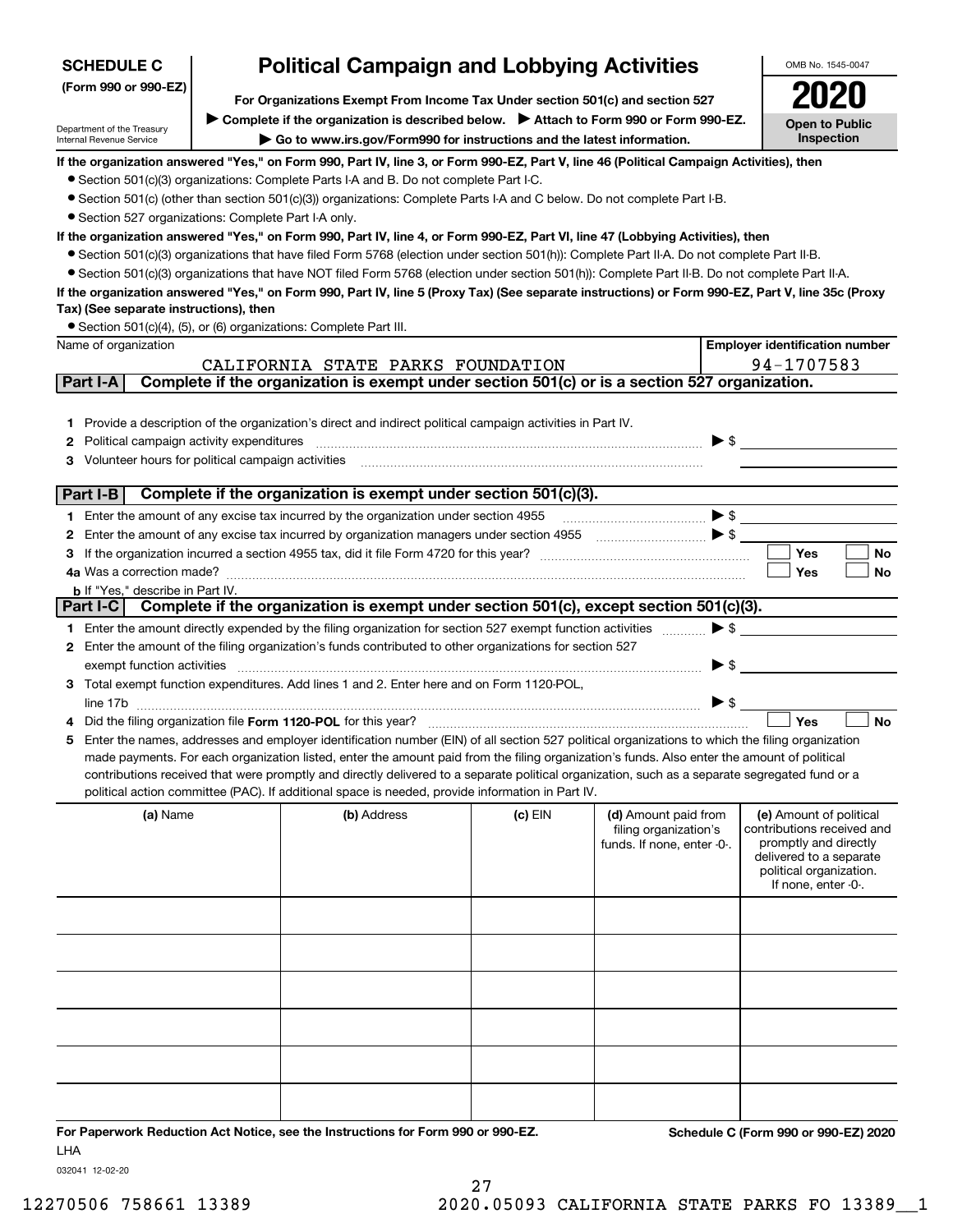**SCHEDULE C (Form 990 or 990-EZ)**

Department of the Treasury
Internal Revenue Service

# Political Campaign and Lobbying Activities

**For Organizations Exempt From Income Tax Under section 501(c) and section 527**

▶ **Complete if the organization is described below.** ▶ **Attach to Form 990 or Form 990-EZ.**

▶ **Go to www.irs.gov/Form990 for instructions and the latest information.**

OMB No. 1545-0047

**2020**

**Open to Public Inspection**

**If the organization answered "Yes," on Form 990, Part IV, line 3, or Form 990-EZ, Part V, line 46 (Political Campaign Activities), then**

- Section 501(c)(3) organizations: Complete Parts I-A and B. Do not complete Part I-C.
- Section 501(c) (other than section 501(c)(3)) organizations: Complete Parts I-A and C below. Do not complete Part I-B.
- Section 527 organizations: Complete Part I-A only.

**If the organization answered "Yes," on Form 990, Part IV, line 4, or Form 990-EZ, Part VI, line 47 (Lobbying Activities), then**

- Section 501(c)(3) organizations that have filed Form 5768 (election under section 501(h)): Complete Part II-A. Do not complete Part II-B.
- Section 501(c)(3) organizations that have NOT filed Form 5768 (election under section 501(h)): Complete Part II-B. Do not complete Part II-A.

**If the organization answered "Yes," on Form 990, Part IV, line 5 (Proxy Tax) (See separate instructions) or Form 990-EZ, Part V, line 35c (Proxy Tax) (See separate instructions), then**

- Section 501(c)(4), (5), or (6) organizations: Complete Part III.

| Name of organization | Employer identification number |
|---|---|
| CALIFORNIA STATE PARKS FOUNDATION | 94-1707583 |

## Part I-A Complete if the organization is exempt under section 501(c) or is a section 527 organization.

1. Provide a description of the organization's direct and indirect political campaign activities in Part IV.
2. Political campaign activity expenditures ▶ $
3. Volunteer hours for political campaign activities

## Part I-B Complete if the organization is exempt under section 501(c)(3).

1. Enter the amount of any excise tax incurred by the organization under section 4955 ▶ $
2. Enter the amount of any excise tax incurred by organization managers under section 4955 ▶ $
3. If the organization incurred a section 4955 tax, did it file Form 4720 for this year? ☐ Yes ☐ No

4a. Was a correction made? ☐ Yes ☐ No

b. If "Yes," describe in Part IV.

## Part I-C Complete if the organization is exempt under section 501(c), except section 501(c)(3).

1. Enter the amount directly expended by the filing organization for section 527 exempt function activities ▶ $
2. Enter the amount of the filing organization's funds contributed to other organizations for section 527 exempt function activities ▶ $
3. Total exempt function expenditures. Add lines 1 and 2. Enter here and on Form 1120-POL, line 17b ▶ $
4. Did the filing organization file **Form 1120-POL** for this year? ☐ Yes ☐ No
5. Enter the names, addresses and employer identification number (EIN) of all section 527 political organizations to which the filing organization made payments. For each organization listed, enter the amount paid from the filing organization's funds. Also enter the amount of political contributions received that were promptly and directly delivered to a separate political organization, such as a separate segregated fund or a political action committee (PAC). If additional space is needed, provide information in Part IV.

| (a) Name | (b) Address | (c) EIN | (d) Amount paid from filing organization's funds. If none, enter -0-. | (e) Amount of political contributions received and promptly and directly delivered to a separate political organization. If none, enter -0-. |
|---|---|---|---|---|
| | | | | |
| | | | | |
| | | | | |
| | | | | |
| | | | | |
| | | | | |

**For Paperwork Reduction Act Notice, see the Instructions for Form 990 or 990-EZ.** **Schedule C (Form 990 or 990-EZ) 2020**

LHA

032041 12-02-20

12270506 758661 13389 2020.05093 CALIFORNIA STATE PARKS FO 13389__1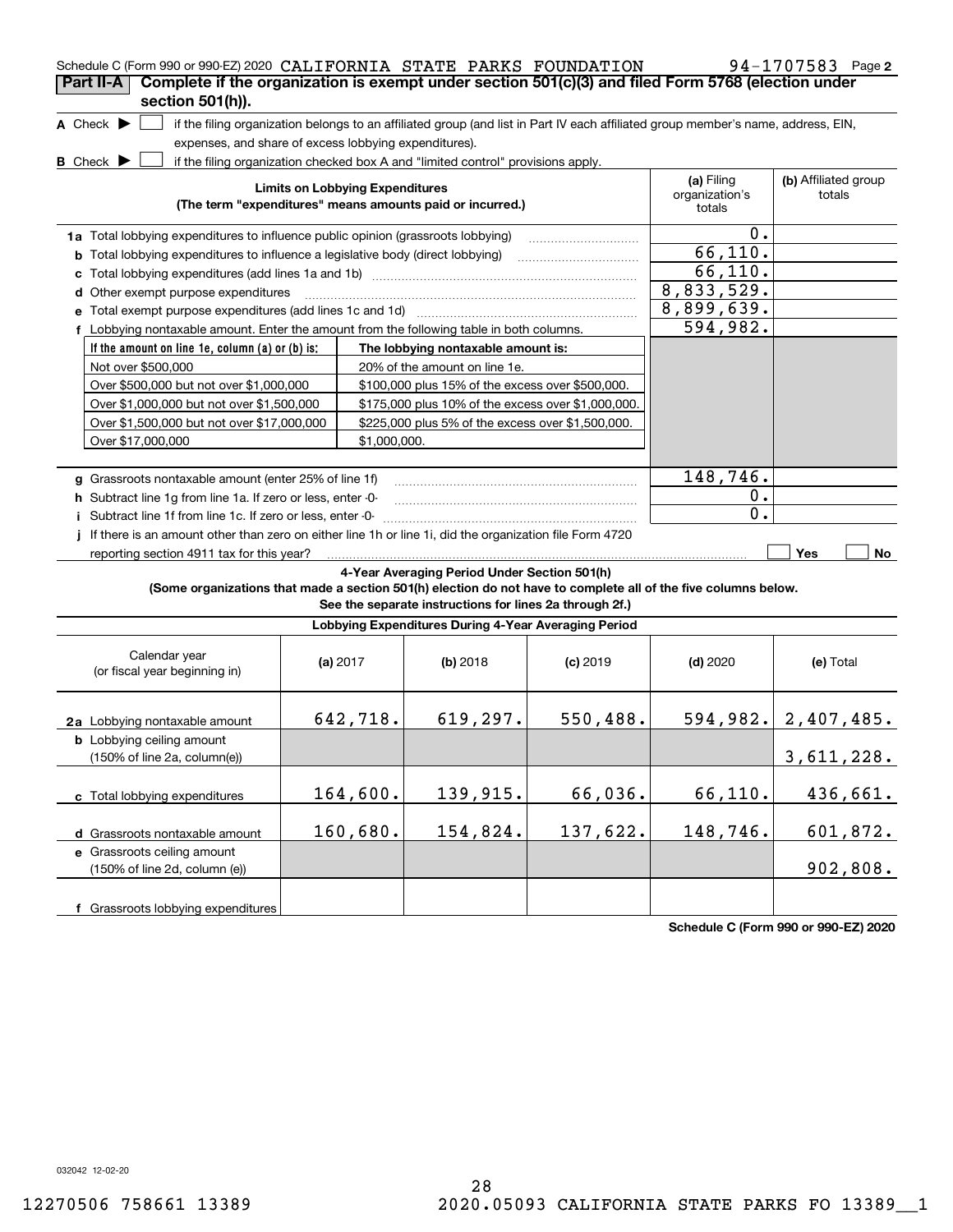Schedule C (Form 990 or 990-EZ) 2020 CALIFORNIA STATE PARKS FOUNDATION 94-1707583 Page 2

**Part II-A** **Complete if the organization is exempt under section 501(c)(3) and filed Form 5768 (election under section 501(h)).**

A Check ▶ ☐ if the filing organization belongs to an affiliated group (and list in Part IV each affiliated group member's name, address, EIN, expenses, and share of excess lobbying expenditures).

B Check ▶ ☐ if the filing organization checked box A and "limited control" provisions apply.

| **Limits on Lobbying Expenditures** (The term "expenditures" means amounts paid or incurred.) | **(a)** Filing organization's totals | **(b)** Affiliated group totals |
|---|---|---|
| **1a** Total lobbying expenditures to influence public opinion (grassroots lobbying) | 0. | |
| **b** Total lobbying expenditures to influence a legislative body (direct lobbying) | 66,110. | |
| **c** Total lobbying expenditures (add lines 1a and 1b) | 66,110. | |
| **d** Other exempt purpose expenditures | 8,833,529. | |
| **e** Total exempt purpose expenditures (add lines 1c and 1d) | 8,899,639. | |
| **f** Lobbying nontaxable amount. Enter the amount from the following table in both columns. | 594,982. | |

| If the amount on line 1e, column (a) or (b) is: | The lobbying nontaxable amount is: |
|---|---|
| Not over $500,000 | 20% of the amount on line 1e. |
| Over $500,000 but not over $1,000,000 | $100,000 plus 15% of the excess over $500,000. |
| Over $1,000,000 but not over $1,500,000 | $175,000 plus 10% of the excess over $1,000,000. |
| Over $1,500,000 but not over $17,000,000 | $225,000 plus 5% of the excess over $1,500,000. |
| Over $17,000,000 | $1,000,000. |

| | (a) | (b) |
|---|---|---|
| **g** Grassroots nontaxable amount (enter 25% of line 1f) | 148,746. | |
| **h** Subtract line 1g from line 1a. If zero or less, enter -0- | 0. | |
| **i** Subtract line 1f from line 1c. If zero or less, enter -0- | 0. | |
| **j** If there is an amount other than zero on either line 1h or line 1i, did the organization file Form 4720 reporting section 4911 tax for this year? | ☐ Yes | ☐ No |

**4-Year Averaging Period Under Section 501(h)**

**(Some organizations that made a section 501(h) election do not have to complete all of the five columns below. See the separate instructions for lines 2a through 2f.)**

**Lobbying Expenditures During 4-Year Averaging Period**

| Calendar year (or fiscal year beginning in) | **(a)** 2017 | **(b)** 2018 | **(c)** 2019 | **(d)** 2020 | **(e)** Total |
|---|---|---|---|---|---|
| **2a** Lobbying nontaxable amount | 642,718. | 619,297. | 550,488. | 594,982. | 2,407,485. |
| **b** Lobbying ceiling amount (150% of line 2a, column(e)) | | | | | 3,611,228. |
| **c** Total lobbying expenditures | 164,600. | 139,915. | 66,036. | 66,110. | 436,661. |
| **d** Grassroots nontaxable amount | 160,680. | 154,824. | 137,622. | 148,746. | 601,872. |
| **e** Grassroots ceiling amount (150% of line 2d, column (e)) | | | | | 902,808. |
| **f** Grassroots lobbying expenditures | | | | | |

**Schedule C (Form 990 or 990-EZ) 2020**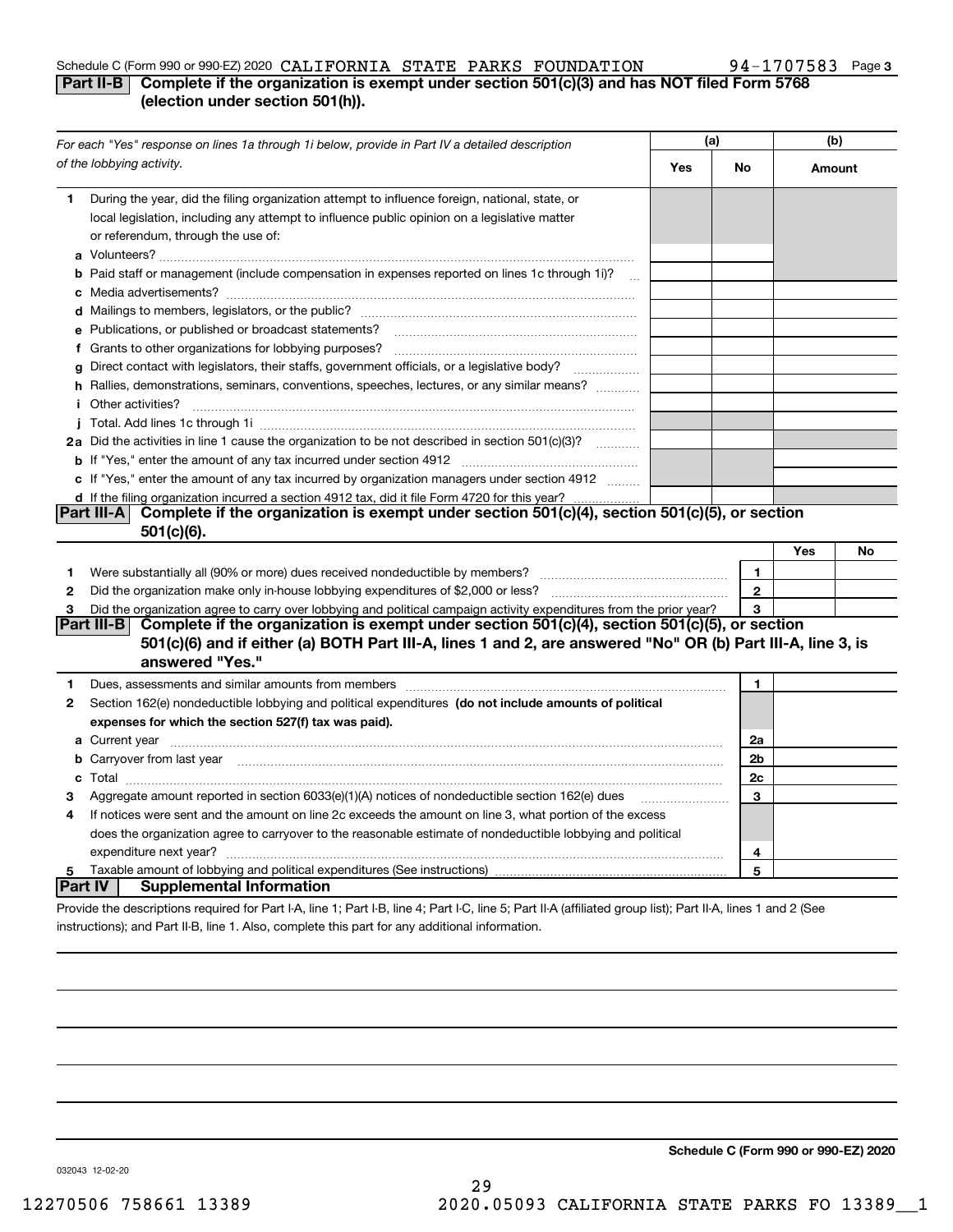Schedule C (Form 990 or 990-EZ) 2020 CALIFORNIA STATE PARKS FOUNDATION 94-1707583 Page 3

## Part II-B Complete if the organization is exempt under section 501(c)(3) and has NOT filed Form 5768 (election under section 501(h)).

| *For each "Yes" response on lines 1a through 1i below, provide in Part IV a detailed description of the lobbying activity.* | (a) Yes | (a) No | (b) Amount |
|---|---|---|---|
| **1** During the year, did the filing organization attempt to influence foreign, national, state, or local legislation, including any attempt to influence public opinion on a legislative matter or referendum, through the use of: | | | |
| **a** Volunteers? | | | |
| **b** Paid staff or management (include compensation in expenses reported on lines 1c through 1i)? | | | |
| **c** Media advertisements? | | | |
| **d** Mailings to members, legislators, or the public? | | | |
| **e** Publications, or published or broadcast statements? | | | |
| **f** Grants to other organizations for lobbying purposes? | | | |
| **g** Direct contact with legislators, their staffs, government officials, or a legislative body? | | | |
| **h** Rallies, demonstrations, seminars, conventions, speeches, lectures, or any similar means? | | | |
| **i** Other activities? | | | |
| **j** Total. Add lines 1c through 1i | | | |
| **2a** Did the activities in line 1 cause the organization to be not described in section 501(c)(3)? | | | |
| **b** If "Yes," enter the amount of any tax incurred under section 4912 | | | |
| **c** If "Yes," enter the amount of any tax incurred by organization managers under section 4912 | | | |
| **d** If the filing organization incurred a section 4912 tax, did it file Form 4720 for this year? | | | |

## Part III-A Complete if the organization is exempt under section 501(c)(4), section 501(c)(5), or section 501(c)(6).

| | | | Yes | No |
|---|---|---|---|---|
| **1** | Were substantially all (90% or more) dues received nondeductible by members? | 1 | | |
| **2** | Did the organization make only in-house lobbying expenditures of $2,000 or less? | 2 | | |
| **3** | Did the organization agree to carry over lobbying and political campaign activity expenditures from the prior year? | 3 | | |

## Part III-B Complete if the organization is exempt under section 501(c)(4), section 501(c)(5), or section 501(c)(6) and if either (a) BOTH Part III-A, lines 1 and 2, are answered "No" OR (b) Part III-A, line 3, is answered "Yes."

| | | | |
|---|---|---|---|
| **1** | Dues, assessments and similar amounts from members | 1 | |
| **2** | Section 162(e) nondeductible lobbying and political expenditures **(do not include amounts of political expenses for which the section 527(f) tax was paid).** | | |
| **a** | Current year | 2a | |
| **b** | Carryover from last year | 2b | |
| **c** | Total | 2c | |
| **3** | Aggregate amount reported in section 6033(e)(1)(A) notices of nondeductible section 162(e) dues | 3 | |
| **4** | If notices were sent and the amount on line 2c exceeds the amount on line 3, what portion of the excess does the organization agree to carryover to the reasonable estimate of nondeductible lobbying and political expenditure next year? | 4 | |
| **5** | Taxable amount of lobbying and political expenditures (See instructions) | 5 | |

## Part IV Supplemental Information

Provide the descriptions required for Part I-A, line 1; Part I-B, line 4; Part I-C, line 5; Part II-A (affiliated group list); Part II-A, lines 1 and 2 (See instructions); and Part II-B, line 1. Also, complete this part for any additional information.

**Schedule C (Form 990 or 990-EZ) 2020**

032043 12-02-20

12270506 758661 13389 2020.05093 CALIFORNIA STATE PARKS FO 13389__1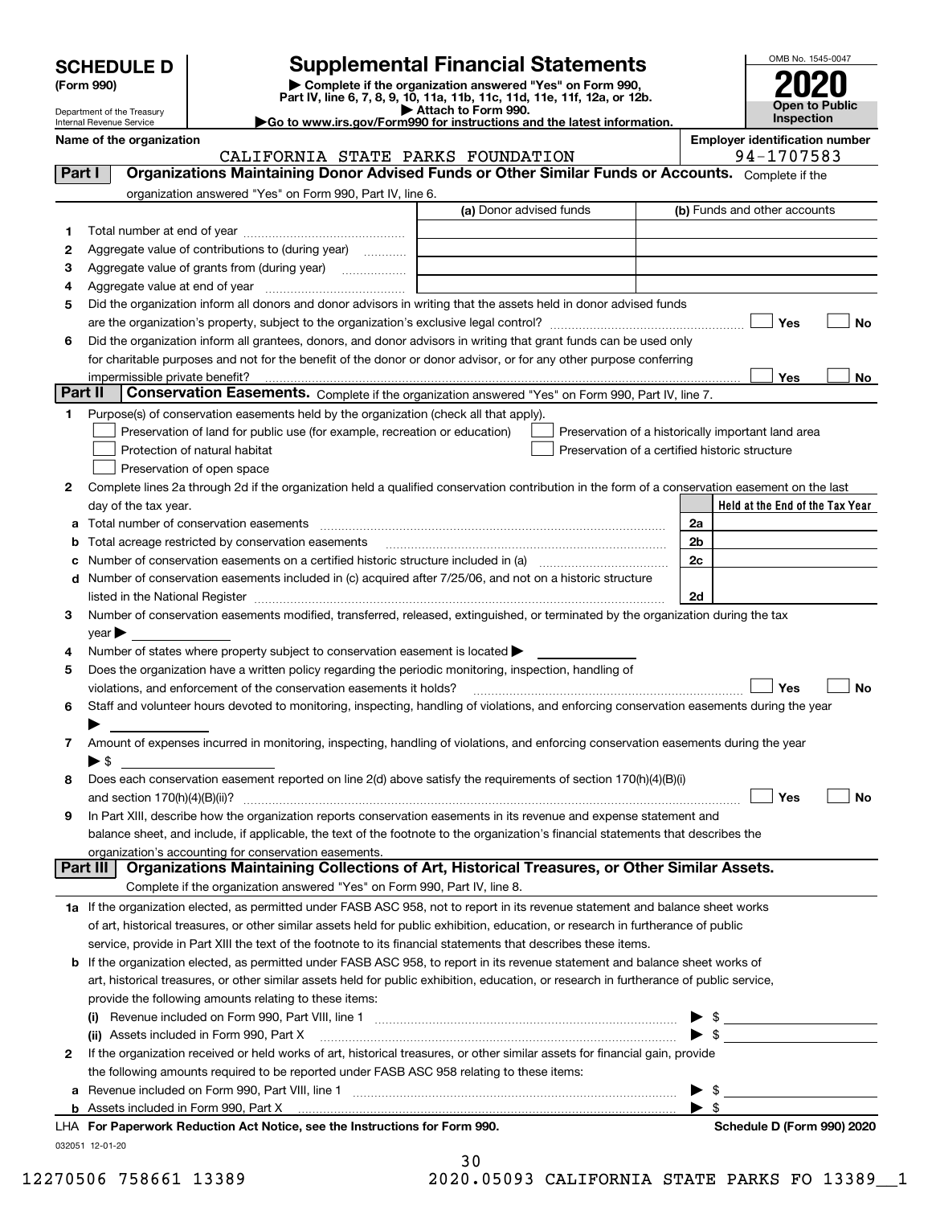**SCHEDULE D** (Form 990)

Department of the Treasury
Internal Revenue Service

# Supplemental Financial Statements

▶ Complete if the organization answered "Yes" on Form 990, Part IV, line 6, 7, 8, 9, 10, 11a, 11b, 11c, 11d, 11e, 11f, 12a, or 12b.
▶ Attach to Form 990.
▶Go to www.irs.gov/Form990 for instructions and the latest information.

OMB No. 1545-0047
**2020**
**Open to Public Inspection**

Name of the organization: CALIFORNIA STATE PARKS FOUNDATION
Employer identification number: 94-1707583

## Part I — Organizations Maintaining Donor Advised Funds or Other Similar Funds or Accounts.
Complete if the organization answered "Yes" on Form 990, Part IV, line 6.

| | | (a) Donor advised funds | (b) Funds and other accounts |
|---|---|---|---|
| 1 | Total number at end of year | | |
| 2 | Aggregate value of contributions to (during year) | | |
| 3 | Aggregate value of grants from (during year) | | |
| 4 | Aggregate value at end of year | | |

5 Did the organization inform all donors and donor advisors in writing that the assets held in donor advised funds are the organization's property, subject to the organization's exclusive legal control? ☐ Yes ☐ No

6 Did the organization inform all grantees, donors, and donor advisors in writing that grant funds can be used only for charitable purposes and not for the benefit of the donor or donor advisor, or for any other purpose conferring impermissible private benefit? ☐ Yes ☐ No

## Part II — Conservation Easements.
Complete if the organization answered "Yes" on Form 990, Part IV, line 7.

1 Purpose(s) of conservation easements held by the organization (check all that apply).

- ☐ Preservation of land for public use (for example, recreation or education)
- ☐ Protection of natural habitat
- ☐ Preservation of open space
- ☐ Preservation of a historically important land area
- ☐ Preservation of a certified historic structure

2 Complete lines 2a through 2d if the organization held a qualified conservation contribution in the form of a conservation easement on the last day of the tax year.

| | | | Held at the End of the Tax Year |
|---|---|---|---|
| a | Total number of conservation easements | 2a | |
| b | Total acreage restricted by conservation easements | 2b | |
| c | Number of conservation easements on a certified historic structure included in (a) | 2c | |
| d | Number of conservation easements included in (c) acquired after 7/25/06, and not on a historic structure listed in the National Register | 2d | |

3 Number of conservation easements modified, transferred, released, extinguished, or terminated by the organization during the tax year ▶

4 Number of states where property subject to conservation easement is located ▶

5 Does the organization have a written policy regarding the periodic monitoring, inspection, handling of violations, and enforcement of the conservation easements it holds? ☐ Yes ☐ No

6 Staff and volunteer hours devoted to monitoring, inspecting, handling of violations, and enforcing conservation easements during the year ▶

7 Amount of expenses incurred in monitoring, inspecting, handling of violations, and enforcing conservation easements during the year ▶ $

8 Does each conservation easement reported on line 2(d) above satisfy the requirements of section 170(h)(4)(B)(i) and section 170(h)(4)(B)(ii)? ☐ Yes ☐ No

9 In Part XIII, describe how the organization reports conservation easements in its revenue and expense statement and balance sheet, and include, if applicable, the text of the footnote to the organization's financial statements that describes the organization's accounting for conservation easements.

## Part III — Organizations Maintaining Collections of Art, Historical Treasures, or Other Similar Assets.
Complete if the organization answered "Yes" on Form 990, Part IV, line 8.

1a If the organization elected, as permitted under FASB ASC 958, not to report in its revenue statement and balance sheet works of art, historical treasures, or other similar assets held for public exhibition, education, or research in furtherance of public service, provide in Part XIII the text of the footnote to its financial statements that describes these items.

b If the organization elected, as permitted under FASB ASC 958, to report in its revenue statement and balance sheet works of art, historical treasures, or other similar assets held for public exhibition, education, or research in furtherance of public service, provide the following amounts relating to these items:

(i) Revenue included on Form 990, Part VIII, line 1 ▶ $

(ii) Assets included in Form 990, Part X ▶ $

2 If the organization received or held works of art, historical treasures, or other similar assets for financial gain, provide the following amounts required to be reported under FASB ASC 958 relating to these items:

a Revenue included on Form 990, Part VIII, line 1 ▶ $

b Assets included in Form 990, Part X ▶ $

LHA For Paperwork Reduction Act Notice, see the Instructions for Form 990. Schedule D (Form 990) 2020

032051 12-01-20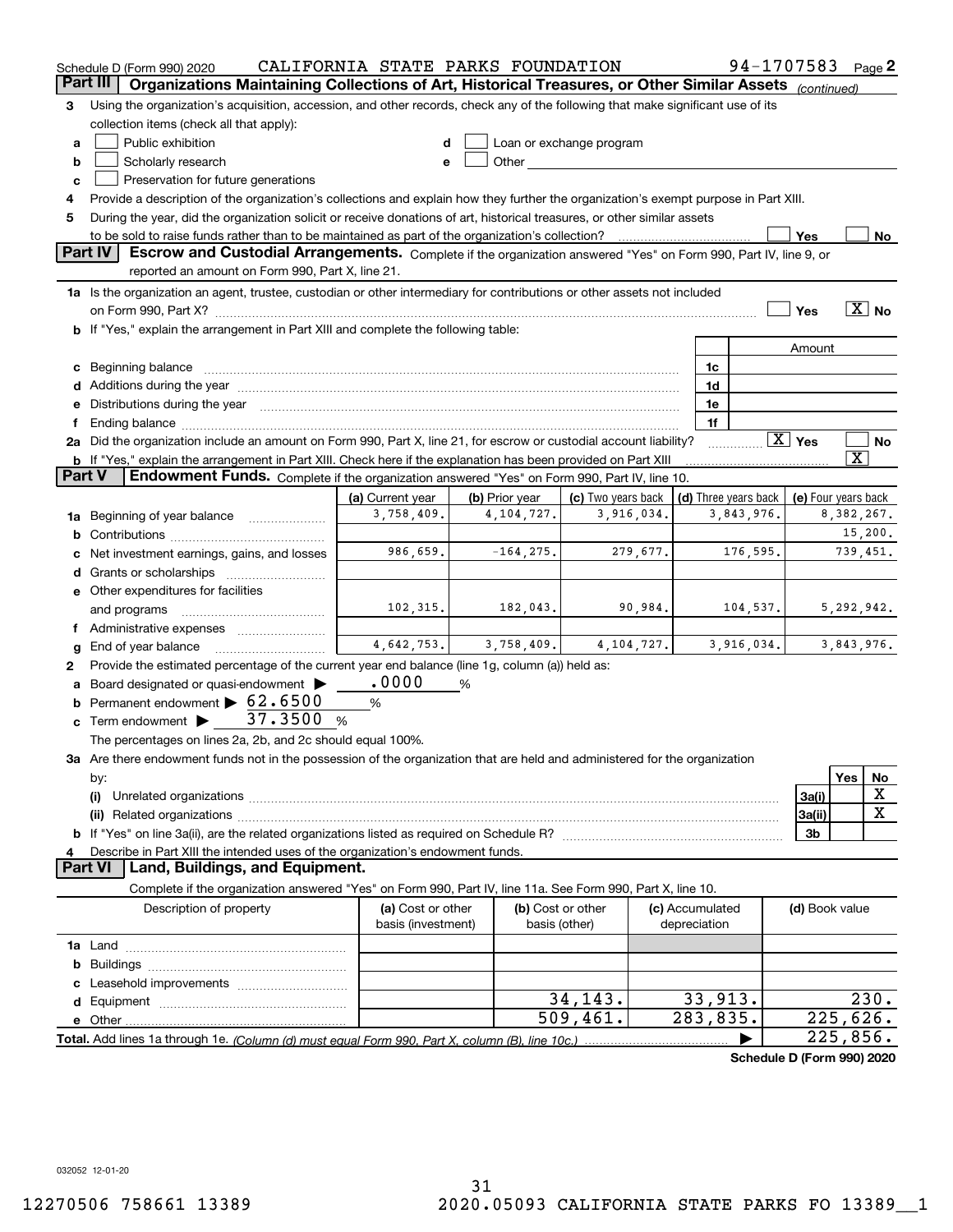Schedule D (Form 990) 2020 CALIFORNIA STATE PARKS FOUNDATION 94-1707583 Page 2

## Part III Organizations Maintaining Collections of Art, Historical Treasures, or Other Similar Assets *(continued)*

**3** Using the organization's acquisition, accession, and other records, check any of the following that make significant use of its collection items (check all that apply):

- **a** ☐ Public exhibition
- **b** ☐ Scholarly research
- **c** ☐ Preservation for future generations
- **d** ☐ Loan or exchange program
- **e** ☐ Other

**4** Provide a description of the organization's collections and explain how they further the organization's exempt purpose in Part XIII.

**5** During the year, did the organization solicit or receive donations of art, historical treasures, or other similar assets to be sold to raise funds rather than to be maintained as part of the organization's collection? ☐ Yes ☐ No

## Part IV Escrow and Custodial Arrangements.

Complete if the organization answered "Yes" on Form 990, Part IV, line 9, or reported an amount on Form 990, Part X, line 21.

**1a** Is the organization an agent, trustee, custodian or other intermediary for contributions or other assets not included on Form 990, Part X? ☐ Yes ☒ No

**b** If "Yes," explain the arrangement in Part XIII and complete the following table:

| | | Amount |
|---|---|---|
| **c** Beginning balance | 1c | |
| **d** Additions during the year | 1d | |
| **e** Distributions during the year | 1e | |
| **f** Ending balance | 1f | |

**2a** Did the organization include an amount on Form 990, Part X, line 21, for escrow or custodial account liability? ☒ Yes ☐ No

**b** If "Yes," explain the arrangement in Part XIII. Check here if the explanation has been provided on Part XIII ☒

## Part V Endowment Funds.

Complete if the organization answered "Yes" on Form 990, Part IV, line 10.

| | (a) Current year | (b) Prior year | (c) Two years back | (d) Three years back | (e) Four years back |
|---|---|---|---|---|---|
| **1a** Beginning of year balance | 3,758,409. | 4,104,727. | 3,916,034. | 3,843,976. | 8,382,267. |
| **b** Contributions | | | | | 15,200. |
| **c** Net investment earnings, gains, and losses | 986,659. | -164,275. | 279,677. | 176,595. | 739,451. |
| **d** Grants or scholarships | | | | | |
| **e** Other expenditures for facilities and programs | 102,315. | 182,043. | 90,984. | 104,537. | 5,292,942. |
| **f** Administrative expenses | | | | | |
| **g** End of year balance | 4,642,753. | 3,758,409. | 4,104,727. | 3,916,034. | 3,843,976. |

**2** Provide the estimated percentage of the current year end balance (line 1g, column (a)) held as:

- **a** Board designated or quasi-endowment ▶ .0000 %
- **b** Permanent endowment ▶ 62.6500 %
- **c** Term endowment ▶ 37.3500 %

The percentages on lines 2a, 2b, and 2c should equal 100%.

**3a** Are there endowment funds not in the possession of the organization that are held and administered for the organization by:

| | | Yes | No |
|---|---|---|---|
| **(i)** Unrelated organizations | 3a(i) | | X |
| **(ii)** Related organizations | 3a(ii) | | X |
| **b** If "Yes" on line 3a(ii), are the related organizations listed as required on Schedule R? | 3b | | |

**4** Describe in Part XIII the intended uses of the organization's endowment funds.

## Part VI Land, Buildings, and Equipment.

Complete if the organization answered "Yes" on Form 990, Part IV, line 11a. See Form 990, Part X, line 10.

| Description of property | (a) Cost or other basis (investment) | (b) Cost or other basis (other) | (c) Accumulated depreciation | (d) Book value |
|---|---|---|---|---|
| **1a** Land | | | | |
| **b** Buildings | | | | |
| **c** Leasehold improvements | | | | |
| **d** Equipment | | 34,143. | 33,913. | 230. |
| **e** Other | | 509,461. | 283,835. | 225,626. |
| **Total.** Add lines 1a through 1e. *(Column (d) must equal Form 990, Part X, column (B), line 10c.)* | | | ▶ | 225,856. |

Schedule D (Form 990) 2020

032052 12-01-20

12270506 758661 13389 2020.05093 CALIFORNIA STATE PARKS FO 13389__1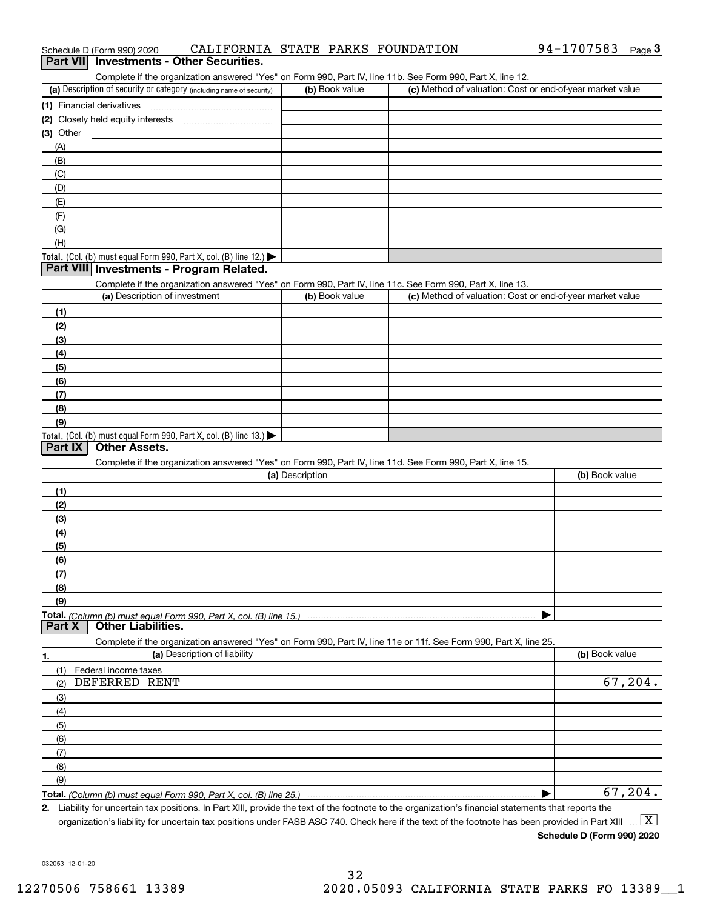Schedule D (Form 990) 2020 CALIFORNIA STATE PARKS FOUNDATION 94-1707583 Page 3

## Part VII Investments - Other Securities.

Complete if the organization answered "Yes" on Form 990, Part IV, line 11b. See Form 990, Part X, line 12.

| (a) Description of security or category (including name of security) | (b) Book value | (c) Method of valuation: Cost or end-of-year market value |
|---|---|---|
| (1) Financial derivatives | | |
| (2) Closely held equity interests | | |
| (3) Other | | |
| (A) | | |
| (B) | | |
| (C) | | |
| (D) | | |
| (E) | | |
| (F) | | |
| (G) | | |
| (H) | | |
| **Total.** (Col. (b) must equal Form 990, Part X, col. (B) line 12.) ▶ | | |

## Part VIII Investments - Program Related.

Complete if the organization answered "Yes" on Form 990, Part IV, line 11c. See Form 990, Part X, line 13.

| (a) Description of investment | (b) Book value | (c) Method of valuation: Cost or end-of-year market value |
|---|---|---|
| (1) | | |
| (2) | | |
| (3) | | |
| (4) | | |
| (5) | | |
| (6) | | |
| (7) | | |
| (8) | | |
| (9) | | |
| **Total.** (Col. (b) must equal Form 990, Part X, col. (B) line 13.) ▶ | | |

## Part IX Other Assets.

Complete if the organization answered "Yes" on Form 990, Part IV, line 11d. See Form 990, Part X, line 15.

| (a) Description | (b) Book value |
|---|---|
| (1) | |
| (2) | |
| (3) | |
| (4) | |
| (5) | |
| (6) | |
| (7) | |
| (8) | |
| (9) | |
| **Total.** *(Column (b) must equal Form 990, Part X, col. (B) line 15.)* ▶ | |

## Part X Other Liabilities.

Complete if the organization answered "Yes" on Form 990, Part IV, line 11e or 11f. See Form 990, Part X, line 25.

| 1. (a) Description of liability | (b) Book value |
|---|---|
| (1) Federal income taxes | |
| (2) DEFERRED RENT | 67,204. |
| (3) | |
| (4) | |
| (5) | |
| (6) | |
| (7) | |
| (8) | |
| (9) | |
| **Total.** *(Column (b) must equal Form 990, Part X, col. (B) line 25.)* ▶ | 67,204. |

**2.** Liability for uncertain tax positions. In Part XIII, provide the text of the footnote to the organization's financial statements that reports the organization's liability for uncertain tax positions under FASB ASC 740. Check here if the text of the footnote has been provided in Part XIII ... [X]

**Schedule D (Form 990) 2020**

032053 12-01-20

12270506 758661 13389 2020.05093 CALIFORNIA STATE PARKS FO 13389__1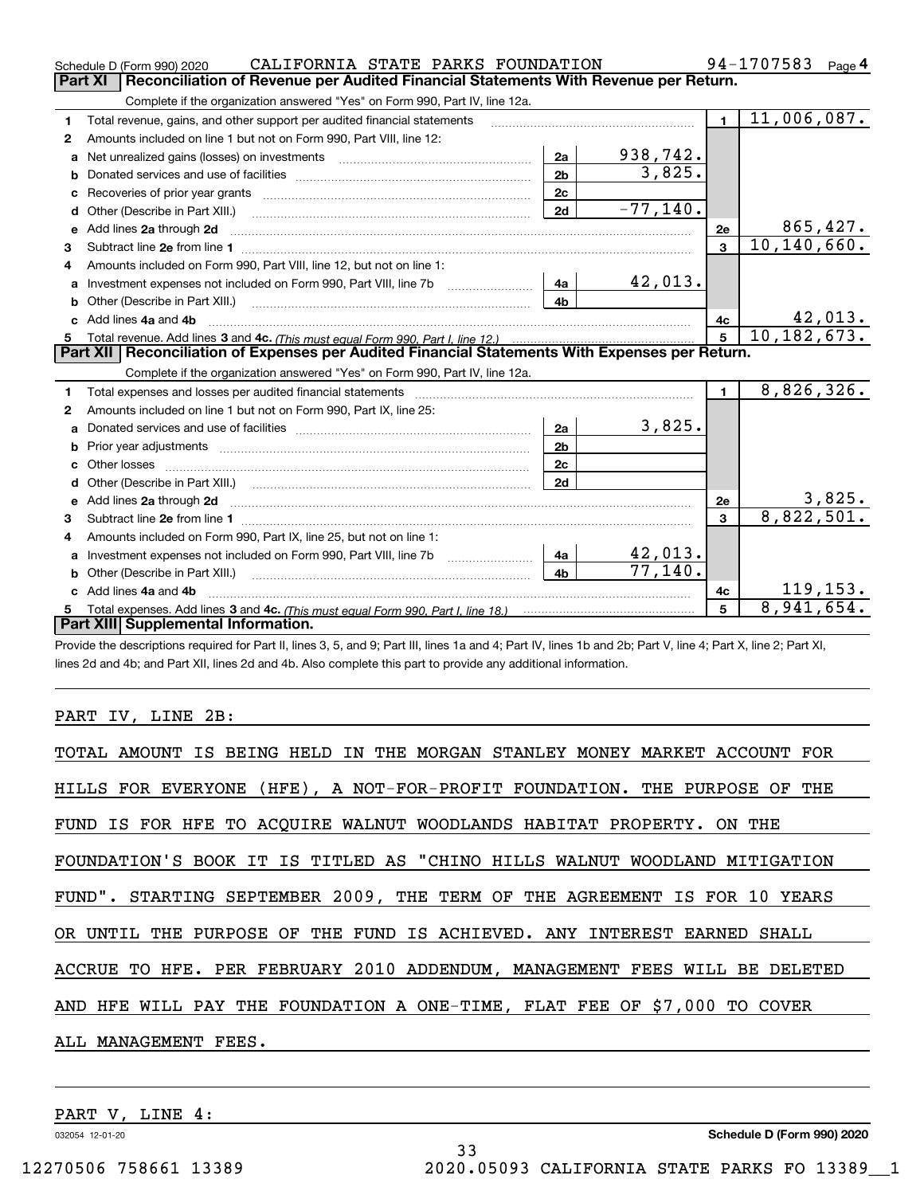Schedule D (Form 990) 2020 CALIFORNIA STATE PARKS FOUNDATION 94-1707583 Page 4

## Part XI Reconciliation of Revenue per Audited Financial Statements With Revenue per Return.

Complete if the organization answered "Yes" on Form 990, Part IV, line 12a.

| | | | | | |
|---|---|---|---|---|---|
| 1 | Total revenue, gains, and other support per audited financial statements | | | 1 | 11,006,087. |
| 2 | Amounts included on line 1 but not on Form 990, Part VIII, line 12: | | | | |
| a | Net unrealized gains (losses) on investments | 2a | 938,742. | | |
| b | Donated services and use of facilities | 2b | 3,825. | | |
| c | Recoveries of prior year grants | 2c | | | |
| d | Other (Describe in Part XIII.) | 2d | -77,140. | | |
| e | Add lines 2a through 2d | | | 2e | 865,427. |
| 3 | Subtract line 2e from line 1 | | | 3 | 10,140,660. |
| 4 | Amounts included on Form 990, Part VIII, line 12, but not on line 1: | | | | |
| a | Investment expenses not included on Form 990, Part VIII, line 7b | 4a | 42,013. | | |
| b | Other (Describe in Part XIII.) | 4b | | | |
| c | Add lines 4a and 4b | | | 4c | 42,013. |
| 5 | Total revenue. Add lines 3 and 4c. *(This must equal Form 990, Part I, line 12.)* | | | 5 | 10,182,673. |

## Part XII Reconciliation of Expenses per Audited Financial Statements With Expenses per Return.

Complete if the organization answered "Yes" on Form 990, Part IV, line 12a.

| | | | | | |
|---|---|---|---|---|---|
| 1 | Total expenses and losses per audited financial statements | | | 1 | 8,826,326. |
| 2 | Amounts included on line 1 but not on Form 990, Part IX, line 25: | | | | |
| a | Donated services and use of facilities | 2a | 3,825. | | |
| b | Prior year adjustments | 2b | | | |
| c | Other losses | 2c | | | |
| d | Other (Describe in Part XIII.) | 2d | | | |
| e | Add lines 2a through 2d | | | 2e | 3,825. |
| 3 | Subtract line 2e from line 1 | | | 3 | 8,822,501. |
| 4 | Amounts included on Form 990, Part IX, line 25, but not on line 1: | | | | |
| a | Investment expenses not included on Form 990, Part VIII, line 7b | 4a | 42,013. | | |
| b | Other (Describe in Part XIII.) | 4b | 77,140. | | |
| c | Add lines 4a and 4b | | | 4c | 119,153. |
| 5 | Total expenses. Add lines 3 and 4c. *(This must equal Form 990, Part I, line 18.)* | | | 5 | 8,941,654. |

## Part XIII Supplemental Information.

Provide the descriptions required for Part II, lines 3, 5, and 9; Part III, lines 1a and 4; Part IV, lines 1b and 2b; Part V, line 4; Part X, line 2; Part XI, lines 2d and 4b; and Part XII, lines 2d and 4b. Also complete this part to provide any additional information.

PART IV, LINE 2B:

TOTAL AMOUNT IS BEING HELD IN THE MORGAN STANLEY MONEY MARKET ACCOUNT FOR HILLS FOR EVERYONE (HFE), A NOT-FOR-PROFIT FOUNDATION. THE PURPOSE OF THE FUND IS FOR HFE TO ACQUIRE WALNUT WOODLANDS HABITAT PROPERTY. ON THE FOUNDATION'S BOOK IT IS TITLED AS "CHINO HILLS WALNUT WOODLAND MITIGATION FUND". STARTING SEPTEMBER 2009, THE TERM OF THE AGREEMENT IS FOR 10 YEARS OR UNTIL THE PURPOSE OF THE FUND IS ACHIEVED. ANY INTEREST EARNED SHALL ACCRUE TO HFE. PER FEBRUARY 2010 ADDENDUM, MANAGEMENT FEES WILL BE DELETED AND HFE WILL PAY THE FOUNDATION A ONE-TIME, FLAT FEE OF $7,000 TO COVER ALL MANAGEMENT FEES.

PART V, LINE 4: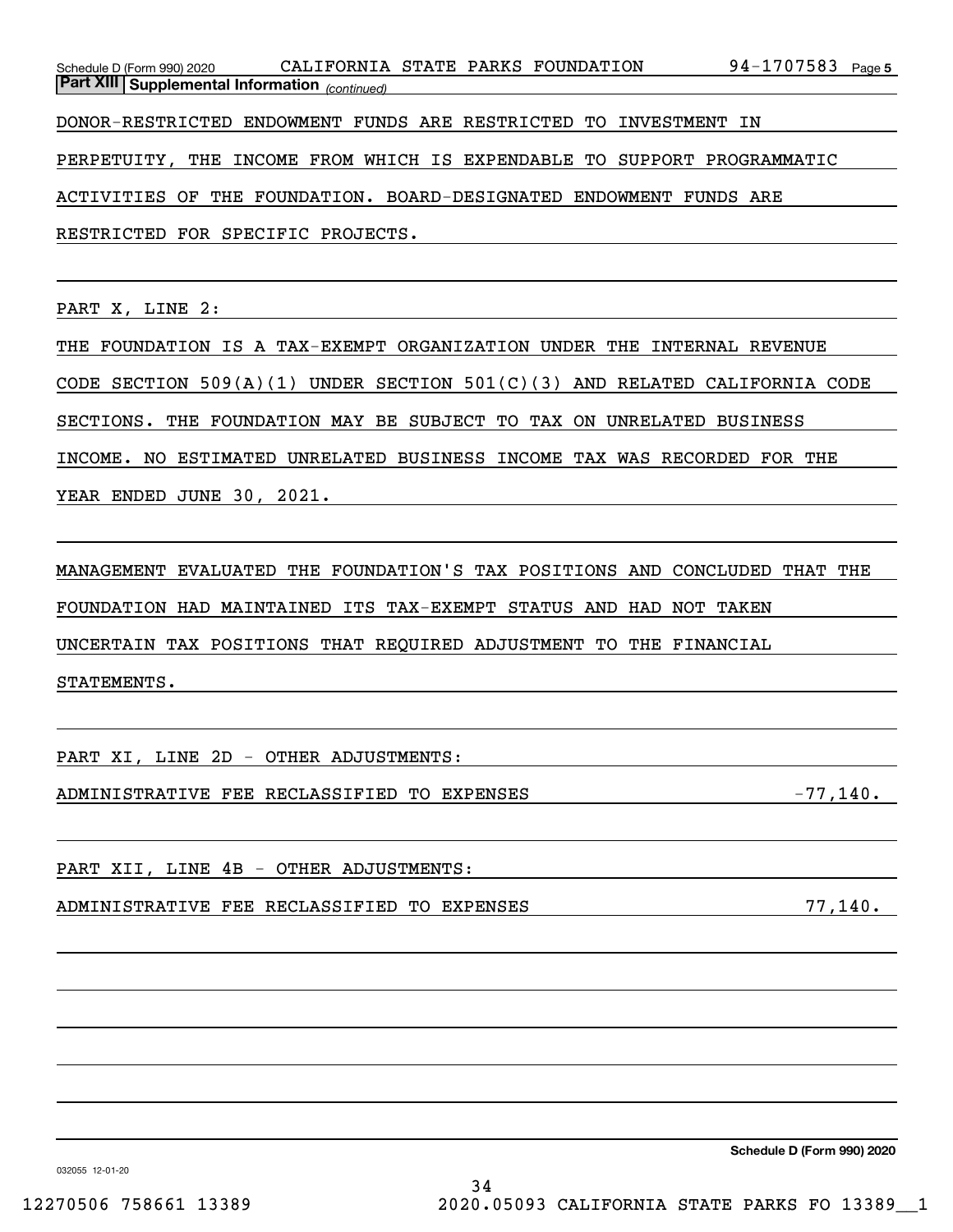**Part XIII** **Supplemental Information** *(continued)*

DONOR-RESTRICTED ENDOWMENT FUNDS ARE RESTRICTED TO INVESTMENT IN PERPETUITY, THE INCOME FROM WHICH IS EXPENDABLE TO SUPPORT PROGRAMMATIC ACTIVITIES OF THE FOUNDATION. BOARD-DESIGNATED ENDOWMENT FUNDS ARE RESTRICTED FOR SPECIFIC PROJECTS.

PART X, LINE 2:

THE FOUNDATION IS A TAX-EXEMPT ORGANIZATION UNDER THE INTERNAL REVENUE CODE SECTION 509(A)(1) UNDER SECTION 501(C)(3) AND RELATED CALIFORNIA CODE SECTIONS. THE FOUNDATION MAY BE SUBJECT TO TAX ON UNRELATED BUSINESS INCOME. NO ESTIMATED UNRELATED BUSINESS INCOME TAX WAS RECORDED FOR THE YEAR ENDED JUNE 30, 2021.

MANAGEMENT EVALUATED THE FOUNDATION'S TAX POSITIONS AND CONCLUDED THAT THE FOUNDATION HAD MAINTAINED ITS TAX-EXEMPT STATUS AND HAD NOT TAKEN UNCERTAIN TAX POSITIONS THAT REQUIRED ADJUSTMENT TO THE FINANCIAL STATEMENTS.

PART XI, LINE 2D - OTHER ADJUSTMENTS:

ADMINISTRATIVE FEE RECLASSIFIED TO EXPENSES -77,140.

PART XII, LINE 4B - OTHER ADJUSTMENTS:

ADMINISTRATIVE FEE RECLASSIFIED TO EXPENSES 77,140.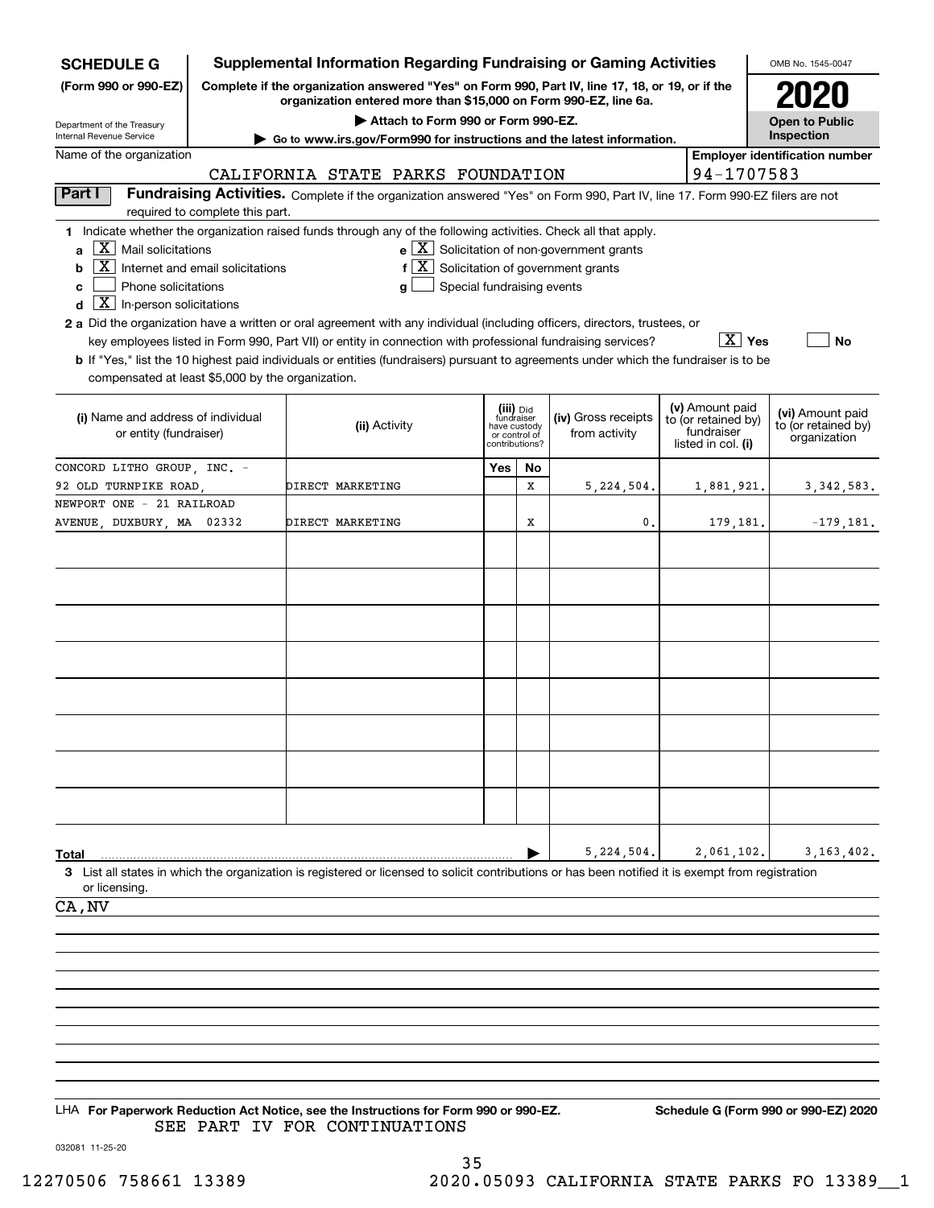**SCHEDULE G (Form 990 or 990-EZ)**

Department of the Treasury
Internal Revenue Service

# Supplemental Information Regarding Fundraising or Gaming Activities

**Complete if the organization answered "Yes" on Form 990, Part IV, line 17, 18, or 19, or if the organization entered more than $15,000 on Form 990-EZ, line 6a.**

▶ Attach to Form 990 or Form 990-EZ.

▶ Go to www.irs.gov/Form990 for instructions and the latest information.

OMB No. 1545-0047

**2020**

**Open to Public Inspection**

Name of the organization: CALIFORNIA STATE PARKS FOUNDATION

Employer identification number: 94-1707583

## Part I Fundraising Activities.

Complete if the organization answered "Yes" on Form 990, Part IV, line 17. Form 990-EZ filers are not required to complete this part.

1 Indicate whether the organization raised funds through any of the following activities. Check all that apply.

- a [X] Mail solicitations
- b [X] Internet and email solicitations
- c [ ] Phone solicitations
- d [X] In-person solicitations
- e [X] Solicitation of non-government grants
- f [X] Solicitation of government grants
- g [ ] Special fundraising events

2 a Did the organization have a written or oral agreement with any individual (including officers, directors, trustees, or key employees listed in Form 990, Part VII) or entity in connection with professional fundraising services? [X] Yes [ ] No

b If "Yes," list the 10 highest paid individuals or entities (fundraisers) pursuant to agreements under which the fundraiser is to be compensated at least $5,000 by the organization.

| (i) Name and address of individual or entity (fundraiser) | (ii) Activity | (iii) Did fundraiser have custody or control of contributions? Yes | No | (iv) Gross receipts from activity | (v) Amount paid to (or retained by) fundraiser listed in col. (i) | (vi) Amount paid to (or retained by) organization |
|---|---|---|---|---|---|---|
| CONCORD LITHO GROUP, INC. - 92 OLD TURNPIKE ROAD, | DIRECT MARKETING | | X | 5,224,504. | 1,881,921. | 3,342,583. |
| NEWPORT ONE - 21 RAILROAD AVENUE, DUXBURY, MA 02332 | DIRECT MARKETING | | X | 0. | 179,181. | -179,181. |
| | | | | | | |
| | | | | | | |
| | | | | | | |
| | | | | | | |
| | | | | | | |
| | | | | | | |
| | | | | | | |
| | | | | | | |
| **Total** | | | ▶ | 5,224,504. | 2,061,102. | 3,163,402. |

3 List all states in which the organization is registered or licensed to solicit contributions or has been notified it is exempt from registration or licensing.

CA, NV

LHA **For Paperwork Reduction Act Notice, see the Instructions for Form 990 or 990-EZ.** **Schedule G (Form 990 or 990-EZ) 2020**

SEE PART IV FOR CONTINUATIONS

032081 11-25-20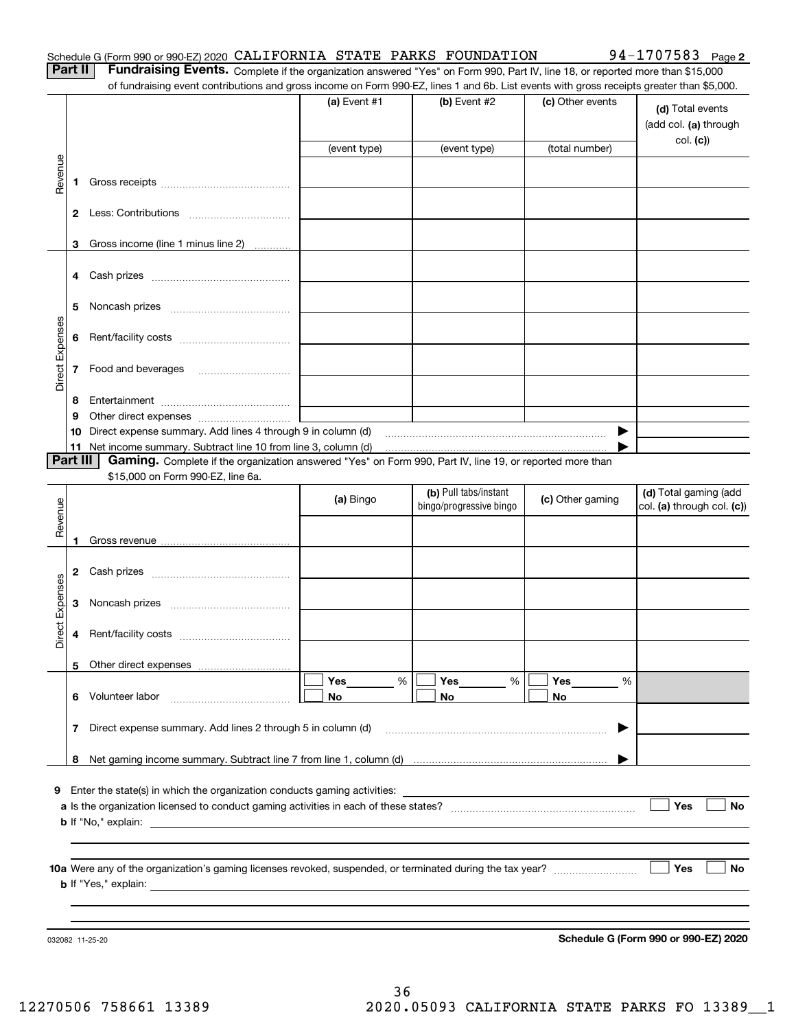Schedule G (Form 990 or 990-EZ) 2020 CALIFORNIA STATE PARKS FOUNDATION 94-1707583 Page 2

**Part II Fundraising Events.** Complete if the organization answered "Yes" on Form 990, Part IV, line 18, or reported more than $15,000 of fundraising event contributions and gross income on Form 990-EZ, lines 1 and 6b. List events with gross receipts greater than $5,000.

| | | (a) Event #1 | (b) Event #2 | (c) Other events | (d) Total events (add col. (a) through col. (c)) |
|---|---|---|---|---|---|
| | | (event type) | (event type) | (total number) | |
| Revenue | 1 Gross receipts | | | | |
| | 2 Less: Contributions | | | | |
| | 3 Gross income (line 1 minus line 2) | | | | |
| Direct Expenses | 4 Cash prizes | | | | |
| | 5 Noncash prizes | | | | |
| | 6 Rent/facility costs | | | | |
| | 7 Food and beverages | | | | |
| | 8 Entertainment | | | | |
| | 9 Other direct expenses | | | | |
| | 10 Direct expense summary. Add lines 4 through 9 in column (d) | | | | |
| | 11 Net income summary. Subtract line 10 from line 3, column (d) | | | | |

**Part III Gaming.** Complete if the organization answered "Yes" on Form 990, Part IV, line 19, or reported more than $15,000 on Form 990-EZ, line 6a.

| | | (a) Bingo | (b) Pull tabs/instant bingo/progressive bingo | (c) Other gaming | (d) Total gaming (add col. (a) through col. (c)) |
|---|---|---|---|---|---|
| Revenue | 1 Gross revenue | | | | |
| Direct Expenses | 2 Cash prizes | | | | |
| | 3 Noncash prizes | | | | |
| | 4 Rent/facility costs | | | | |
| | 5 Other direct expenses | | | | |
| | 6 Volunteer labor | ☐ Yes ____ % ☐ No | ☐ Yes ____ % ☐ No | ☐ Yes ____ % ☐ No | |
| | 7 Direct expense summary. Add lines 2 through 5 in column (d) | | | | |
| | 8 Net gaming income summary. Subtract line 7 from line 1, column (d) | | | | |

9 Enter the state(s) in which the organization conducts gaming activities:

a Is the organization licensed to conduct gaming activities in each of these states? ☐ Yes ☐ No

b If "No," explain:

10a Were any of the organization's gaming licenses revoked, suspended, or terminated during the tax year? ☐ Yes ☐ No

b If "Yes," explain:

032082 11-25-20

**Schedule G (Form 990 or 990-EZ) 2020**

12270506 758661 13389 2020.05093 CALIFORNIA STATE PARKS FO 13389__1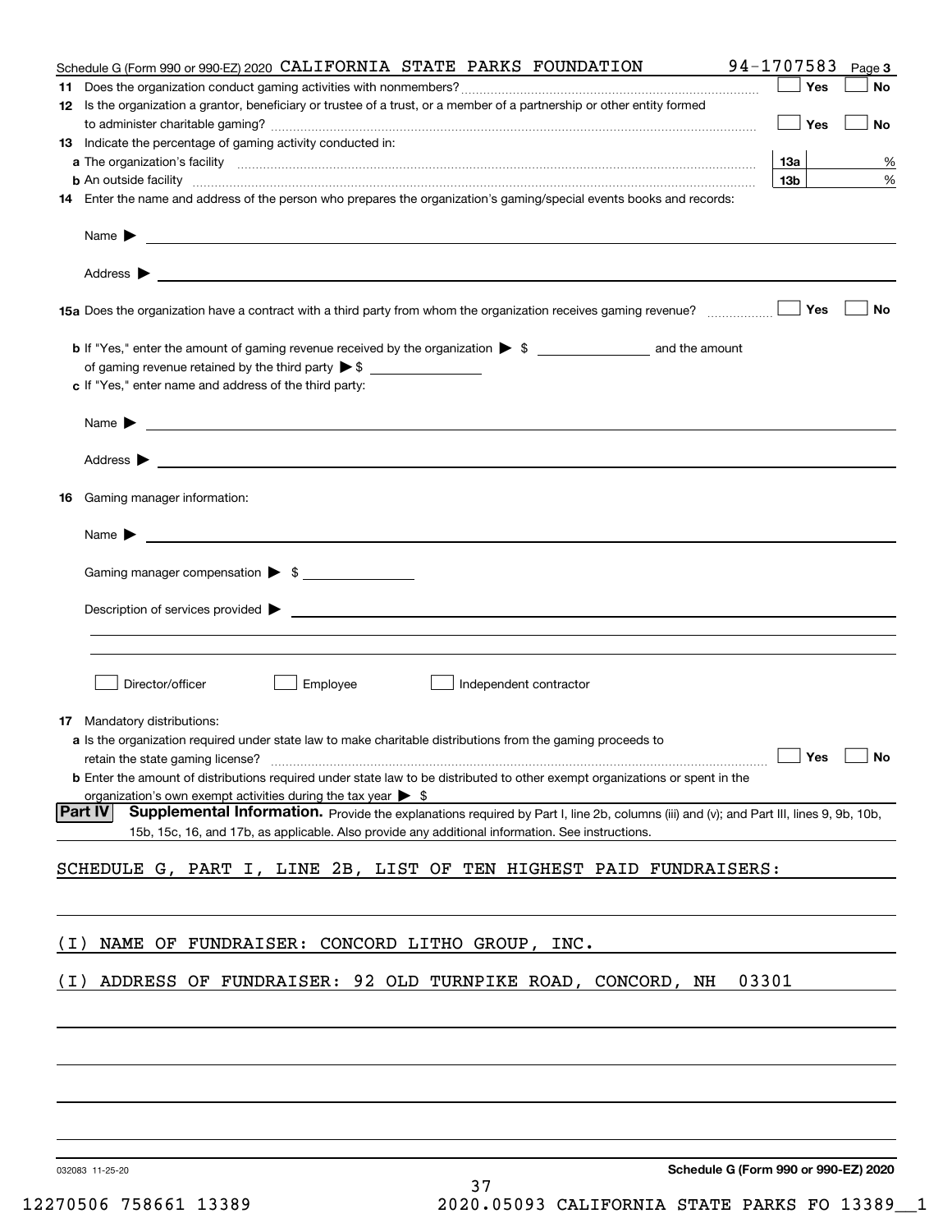Schedule G (Form 990 or 990-EZ) 2020 CALIFORNIA STATE PARKS FOUNDATION 94-1707583 Page 3

**11** Does the organization conduct gaming activities with nonmembers? ☐ Yes ☐ No

**12** Is the organization a grantor, beneficiary or trustee of a trust, or a member of a partnership or other entity formed to administer charitable gaming? ☐ Yes ☐ No

**13** Indicate the percentage of gaming activity conducted in:

**a** The organization's facility **13a** %

**b** An outside facility **13b** %

**14** Enter the name and address of the person who prepares the organization's gaming/special events books and records:

Name ▶

Address ▶

**15a** Does the organization have a contract with a third party from whom the organization receives gaming revenue? ☐ Yes ☐ No

**b** If "Yes," enter the amount of gaming revenue received by the organization ▶ $ ________ and the amount of gaming revenue retained by the third party ▶ $ ________

**c** If "Yes," enter name and address of the third party:

Name ▶

Address ▶

**16** Gaming manager information:

Name ▶

Gaming manager compensation ▶ $

Description of services provided ▶

☐ Director/officer ☐ Employee ☐ Independent contractor

**17** Mandatory distributions:

**a** Is the organization required under state law to make charitable distributions from the gaming proceeds to retain the state gaming license? ☐ Yes ☐ No

**b** Enter the amount of distributions required under state law to be distributed to other exempt organizations or spent in the organization's own exempt activities during the tax year ▶ $

**Part IV** **Supplemental Information.** Provide the explanations required by Part I, line 2b, columns (iii) and (v); and Part III, lines 9, 9b, 10b, 15b, 15c, 16, and 17b, as applicable. Also provide any additional information. See instructions.

SCHEDULE G, PART I, LINE 2B, LIST OF TEN HIGHEST PAID FUNDRAISERS:

(I) NAME OF FUNDRAISER: CONCORD LITHO GROUP, INC.

(I) ADDRESS OF FUNDRAISER: 92 OLD TURNPIKE ROAD, CONCORD, NH 03301

032083 11-25-20 **Schedule G (Form 990 or 990-EZ) 2020**

12270506 758661 13389 2020.05093 CALIFORNIA STATE PARKS FO 13389__1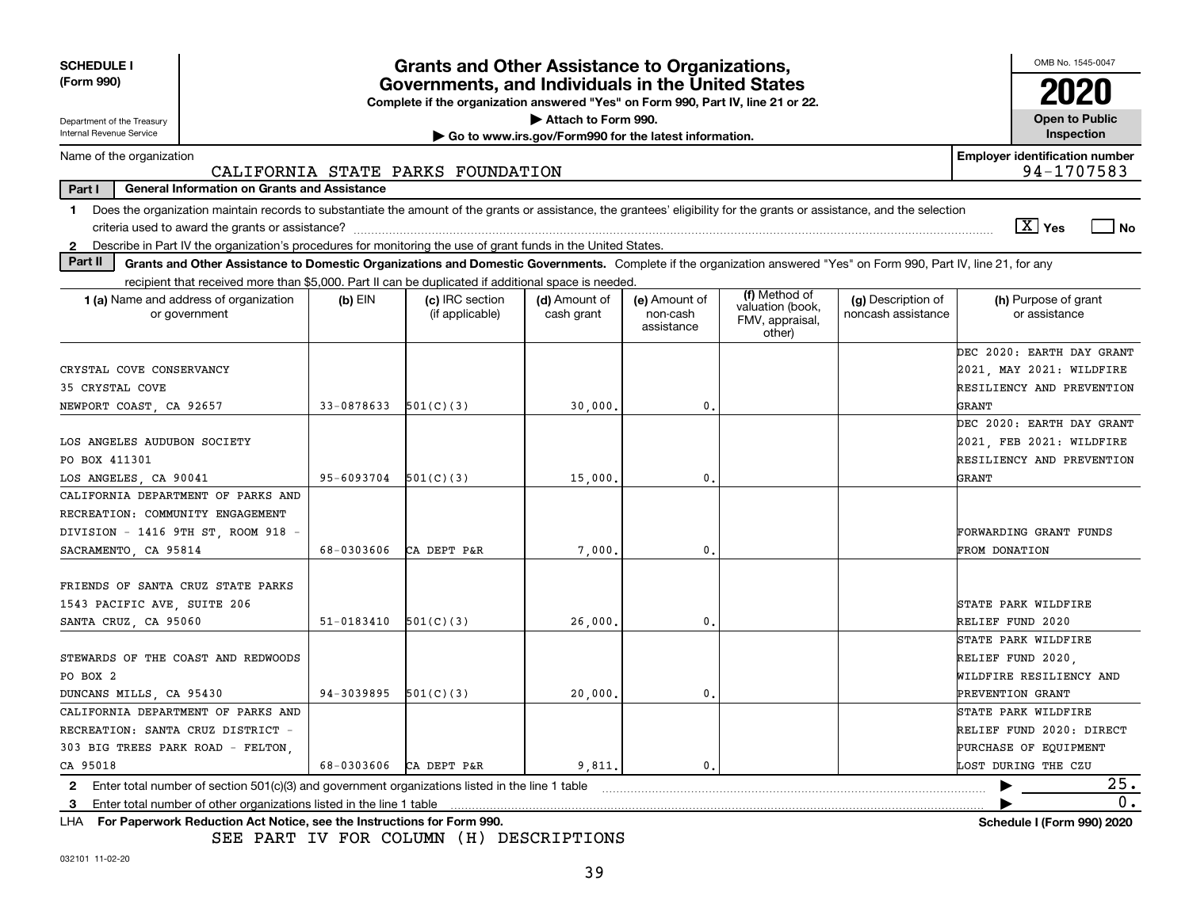**SCHEDULE I (Form 990)**

Department of the Treasury
Internal Revenue Service

# Grants and Other Assistance to Organizations, Governments, and Individuals in the United States

**Complete if the organization answered "Yes" on Form 990, Part IV, line 21 or 22.**

▶ Attach to Form 990.

▶ Go to www.irs.gov/Form990 for the latest information.

OMB No. 1545-0047

**2020**

**Open to Public Inspection**

Name of the organization: CALIFORNIA STATE PARKS FOUNDATION

Employer identification number: 94-1707583

**Part I — General Information on Grants and Assistance**

1 Does the organization maintain records to substantiate the amount of the grants or assistance, the grantees' eligibility for the grants or assistance, and the selection criteria used to award the grants or assistance? [X] Yes [ ] No

2 Describe in Part IV the organization's procedures for monitoring the use of grant funds in the United States.

**Part II — Grants and Other Assistance to Domestic Organizations and Domestic Governments.** Complete if the organization answered "Yes" on Form 990, Part IV, line 21, for any recipient that received more than $5,000. Part II can be duplicated if additional space is needed.

| 1 (a) Name and address of organization or government | (b) EIN | (c) IRC section (if applicable) | (d) Amount of cash grant | (e) Amount of non-cash assistance | (f) Method of valuation (book, FMV, appraisal, other) | (g) Description of noncash assistance | (h) Purpose of grant or assistance |
|---|---|---|---|---|---|---|---|
| CRYSTAL COVE CONSERVANCY 35 CRYSTAL COVE NEWPORT COAST, CA 92657 | 33-0878633 | 501(C)(3) | 30,000. | 0. | | | DEC 2020: EARTH DAY GRANT 2021, MAY 2021: WILDFIRE RESILIENCY AND PREVENTION GRANT |
| LOS ANGELES AUDUBON SOCIETY PO BOX 411301 LOS ANGELES, CA 90041 | 95-6093704 | 501(C)(3) | 15,000. | 0. | | | DEC 2020: EARTH DAY GRANT 2021, FEB 2021: WILDFIRE RESILIENCY AND PREVENTION GRANT |
| CALIFORNIA DEPARTMENT OF PARKS AND RECREATION: COMMUNITY ENGAGEMENT DIVISION - 1416 9TH ST, ROOM 918 - SACRAMENTO, CA 95814 | 68-0303606 | CA DEPT P&R | 7,000. | 0. | | | FORWARDING GRANT FUNDS FROM DONATION |
| FRIENDS OF SANTA CRUZ STATE PARKS 1543 PACIFIC AVE, SUITE 206 SANTA CRUZ, CA 95060 | 51-0183410 | 501(C)(3) | 26,000. | 0. | | | STATE PARK WILDFIRE RELIEF FUND 2020 |
| STEWARDS OF THE COAST AND REDWOODS PO BOX 2 DUNCANS MILLS, CA 95430 | 94-3039895 | 501(C)(3) | 20,000. | 0. | | | STATE PARK WILDFIRE RELIEF FUND 2020, WILDFIRE RESILIENCY AND PREVENTION GRANT |
| CALIFORNIA DEPARTMENT OF PARKS AND RECREATION: SANTA CRUZ DISTRICT - 303 BIG TREES PARK ROAD - FELTON, CA 95018 | 68-0303606 | CA DEPT P&R | 9,811. | 0. | | | STATE PARK WILDFIRE RELIEF FUND 2020: DIRECT PURCHASE OF EQUIPMENT LOST DURING THE CZU |

2 Enter total number of section 501(c)(3) and government organizations listed in the line 1 table ▶ 25.

3 Enter total number of other organizations listed in the line 1 table ▶ 0.

LHA **For Paperwork Reduction Act Notice, see the Instructions for Form 990.** **Schedule I (Form 990) 2020**

SEE PART IV FOR COLUMN (H) DESCRIPTIONS

032101 11-02-20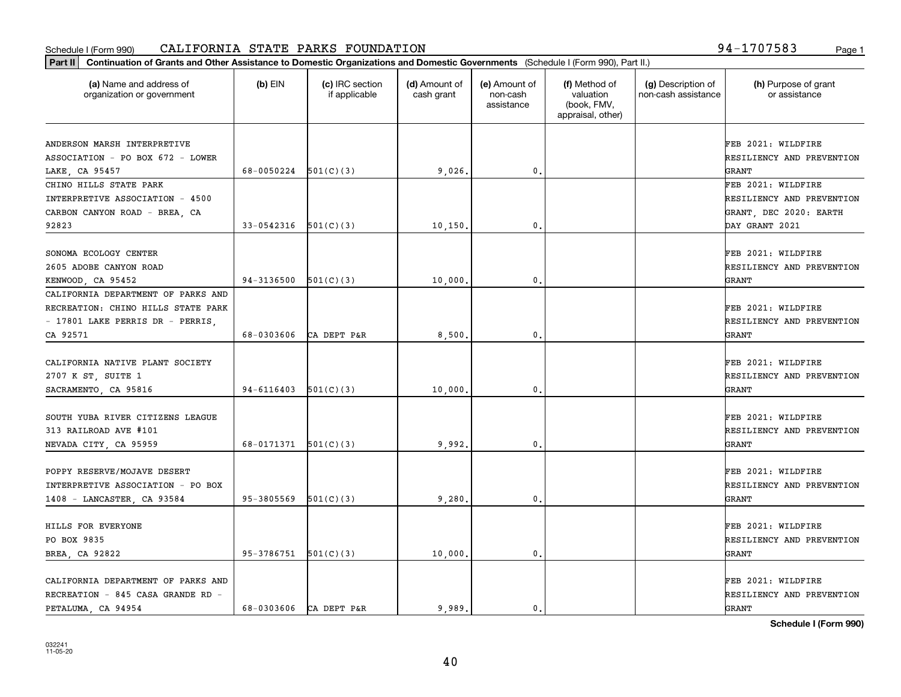Schedule I (Form 990) CALIFORNIA STATE PARKS FOUNDATION 94-1707583

**Part II** **Continuation of Grants and Other Assistance to Domestic Organizations and Domestic Governments** (Schedule I (Form 990), Part II.)

| (a) Name and address of organization or government | (b) EIN | (c) IRC section if applicable | (d) Amount of cash grant | (e) Amount of non-cash assistance | (f) Method of valuation (book, FMV, appraisal, other) | (g) Description of non-cash assistance | (h) Purpose of grant or assistance |
|---|---|---|---|---|---|---|---|
| ANDERSON MARSH INTERPRETIVE ASSOCIATION - PO BOX 672 - LOWER LAKE, CA 95457 | 68-0050224 | 501(C)(3) | 9,026. | 0. | | | FEB 2021: WILDFIRE RESILIENCY AND PREVENTION GRANT |
| CHINO HILLS STATE PARK INTERPRETIVE ASSOCIATION - 4500 CARBON CANYON ROAD - BREA, CA 92823 | 33-0542316 | 501(C)(3) | 10,150. | 0. | | | FEB 2021: WILDFIRE RESILIENCY AND PREVENTION GRANT, DEC 2020: EARTH DAY GRANT 2021 |
| SONOMA ECOLOGY CENTER 2605 ADOBE CANYON ROAD KENWOOD, CA 95452 | 94-3136500 | 501(C)(3) | 10,000. | 0. | | | FEB 2021: WILDFIRE RESILIENCY AND PREVENTION GRANT |
| CALIFORNIA DEPARTMENT OF PARKS AND RECREATION: CHINO HILLS STATE PARK - 17801 LAKE PERRIS DR - PERRIS, CA 92571 | 68-0303606 | CA DEPT P&R | 8,500. | 0. | | | FEB 2021: WILDFIRE RESILIENCY AND PREVENTION GRANT |
| CALIFORNIA NATIVE PLANT SOCIETY 2707 K ST, SUITE 1 SACRAMENTO, CA 95816 | 94-6116403 | 501(C)(3) | 10,000. | 0. | | | FEB 2021: WILDFIRE RESILIENCY AND PREVENTION GRANT |
| SOUTH YUBA RIVER CITIZENS LEAGUE 313 RAILROAD AVE #101 NEVADA CITY, CA 95959 | 68-0171371 | 501(C)(3) | 9,992. | 0. | | | FEB 2021: WILDFIRE RESILIENCY AND PREVENTION GRANT |
| POPPY RESERVE/MOJAVE DESERT INTERPRETIVE ASSOCIATION - PO BOX 1408 - LANCASTER, CA 93584 | 95-3805569 | 501(C)(3) | 9,280. | 0. | | | FEB 2021: WILDFIRE RESILIENCY AND PREVENTION GRANT |
| HILLS FOR EVERYONE PO BOX 9835 BREA, CA 92822 | 95-3786751 | 501(C)(3) | 10,000. | 0. | | | FEB 2021: WILDFIRE RESILIENCY AND PREVENTION GRANT |
| CALIFORNIA DEPARTMENT OF PARKS AND RECREATION - 845 CASA GRANDE RD - PETALUMA, CA 94954 | 68-0303606 | CA DEPT P&R | 9,989. | 0. | | | FEB 2021: WILDFIRE RESILIENCY AND PREVENTION GRANT |

**Schedule I (Form 990)**

032241 11-05-20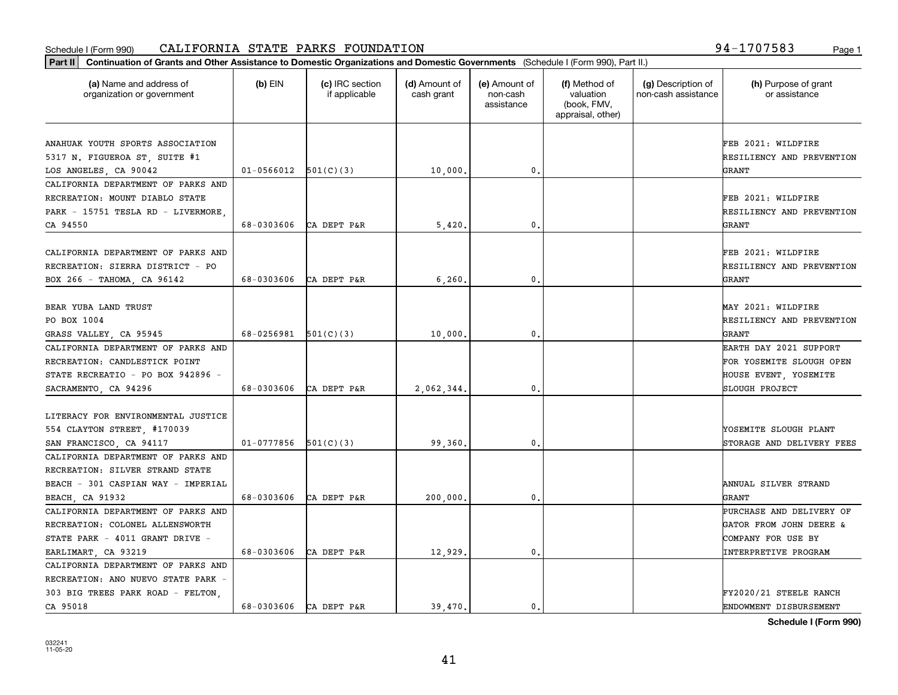Schedule I (Form 990) CALIFORNIA STATE PARKS FOUNDATION 94-1707583

**Part II** **Continuation of Grants and Other Assistance to Domestic Organizations and Domestic Governments** (Schedule I (Form 990), Part II.)

| (a) Name and address of organization or government | (b) EIN | (c) IRC section if applicable | (d) Amount of cash grant | (e) Amount of non-cash assistance | (f) Method of valuation (book, FMV, appraisal, other) | (g) Description of non-cash assistance | (h) Purpose of grant or assistance |
|---|---|---|---|---|---|---|---|
| ANAHUAK YOUTH SPORTS ASSOCIATION 5317 N. FIGUEROA ST, SUITE #1 LOS ANGELES, CA 90042 | 01-0566012 | 501(C)(3) | 10,000. | 0. | | | FEB 2021: WILDFIRE RESILIENCY AND PREVENTION GRANT |
| CALIFORNIA DEPARTMENT OF PARKS AND RECREATION: MOUNT DIABLO STATE PARK - 15751 TESLA RD - LIVERMORE, CA 94550 | 68-0303606 | CA DEPT P&R | 5,420. | 0. | | | FEB 2021: WILDFIRE RESILIENCY AND PREVENTION GRANT |
| CALIFORNIA DEPARTMENT OF PARKS AND RECREATION: SIERRA DISTRICT - PO BOX 266 - TAHOMA, CA 96142 | 68-0303606 | CA DEPT P&R | 6,260. | 0. | | | FEB 2021: WILDFIRE RESILIENCY AND PREVENTION GRANT |
| BEAR YUBA LAND TRUST PO BOX 1004 GRASS VALLEY, CA 95945 | 68-0256981 | 501(C)(3) | 10,000. | 0. | | | MAY 2021: WILDFIRE RESILIENCY AND PREVENTION GRANT |
| CALIFORNIA DEPARTMENT OF PARKS AND RECREATION: CANDLESTICK POINT STATE RECREATIO - PO BOX 942896 - SACRAMENTO, CA 94296 | 68-0303606 | CA DEPT P&R | 2,062,344. | 0. | | | EARTH DAY 2021 SUPPORT FOR YOSEMITE SLOUGH OPEN HOUSE EVENT, YOSEMITE SLOUGH PROJECT |
| LITERACY FOR ENVIRONMENTAL JUSTICE 554 CLAYTON STREET, #170039 SAN FRANCISCO, CA 94117 | 01-0777856 | 501(C)(3) | 99,360. | 0. | | | YOSEMITE SLOUGH PLANT STORAGE AND DELIVERY FEES |
| CALIFORNIA DEPARTMENT OF PARKS AND RECREATION: SILVER STRAND STATE BEACH - 301 CASPIAN WAY - IMPERIAL BEACH, CA 91932 | 68-0303606 | CA DEPT P&R | 200,000. | 0. | | | ANNUAL SILVER STRAND GRANT |
| CALIFORNIA DEPARTMENT OF PARKS AND RECREATION: COLONEL ALLENSWORTH STATE PARK - 4011 GRANT DRIVE - EARLIMART, CA 93219 | 68-0303606 | CA DEPT P&R | 12,929. | 0. | | | PURCHASE AND DELIVERY OF GATOR FROM JOHN DEERE & COMPANY FOR USE BY INTERPRETIVE PROGRAM |
| CALIFORNIA DEPARTMENT OF PARKS AND RECREATION: ANO NUEVO STATE PARK - 303 BIG TREES PARK ROAD - FELTON, CA 95018 | 68-0303606 | CA DEPT P&R | 39,470. | 0. | | | FY2020/21 STEELE RANCH ENDOWMENT DISBURSEMENT |

**Schedule I (Form 990)**

032241 11-05-20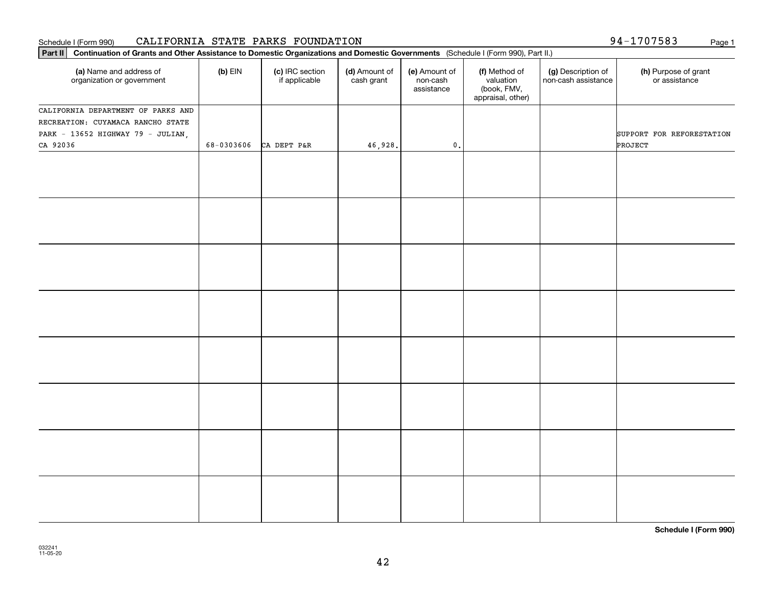Schedule I (Form 990) CALIFORNIA STATE PARKS FOUNDATION 94-1707583

**Part II** **Continuation of Grants and Other Assistance to Domestic Organizations and Domestic Governments** (Schedule I (Form 990), Part II.)

| (a) Name and address of organization or government | (b) EIN | (c) IRC section if applicable | (d) Amount of cash grant | (e) Amount of non-cash assistance | (f) Method of valuation (book, FMV, appraisal, other) | (g) Description of non-cash assistance | (h) Purpose of grant or assistance |
|---|---|---|---|---|---|---|---|
| CALIFORNIA DEPARTMENT OF PARKS AND RECREATION: CUYAMACA RANCHO STATE PARK - 13652 HIGHWAY 79 - JULIAN, CA 92036 | 68-0303606 | CA DEPT P&R | 46,928. | 0. | | | SUPPORT FOR REFORESTATION PROJECT |
| | | | | | | | |
| | | | | | | | |
| | | | | | | | |
| | | | | | | | |
| | | | | | | | |
| | | | | | | | |
| | | | | | | | |
| | | | | | | | |

**Schedule I (Form 990)**

032241
11-05-20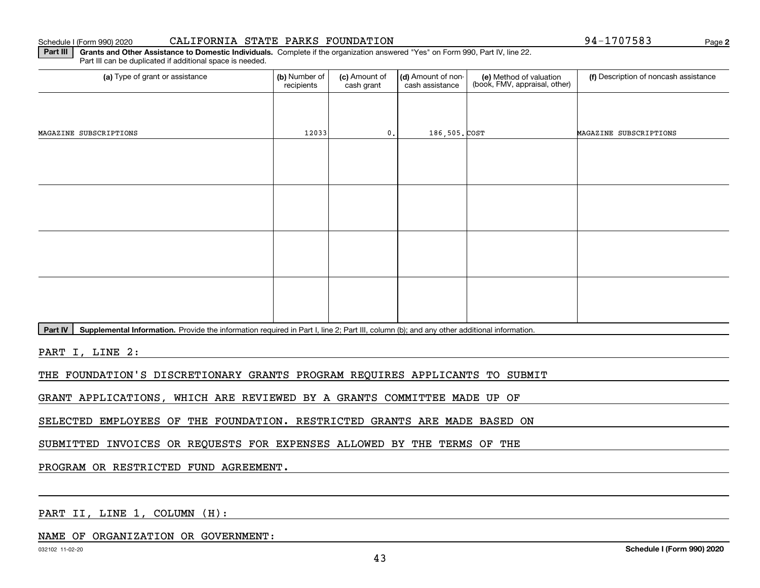Schedule I (Form 990) 2020 CALIFORNIA STATE PARKS FOUNDATION 94-1707583

**Part III** **Grants and Other Assistance to Domestic Individuals.** Complete if the organization answered "Yes" on Form 990, Part IV, line 22. Part III can be duplicated if additional space is needed.

| (a) Type of grant or assistance | (b) Number of recipients | (c) Amount of cash grant | (d) Amount of non-cash assistance | (e) Method of valuation (book, FMV, appraisal, other) | (f) Description of noncash assistance |
|---|---|---|---|---|---|
| MAGAZINE SUBSCRIPTIONS | 12033 | 0. | 186,505. | COST | MAGAZINE SUBSCRIPTIONS |
| | | | | | |
| | | | | | |
| | | | | | |
| | | | | | |

**Part IV** **Supplemental Information.** Provide the information required in Part I, line 2; Part III, column (b); and any other additional information.

PART I, LINE 2:

THE FOUNDATION'S DISCRETIONARY GRANTS PROGRAM REQUIRES APPLICANTS TO SUBMIT GRANT APPLICATIONS, WHICH ARE REVIEWED BY A GRANTS COMMITTEE MADE UP OF SELECTED EMPLOYEES OF THE FOUNDATION. RESTRICTED GRANTS ARE MADE BASED ON SUBMITTED INVOICES OR REQUESTS FOR EXPENSES ALLOWED BY THE TERMS OF THE PROGRAM OR RESTRICTED FUND AGREEMENT.

PART II, LINE 1, COLUMN (H):

NAME OF ORGANIZATION OR GOVERNMENT:

Schedule I (Form 990) 2020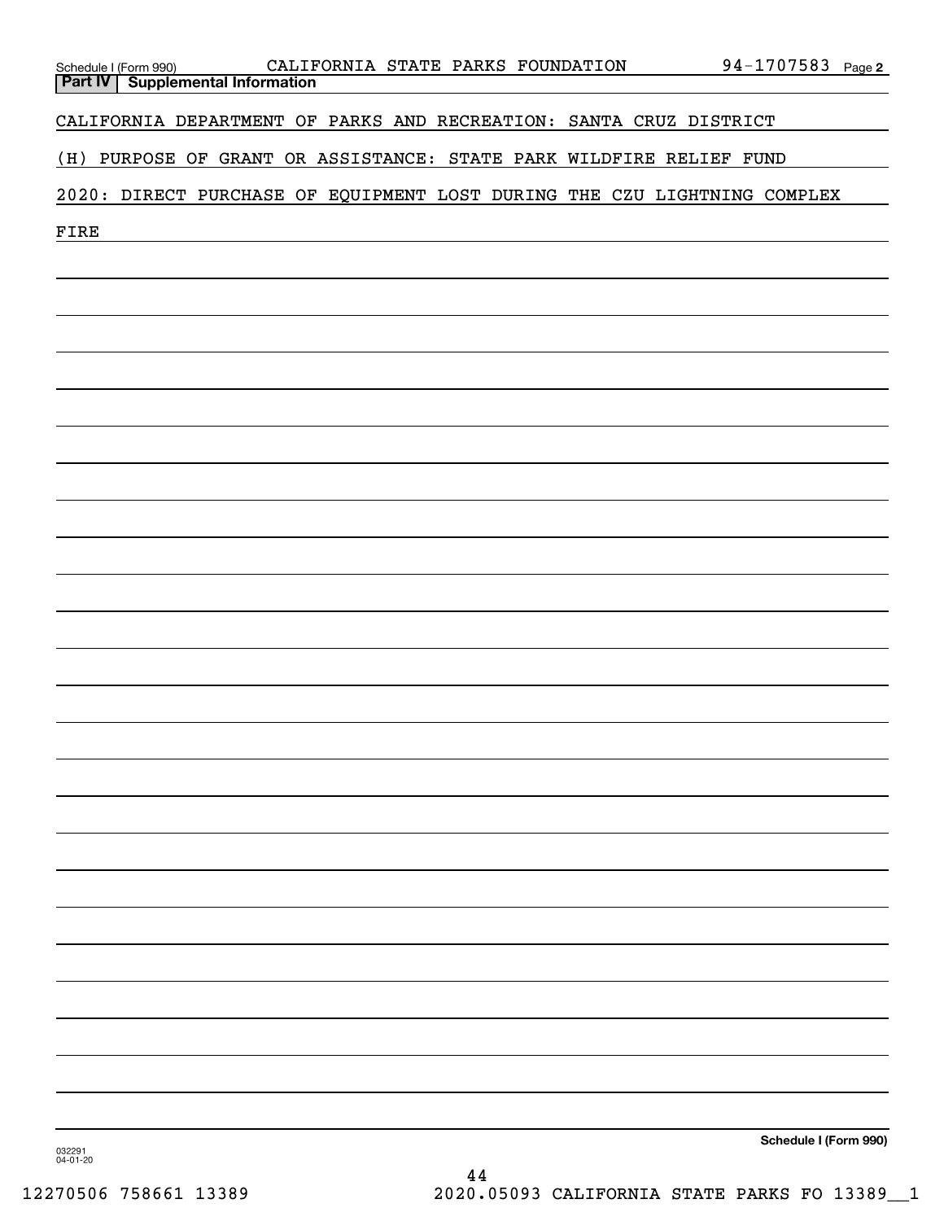Schedule I (Form 990) CALIFORNIA STATE PARKS FOUNDATION 94-1707583 Page 2

**Part IV | Supplemental Information**

CALIFORNIA DEPARTMENT OF PARKS AND RECREATION: SANTA CRUZ DISTRICT

(H) PURPOSE OF GRANT OR ASSISTANCE: STATE PARK WILDFIRE RELIEF FUND 2020: DIRECT PURCHASE OF EQUIPMENT LOST DURING THE CZU LIGHTNING COMPLEX FIRE

**Schedule I (Form 990)**

032291 04-01-20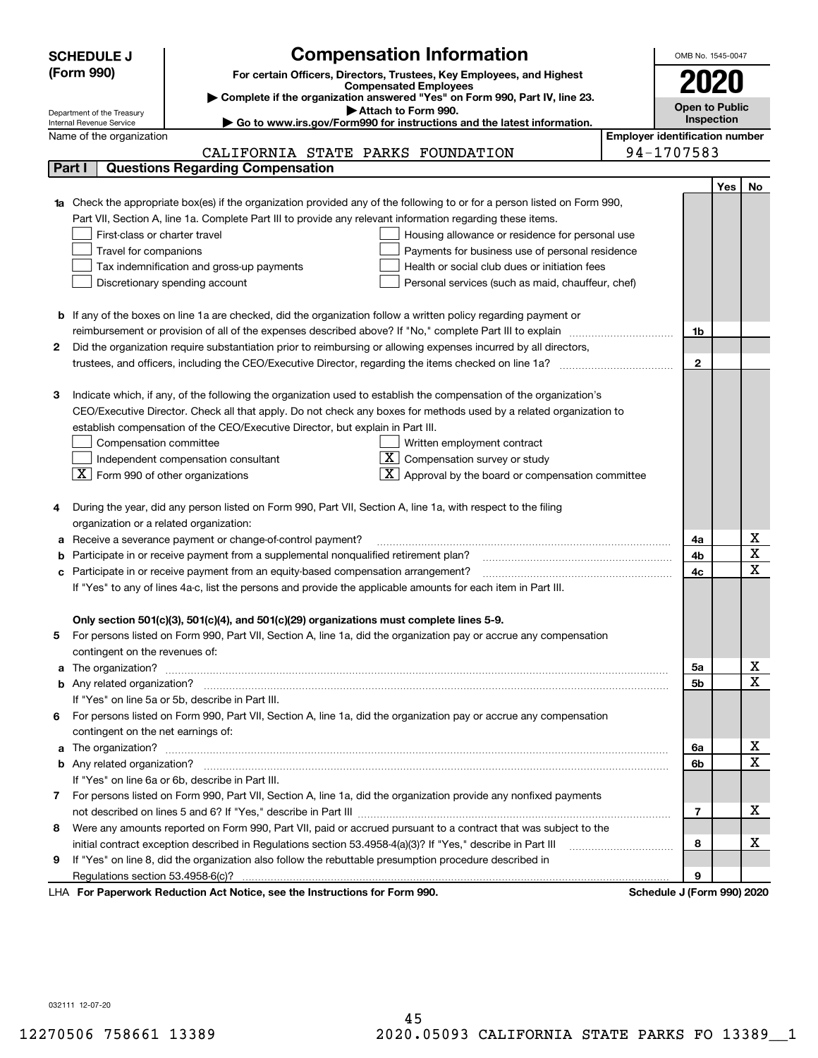# SCHEDULE J (Form 990)

## Compensation Information

**For certain Officers, Directors, Trustees, Key Employees, and Highest Compensated Employees**

▶ Complete if the organization answered "Yes" on Form 990, Part IV, line 23.
▶ Attach to Form 990.
▶ Go to www.irs.gov/Form990 for instructions and the latest information.

Department of the Treasury
Internal Revenue Service

OMB No. 1545-0047

**2020**

**Open to Public Inspection**

Name of the organization: CALIFORNIA STATE PARKS FOUNDATION

Employer identification number: 94-1707583

### Part I — Questions Regarding Compensation

| | | Line | Yes | No |
|---|---|---|---|---|
| **1a** | Check the appropriate box(es) if the organization provided any of the following to or for a person listed on Form 990, Part VII, Section A, line 1a. Complete Part III to provide any relevant information regarding these items.<br>☐ First-class or charter travel ☐ Housing allowance or residence for personal use<br>☐ Travel for companions ☐ Payments for business use of personal residence<br>☐ Tax indemnification and gross-up payments ☐ Health or social club dues or initiation fees<br>☐ Discretionary spending account ☐ Personal services (such as maid, chauffeur, chef) | | | |
| **b** | If any of the boxes on line 1a are checked, did the organization follow a written policy regarding payment or reimbursement or provision of all of the expenses described above? If "No," complete Part III to explain | 1b | | |
| **2** | Did the organization require substantiation prior to reimbursing or allowing expenses incurred by all directors, trustees, and officers, including the CEO/Executive Director, regarding the items checked on line 1a? | 2 | | |
| **3** | Indicate which, if any, of the following the organization used to establish the compensation of the organization's CEO/Executive Director. Check all that apply. Do not check any boxes for methods used by a related organization to establish compensation of the CEO/Executive Director, but explain in Part III.<br>☐ Compensation committee ☐ Written employment contract<br>☐ Independent compensation consultant ☒ Compensation survey or study<br>☒ Form 990 of other organizations ☒ Approval by the board or compensation committee | | | |
| **4** | During the year, did any person listed on Form 990, Part VII, Section A, line 1a, with respect to the filing organization or a related organization: | | | |
| **a** | Receive a severance payment or change-of-control payment? | 4a | | X |
| **b** | Participate in or receive payment from a supplemental nonqualified retirement plan? | 4b | | X |
| **c** | Participate in or receive payment from an equity-based compensation arrangement? | 4c | | X |
| | If "Yes" to any of lines 4a-c, list the persons and provide the applicable amounts for each item in Part III. | | | |
| | **Only section 501(c)(3), 501(c)(4), and 501(c)(29) organizations must complete lines 5-9.** | | | |
| **5** | For persons listed on Form 990, Part VII, Section A, line 1a, did the organization pay or accrue any compensation contingent on the revenues of: | | | |
| **a** | The organization? | 5a | | X |
| **b** | Any related organization? | 5b | | X |
| | If "Yes" on line 5a or 5b, describe in Part III. | | | |
| **6** | For persons listed on Form 990, Part VII, Section A, line 1a, did the organization pay or accrue any compensation contingent on the net earnings of: | | | |
| **a** | The organization? | 6a | | X |
| **b** | Any related organization? | 6b | | X |
| | If "Yes" on line 6a or 6b, describe in Part III. | | | |
| **7** | For persons listed on Form 990, Part VII, Section A, line 1a, did the organization provide any nonfixed payments not described on lines 5 and 6? If "Yes," describe in Part III | 7 | | X |
| **8** | Were any amounts reported on Form 990, Part VII, paid or accrued pursuant to a contract that was subject to the initial contract exception described in Regulations section 53.4958-4(a)(3)? If "Yes," describe in Part III | 8 | | X |
| **9** | If "Yes" on line 8, did the organization also follow the rebuttable presumption procedure described in Regulations section 53.4958-6(c)? | 9 | | |

LHA **For Paperwork Reduction Act Notice, see the Instructions for Form 990.** **Schedule J (Form 990) 2020**

032111 12-07-20

12270506 758661 13389 2020.05093 CALIFORNIA STATE PARKS FO 13389__1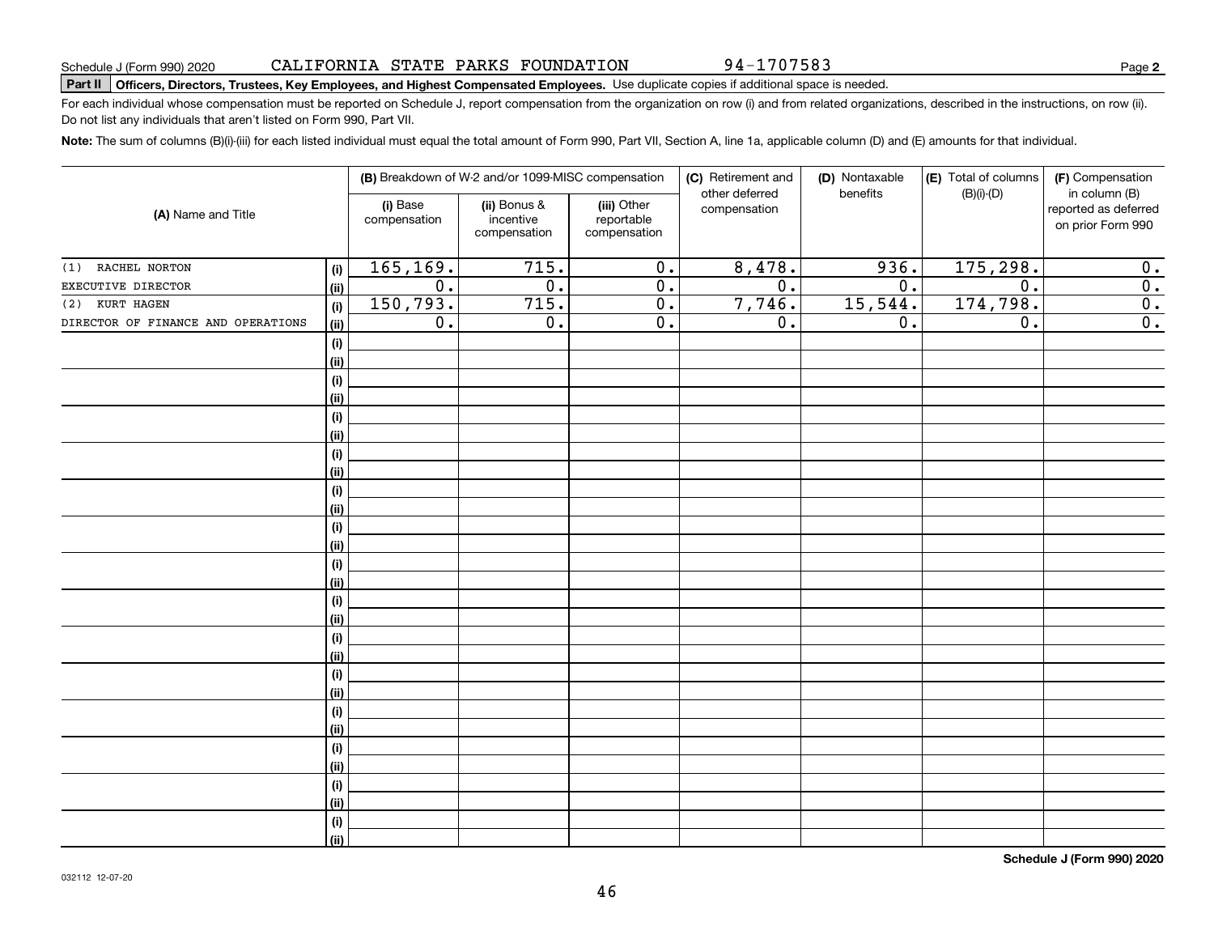Schedule J (Form 990) 2020 CALIFORNIA STATE PARKS FOUNDATION 94-1707583

**Part II** **Officers, Directors, Trustees, Key Employees, and Highest Compensated Employees.** Use duplicate copies if additional space is needed.

For each individual whose compensation must be reported on Schedule J, report compensation from the organization on row (i) and from related organizations, described in the instructions, on row (ii). Do not list any individuals that aren't listed on Form 990, Part VII.

**Note:** The sum of columns (B)(i)-(iii) for each listed individual must equal the total amount of Form 990, Part VII, Section A, line 1a, applicable column (D) and (E) amounts for that individual.

| (A) Name and Title | | (B) Breakdown of W-2 and/or 1099-MISC compensation | | | (C) Retirement and other deferred compensation | (D) Nontaxable benefits | (E) Total of columns (B)(i)-(D) | (F) Compensation in column (B) reported as deferred on prior Form 990 |
|---|---|---|---|---|---|---|---|---|
| | | (i) Base compensation | (ii) Bonus & incentive compensation | (iii) Other reportable compensation | | | | |
| (1) RACHEL NORTON | (i) | 165,169. | 715. | 0. | 8,478. | 936. | 175,298. | 0. |
| EXECUTIVE DIRECTOR | (ii) | 0. | 0. | 0. | 0. | 0. | 0. | 0. |
| (2) KURT HAGEN | (i) | 150,793. | 715. | 0. | 7,746. | 15,544. | 174,798. | 0. |
| DIRECTOR OF FINANCE AND OPERATIONS | (ii) | 0. | 0. | 0. | 0. | 0. | 0. | 0. |
| | (i) | | | | | | | |
| | (ii) | | | | | | | |
| | (i) | | | | | | | |
| | (ii) | | | | | | | |
| | (i) | | | | | | | |
| | (ii) | | | | | | | |
| | (i) | | | | | | | |
| | (ii) | | | | | | | |
| | (i) | | | | | | | |
| | (ii) | | | | | | | |
| | (i) | | | | | | | |
| | (ii) | | | | | | | |
| | (i) | | | | | | | |
| | (ii) | | | | | | | |
| | (i) | | | | | | | |
| | (ii) | | | | | | | |
| | (i) | | | | | | | |
| | (ii) | | | | | | | |
| | (i) | | | | | | | |
| | (ii) | | | | | | | |
| | (i) | | | | | | | |
| | (ii) | | | | | | | |
| | (i) | | | | | | | |
| | (ii) | | | | | | | |
| | (i) | | | | | | | |
| | (ii) | | | | | | | |
| | (i) | | | | | | | |
| | (ii) | | | | | | | |

**Schedule J (Form 990) 2020**

032112 12-07-20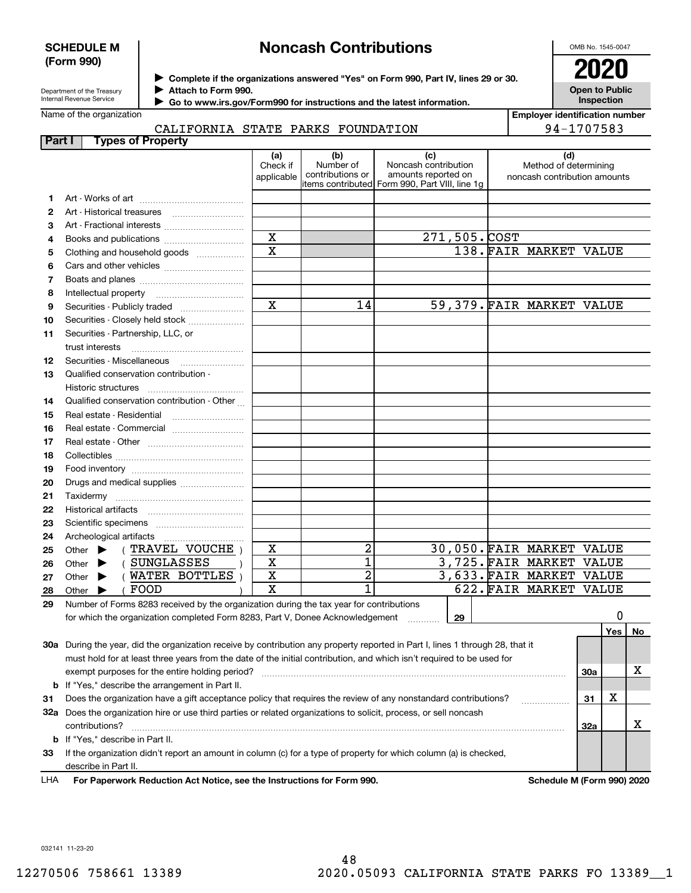**SCHEDULE M (Form 990)**

# Noncash Contributions

▶ Complete if the organizations answered "Yes" on Form 990, Part IV, lines 29 or 30.
▶ Attach to Form 990.
▶ Go to www.irs.gov/Form990 for instructions and the latest information.

Department of the Treasury Internal Revenue Service

OMB No. 1545-0047

**2020**

**Open to Public Inspection**

Name of the organization: CALIFORNIA STATE PARKS FOUNDATION

Employer identification number: 94-1707583

## Part I Types of Property

| | | (a) Check if applicable | (b) Number of contributions or items contributed | (c) Noncash contribution amounts reported on Form 990, Part VIII, line 1g | (d) Method of determining noncash contribution amounts |
|---|---|---|---|---|---|
| 1 | Art - Works of art | | | | |
| 2 | Art - Historical treasures | | | | |
| 3 | Art - Fractional interests | | | | |
| 4 | Books and publications | X | | 271,505. | COST |
| 5 | Clothing and household goods | X | | 138. | FAIR MARKET VALUE |
| 6 | Cars and other vehicles | | | | |
| 7 | Boats and planes | | | | |
| 8 | Intellectual property | | | | |
| 9 | Securities - Publicly traded | X | 14 | 59,379. | FAIR MARKET VALUE |
| 10 | Securities - Closely held stock | | | | |
| 11 | Securities - Partnership, LLC, or trust interests | | | | |
| 12 | Securities - Miscellaneous | | | | |
| 13 | Qualified conservation contribution - Historic structures | | | | |
| 14 | Qualified conservation contribution - Other | | | | |
| 15 | Real estate - Residential | | | | |
| 16 | Real estate - Commercial | | | | |
| 17 | Real estate - Other | | | | |
| 18 | Collectibles | | | | |
| 19 | Food inventory | | | | |
| 20 | Drugs and medical supplies | | | | |
| 21 | Taxidermy | | | | |
| 22 | Historical artifacts | | | | |
| 23 | Scientific specimens | | | | |
| 24 | Archeological artifacts | | | | |
| 25 | Other ▶ ( TRAVEL VOUCHE ) | X | 2 | 30,050. | FAIR MARKET VALUE |
| 26 | Other ▶ ( SUNGLASSES ) | X | 1 | 3,725. | FAIR MARKET VALUE |
| 27 | Other ▶ ( WATER BOTTLES ) | X | 2 | 3,633. | FAIR MARKET VALUE |
| 28 | Other ▶ ( FOOD ) | X | 1 | 622. | FAIR MARKET VALUE |

29 Number of Forms 8283 received by the organization during the tax year for contributions for which the organization completed Form 8283, Part V, Donee Acknowledgement ..... **29** | 0

| | | | Yes | No |
|---|---|---|---|---|
| 30a | During the year, did the organization receive by contribution any property reported in Part I, lines 1 through 28, that it must hold for at least three years from the date of the initial contribution, and which isn't required to be used for exempt purposes for the entire holding period? | 30a | | X |
| b | If "Yes," describe the arrangement in Part II. | | | |
| 31 | Does the organization have a gift acceptance policy that requires the review of any nonstandard contributions? | 31 | X | |
| 32a | Does the organization hire or use third parties or related organizations to solicit, process, or sell noncash contributions? | 32a | | X |
| b | If "Yes," describe in Part II. | | | |
| 33 | If the organization didn't report an amount in column (c) for a type of property for which column (a) is checked, describe in Part II. | | | |

LHA For Paperwork Reduction Act Notice, see the Instructions for Form 990. Schedule M (Form 990) 2020

032141 11-23-20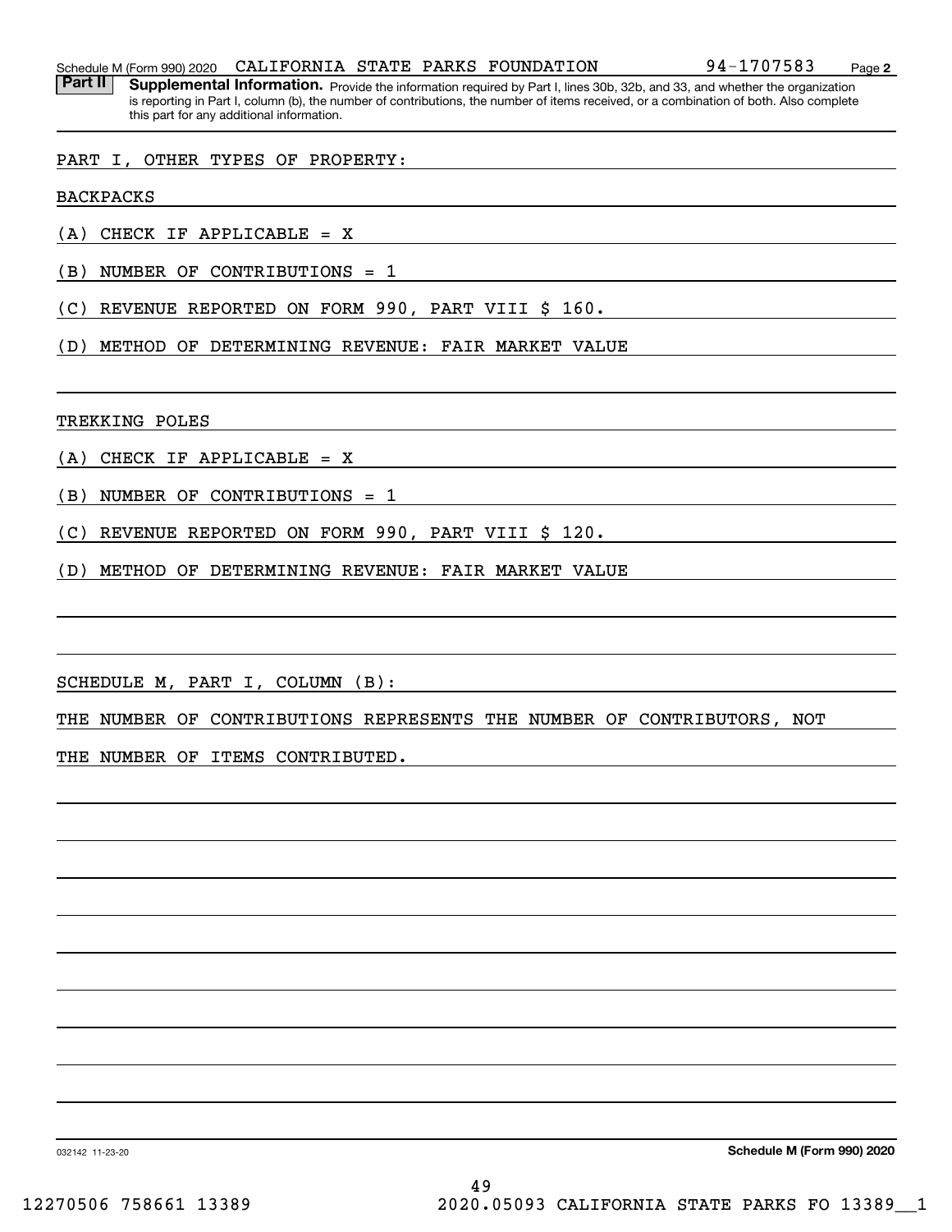Schedule M (Form 990) 2020 CALIFORNIA STATE PARKS FOUNDATION 94-1707583

**Part II Supplemental Information.** Provide the information required by Part I, lines 30b, 32b, and 33, and whether the organization is reporting in Part I, column (b), the number of contributions, the number of items received, or a combination of both. Also complete this part for any additional information.

PART I, OTHER TYPES OF PROPERTY:

BACKPACKS

(A) CHECK IF APPLICABLE = X

(B) NUMBER OF CONTRIBUTIONS = 1

(C) REVENUE REPORTED ON FORM 990, PART VIII $ 160.

(D) METHOD OF DETERMINING REVENUE: FAIR MARKET VALUE

TREKKING POLES

(A) CHECK IF APPLICABLE = X

(B) NUMBER OF CONTRIBUTIONS = 1

(C) REVENUE REPORTED ON FORM 990, PART VIII $ 120.

(D) METHOD OF DETERMINING REVENUE: FAIR MARKET VALUE

SCHEDULE M, PART I, COLUMN (B):

THE NUMBER OF CONTRIBUTIONS REPRESENTS THE NUMBER OF CONTRIBUTORS, NOT THE NUMBER OF ITEMS CONTRIBUTED.

032142 11-23-20

**Schedule M (Form 990) 2020**

12270506 758661 13389 2020.05093 CALIFORNIA STATE PARKS FO 13389__1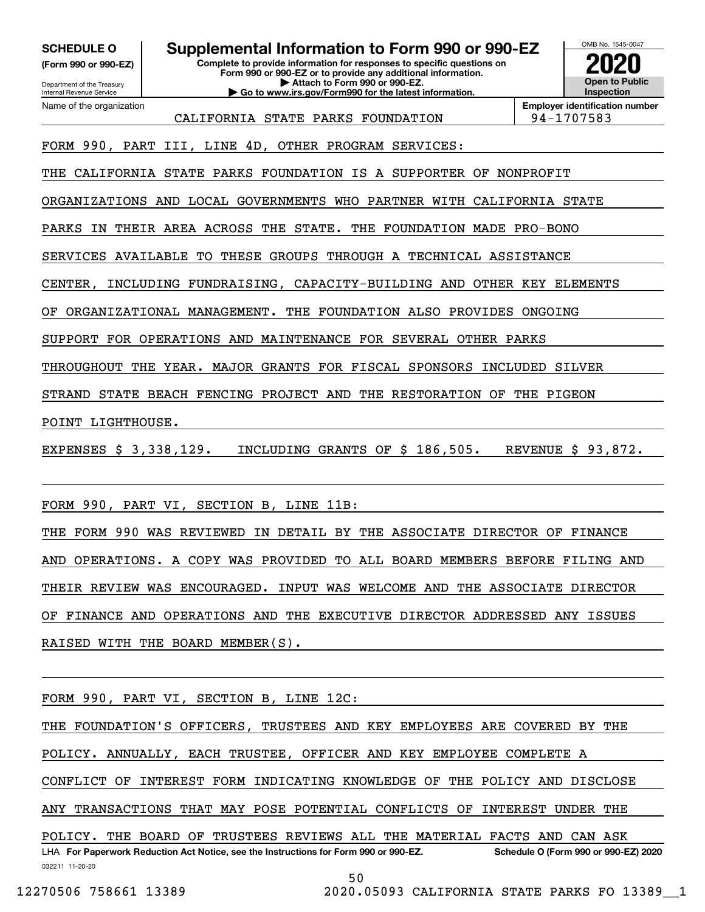**SCHEDULE O**
**(Form 990 or 990-EZ)**

Department of the Treasury
Internal Revenue Service

# Supplemental Information to Form 990 or 990-EZ

**Complete to provide information for responses to specific questions on Form 990 or 990-EZ or to provide any additional information.**
**▶ Attach to Form 990 or 990-EZ.**
**▶ Go to www.irs.gov/Form990 for the latest information.**

OMB No. 1545-0047
**2020**
**Open to Public Inspection**

Name of the organization: CALIFORNIA STATE PARKS FOUNDATION
**Employer identification number:** 94-1707583

FORM 990, PART III, LINE 4D, OTHER PROGRAM SERVICES:

THE CALIFORNIA STATE PARKS FOUNDATION IS A SUPPORTER OF NONPROFIT ORGANIZATIONS AND LOCAL GOVERNMENTS WHO PARTNER WITH CALIFORNIA STATE PARKS IN THEIR AREA ACROSS THE STATE. THE FOUNDATION MADE PRO-BONO SERVICES AVAILABLE TO THESE GROUPS THROUGH A TECHNICAL ASSISTANCE CENTER, INCLUDING FUNDRAISING, CAPACITY-BUILDING AND OTHER KEY ELEMENTS OF ORGANIZATIONAL MANAGEMENT. THE FOUNDATION ALSO PROVIDES ONGOING SUPPORT FOR OPERATIONS AND MAINTENANCE FOR SEVERAL OTHER PARKS THROUGHOUT THE YEAR. MAJOR GRANTS FOR FISCAL SPONSORS INCLUDED SILVER STRAND STATE BEACH FENCING PROJECT AND THE RESTORATION OF THE PIGEON POINT LIGHTHOUSE.

EXPENSES $ 3,338,129. INCLUDING GRANTS OF $ 186,505. REVENUE $ 93,872.

FORM 990, PART VI, SECTION B, LINE 11B:

THE FORM 990 WAS REVIEWED IN DETAIL BY THE ASSOCIATE DIRECTOR OF FINANCE AND OPERATIONS. A COPY WAS PROVIDED TO ALL BOARD MEMBERS BEFORE FILING AND THEIR REVIEW WAS ENCOURAGED. INPUT WAS WELCOME AND THE ASSOCIATE DIRECTOR OF FINANCE AND OPERATIONS AND THE EXECUTIVE DIRECTOR ADDRESSED ANY ISSUES RAISED WITH THE BOARD MEMBER(S).

FORM 990, PART VI, SECTION B, LINE 12C:

THE FOUNDATION'S OFFICERS, TRUSTEES AND KEY EMPLOYEES ARE COVERED BY THE POLICY. ANNUALLY, EACH TRUSTEE, OFFICER AND KEY EMPLOYEE COMPLETE A CONFLICT OF INTEREST FORM INDICATING KNOWLEDGE OF THE POLICY AND DISCLOSE ANY TRANSACTIONS THAT MAY POSE POTENTIAL CONFLICTS OF INTEREST UNDER THE POLICY. THE BOARD OF TRUSTEES REVIEWS ALL THE MATERIAL FACTS AND CAN ASK

LHA **For Paperwork Reduction Act Notice, see the Instructions for Form 990 or 990-EZ.** **Schedule O (Form 990 or 990-EZ) 2020**
032211 11-20-20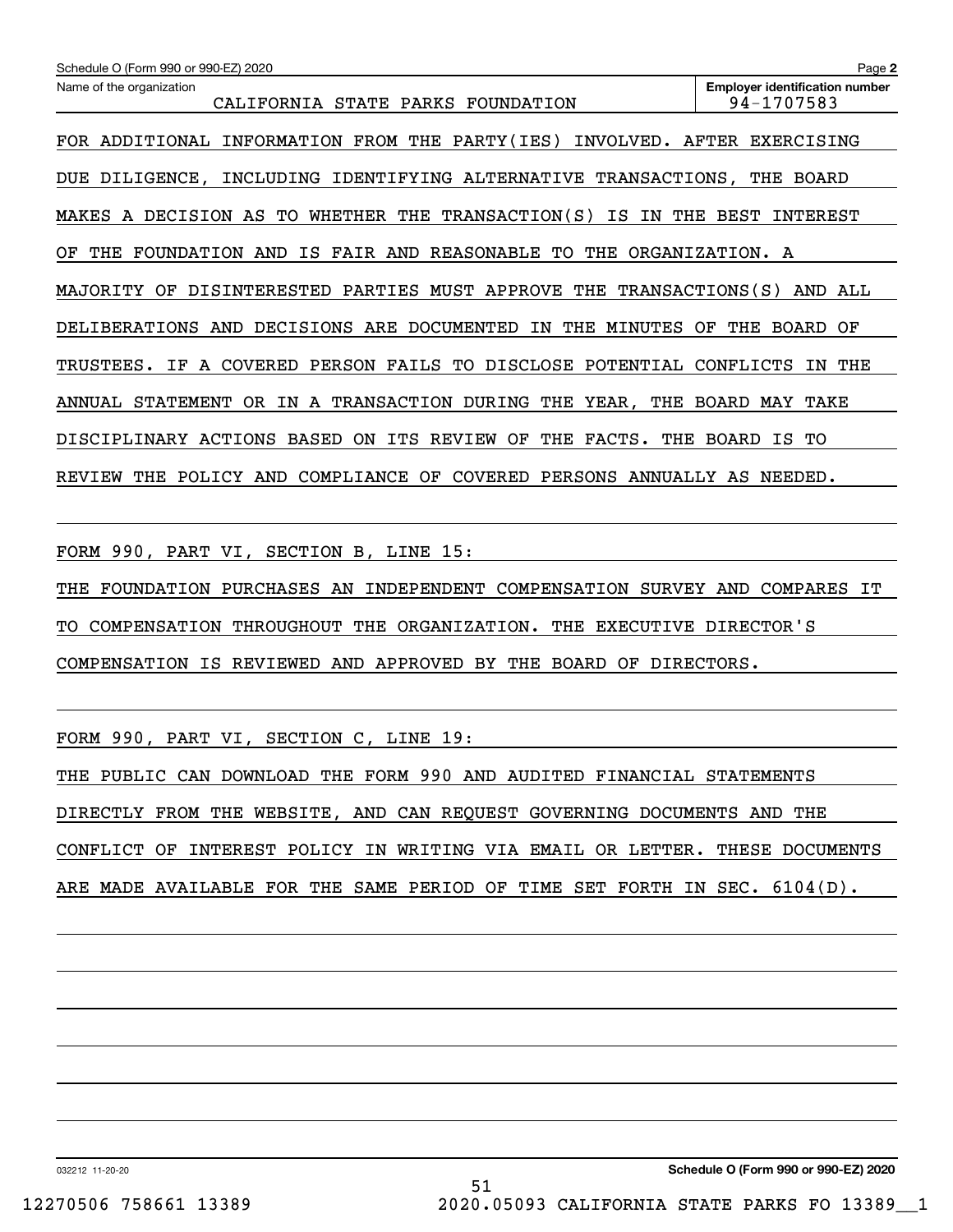Schedule O (Form 990 or 990-EZ) 2020 Page **2**

Name of the organization: CALIFORNIA STATE PARKS FOUNDATION

**Employer identification number:** 94-1707583

FOR ADDITIONAL INFORMATION FROM THE PARTY(IES) INVOLVED. AFTER EXERCISING DUE DILIGENCE, INCLUDING IDENTIFYING ALTERNATIVE TRANSACTIONS, THE BOARD MAKES A DECISION AS TO WHETHER THE TRANSACTION(S) IS IN THE BEST INTEREST OF THE FOUNDATION AND IS FAIR AND REASONABLE TO THE ORGANIZATION. A MAJORITY OF DISINTERESTED PARTIES MUST APPROVE THE TRANSACTIONS(S) AND ALL DELIBERATIONS AND DECISIONS ARE DOCUMENTED IN THE MINUTES OF THE BOARD OF TRUSTEES. IF A COVERED PERSON FAILS TO DISCLOSE POTENTIAL CONFLICTS IN THE ANNUAL STATEMENT OR IN A TRANSACTION DURING THE YEAR, THE BOARD MAY TAKE DISCIPLINARY ACTIONS BASED ON ITS REVIEW OF THE FACTS. THE BOARD IS TO REVIEW THE POLICY AND COMPLIANCE OF COVERED PERSONS ANNUALLY AS NEEDED.

FORM 990, PART VI, SECTION B, LINE 15:

THE FOUNDATION PURCHASES AN INDEPENDENT COMPENSATION SURVEY AND COMPARES IT TO COMPENSATION THROUGHOUT THE ORGANIZATION. THE EXECUTIVE DIRECTOR'S COMPENSATION IS REVIEWED AND APPROVED BY THE BOARD OF DIRECTORS.

FORM 990, PART VI, SECTION C, LINE 19:

THE PUBLIC CAN DOWNLOAD THE FORM 990 AND AUDITED FINANCIAL STATEMENTS DIRECTLY FROM THE WEBSITE, AND CAN REQUEST GOVERNING DOCUMENTS AND THE CONFLICT OF INTEREST POLICY IN WRITING VIA EMAIL OR LETTER. THESE DOCUMENTS ARE MADE AVAILABLE FOR THE SAME PERIOD OF TIME SET FORTH IN SEC. 6104(D).

032212 11-20-20 **Schedule O (Form 990 or 990-EZ) 2020**

12270506 758661 13389 2020.05093 CALIFORNIA STATE PARKS FO 13389__1